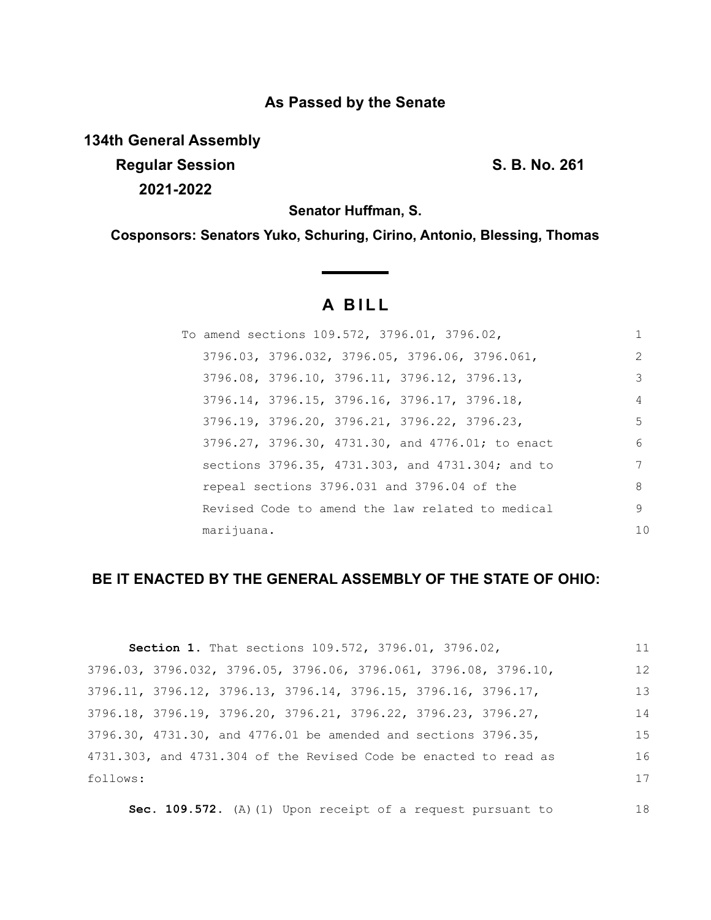**As Passed by the Senate**

**134th General Assembly**
**Regular Session**
**2021-2022**

**S. B. No. 261**

**Senator Huffman, S.**

**Cosponsors: Senators Yuko, Schuring, Cirino, Antonio, Blessing, Thomas**

# A BILL

To amend sections 109.572, 3796.01, 3796.02, 3796.03, 3796.032, 3796.05, 3796.06, 3796.061, 3796.08, 3796.10, 3796.11, 3796.12, 3796.13, 3796.14, 3796.15, 3796.16, 3796.17, 3796.18, 3796.19, 3796.20, 3796.21, 3796.22, 3796.23, 3796.27, 3796.30, 4731.30, and 4776.01; to enact sections 3796.35, 4731.303, and 4731.304; and to repeal sections 3796.031 and 3796.04 of the Revised Code to amend the law related to medical marijuana.

## BE IT ENACTED BY THE GENERAL ASSEMBLY OF THE STATE OF OHIO:

**Section 1.** That sections 109.572, 3796.01, 3796.02, 3796.03, 3796.032, 3796.05, 3796.06, 3796.061, 3796.08, 3796.10, 3796.11, 3796.12, 3796.13, 3796.14, 3796.15, 3796.16, 3796.17, 3796.18, 3796.19, 3796.20, 3796.21, 3796.22, 3796.23, 3796.27, 3796.30, 4731.30, and 4776.01 be amended and sections 3796.35, 4731.303, and 4731.304 of the Revised Code be enacted to read as follows:

**Sec. 109.572.** (A)(1) Upon receipt of a request pursuant to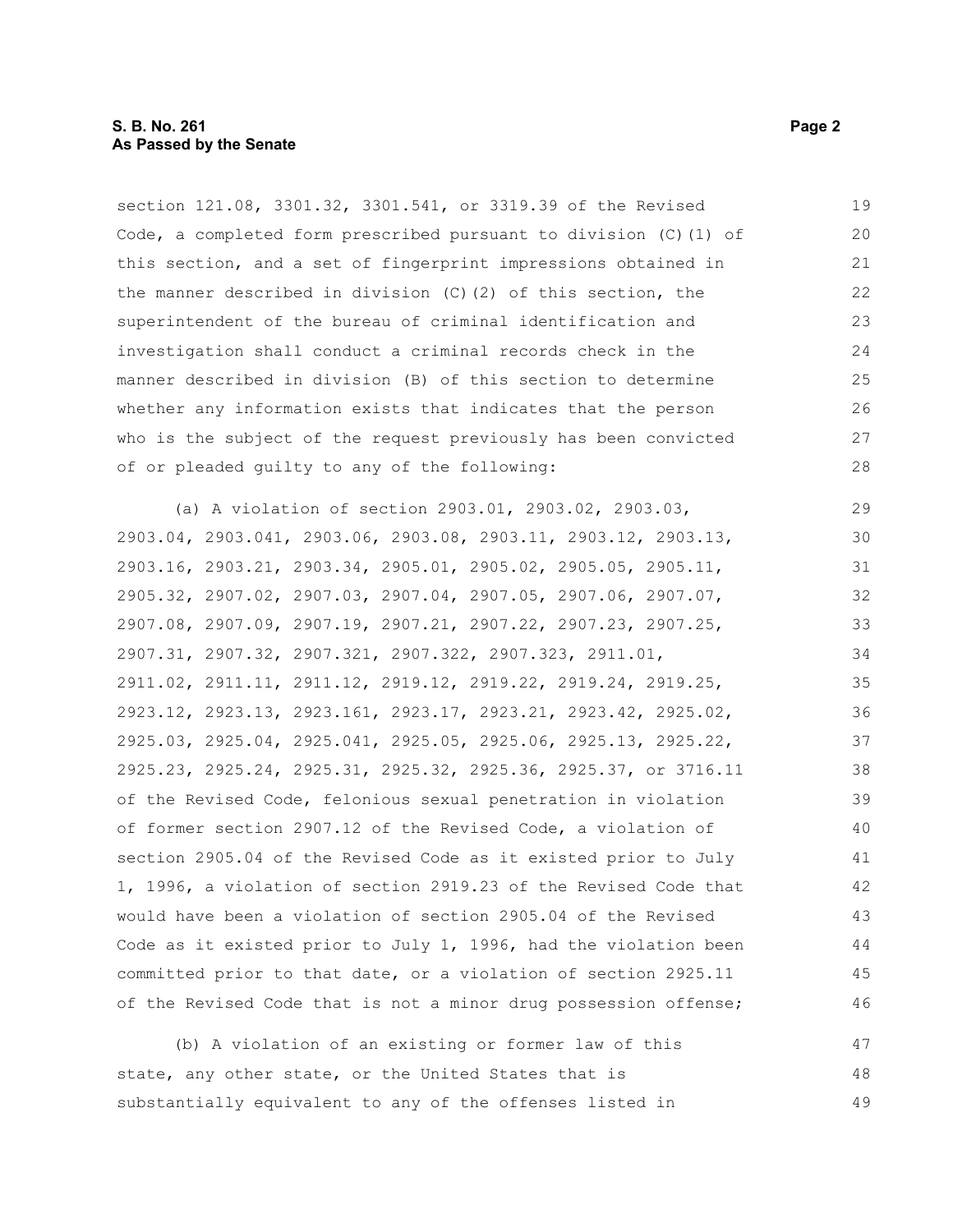section 121.08, 3301.32, 3301.541, or 3319.39 of the Revised Code, a completed form prescribed pursuant to division (C)(1) of this section, and a set of fingerprint impressions obtained in the manner described in division (C)(2) of this section, the superintendent of the bureau of criminal identification and investigation shall conduct a criminal records check in the manner described in division (B) of this section to determine whether any information exists that indicates that the person who is the subject of the request previously has been convicted of or pleaded guilty to any of the following:

(a) A violation of section 2903.01, 2903.02, 2903.03, 2903.04, 2903.041, 2903.06, 2903.08, 2903.11, 2903.12, 2903.13, 2903.16, 2903.21, 2903.34, 2905.01, 2905.02, 2905.05, 2905.11, 2905.32, 2907.02, 2907.03, 2907.04, 2907.05, 2907.06, 2907.07, 2907.08, 2907.09, 2907.19, 2907.21, 2907.22, 2907.23, 2907.25, 2907.31, 2907.32, 2907.321, 2907.322, 2907.323, 2911.01, 2911.02, 2911.11, 2911.12, 2919.12, 2919.22, 2919.24, 2919.25, 2923.12, 2923.13, 2923.161, 2923.17, 2923.21, 2923.42, 2925.02, 2925.03, 2925.04, 2925.041, 2925.05, 2925.06, 2925.13, 2925.22, 2925.23, 2925.24, 2925.31, 2925.32, 2925.36, 2925.37, or 3716.11 of the Revised Code, felonious sexual penetration in violation of former section 2907.12 of the Revised Code, a violation of section 2905.04 of the Revised Code as it existed prior to July 1, 1996, a violation of section 2919.23 of the Revised Code that would have been a violation of section 2905.04 of the Revised Code as it existed prior to July 1, 1996, had the violation been committed prior to that date, or a violation of section 2925.11 of the Revised Code that is not a minor drug possession offense;

(b) A violation of an existing or former law of this state, any other state, or the United States that is substantially equivalent to any of the offenses listed in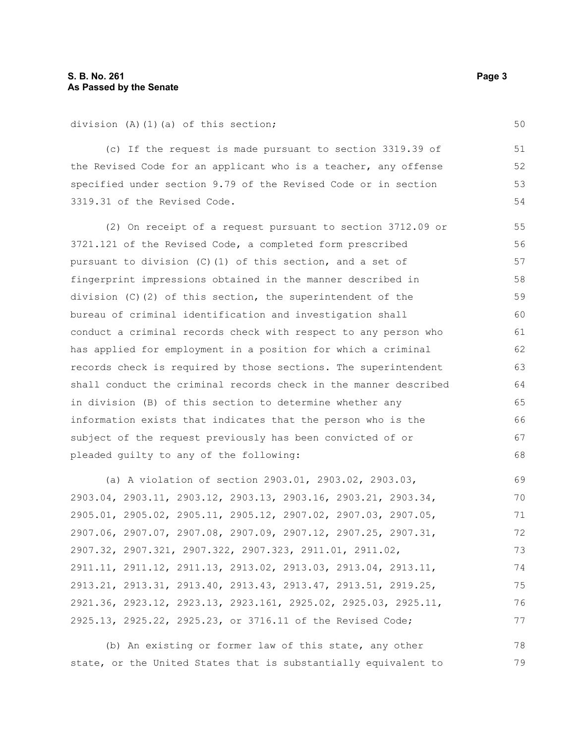division (A)(1)(a) of this section;

(c) If the request is made pursuant to section 3319.39 of the Revised Code for an applicant who is a teacher, any offense specified under section 9.79 of the Revised Code or in section 3319.31 of the Revised Code.

(2) On receipt of a request pursuant to section 3712.09 or 3721.121 of the Revised Code, a completed form prescribed pursuant to division (C)(1) of this section, and a set of fingerprint impressions obtained in the manner described in division (C)(2) of this section, the superintendent of the bureau of criminal identification and investigation shall conduct a criminal records check with respect to any person who has applied for employment in a position for which a criminal records check is required by those sections. The superintendent shall conduct the criminal records check in the manner described in division (B) of this section to determine whether any information exists that indicates that the person who is the subject of the request previously has been convicted of or pleaded guilty to any of the following:

(a) A violation of section 2903.01, 2903.02, 2903.03, 2903.04, 2903.11, 2903.12, 2903.13, 2903.16, 2903.21, 2903.34, 2905.01, 2905.02, 2905.11, 2905.12, 2907.02, 2907.03, 2907.05, 2907.06, 2907.07, 2907.08, 2907.09, 2907.12, 2907.25, 2907.31, 2907.32, 2907.321, 2907.322, 2907.323, 2911.01, 2911.02, 2911.11, 2911.12, 2911.13, 2913.02, 2913.03, 2913.04, 2913.11, 2913.21, 2913.31, 2913.40, 2913.43, 2913.47, 2913.51, 2919.25, 2921.36, 2923.12, 2923.13, 2923.161, 2925.02, 2925.03, 2925.11, 2925.13, 2925.22, 2925.23, or 3716.11 of the Revised Code;

(b) An existing or former law of this state, any other state, or the United States that is substantially equivalent to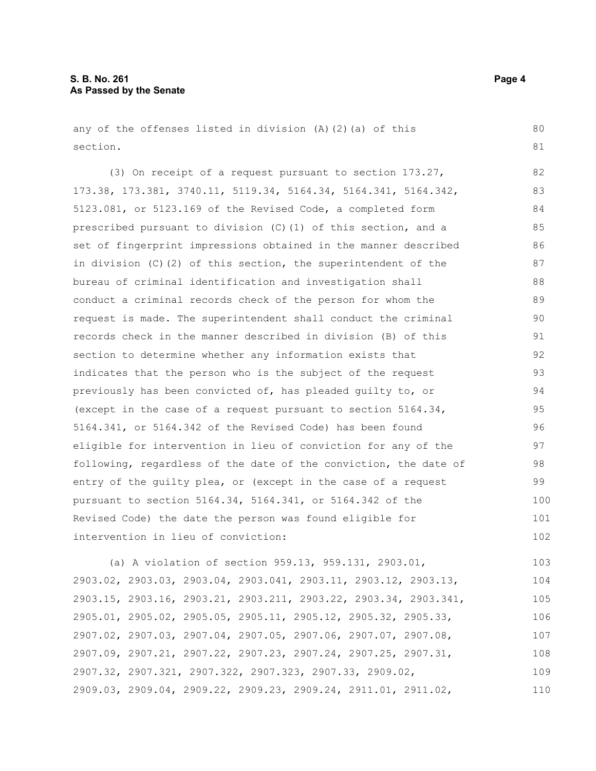any of the offenses listed in division (A)(2)(a) of this section.

(3) On receipt of a request pursuant to section 173.27, 173.38, 173.381, 3740.11, 5119.34, 5164.34, 5164.341, 5164.342, 5123.081, or 5123.169 of the Revised Code, a completed form prescribed pursuant to division (C)(1) of this section, and a set of fingerprint impressions obtained in the manner described in division (C)(2) of this section, the superintendent of the bureau of criminal identification and investigation shall conduct a criminal records check of the person for whom the request is made. The superintendent shall conduct the criminal records check in the manner described in division (B) of this section to determine whether any information exists that indicates that the person who is the subject of the request previously has been convicted of, has pleaded guilty to, or (except in the case of a request pursuant to section 5164.34, 5164.341, or 5164.342 of the Revised Code) has been found eligible for intervention in lieu of conviction for any of the following, regardless of the date of the conviction, the date of entry of the guilty plea, or (except in the case of a request pursuant to section 5164.34, 5164.341, or 5164.342 of the Revised Code) the date the person was found eligible for intervention in lieu of conviction:

(a) A violation of section 959.13, 959.131, 2903.01, 2903.02, 2903.03, 2903.04, 2903.041, 2903.11, 2903.12, 2903.13, 2903.15, 2903.16, 2903.21, 2903.211, 2903.22, 2903.34, 2903.341, 2905.01, 2905.02, 2905.05, 2905.11, 2905.12, 2905.32, 2905.33, 2907.02, 2907.03, 2907.04, 2907.05, 2907.06, 2907.07, 2907.08, 2907.09, 2907.21, 2907.22, 2907.23, 2907.24, 2907.25, 2907.31, 2907.32, 2907.321, 2907.322, 2907.323, 2907.33, 2909.02, 2909.03, 2909.04, 2909.22, 2909.23, 2909.24, 2911.01, 2911.02,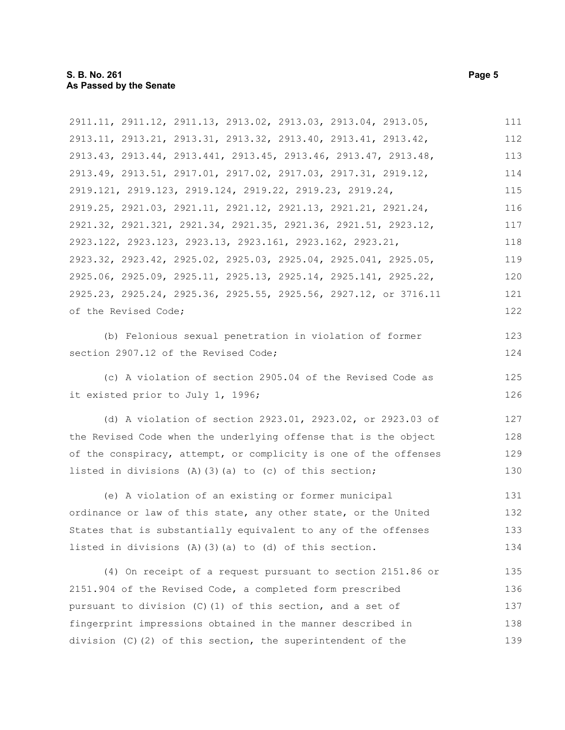2911.11, 2911.12, 2911.13, 2913.02, 2913.03, 2913.04, 2913.05, 2913.11, 2913.21, 2913.31, 2913.32, 2913.40, 2913.41, 2913.42, 2913.43, 2913.44, 2913.441, 2913.45, 2913.46, 2913.47, 2913.48, 2913.49, 2913.51, 2917.01, 2917.02, 2917.03, 2917.31, 2919.12, 2919.121, 2919.123, 2919.124, 2919.22, 2919.23, 2919.24, 2919.25, 2921.03, 2921.11, 2921.12, 2921.13, 2921.21, 2921.24, 2921.32, 2921.321, 2921.34, 2921.35, 2921.36, 2921.51, 2923.12, 2923.122, 2923.123, 2923.13, 2923.161, 2923.162, 2923.21, 2923.32, 2923.42, 2925.02, 2925.03, 2925.04, 2925.041, 2925.05, 2925.06, 2925.09, 2925.11, 2925.13, 2925.14, 2925.141, 2925.22, 2925.23, 2925.24, 2925.36, 2925.55, 2925.56, 2927.12, or 3716.11 of the Revised Code;

(b) Felonious sexual penetration in violation of former section 2907.12 of the Revised Code;

(c) A violation of section 2905.04 of the Revised Code as it existed prior to July 1, 1996;

(d) A violation of section 2923.01, 2923.02, or 2923.03 of the Revised Code when the underlying offense that is the object of the conspiracy, attempt, or complicity is one of the offenses listed in divisions (A)(3)(a) to (c) of this section;

(e) A violation of an existing or former municipal ordinance or law of this state, any other state, or the United States that is substantially equivalent to any of the offenses listed in divisions (A)(3)(a) to (d) of this section.

(4) On receipt of a request pursuant to section 2151.86 or 2151.904 of the Revised Code, a completed form prescribed pursuant to division (C)(1) of this section, and a set of fingerprint impressions obtained in the manner described in division (C)(2) of this section, the superintendent of the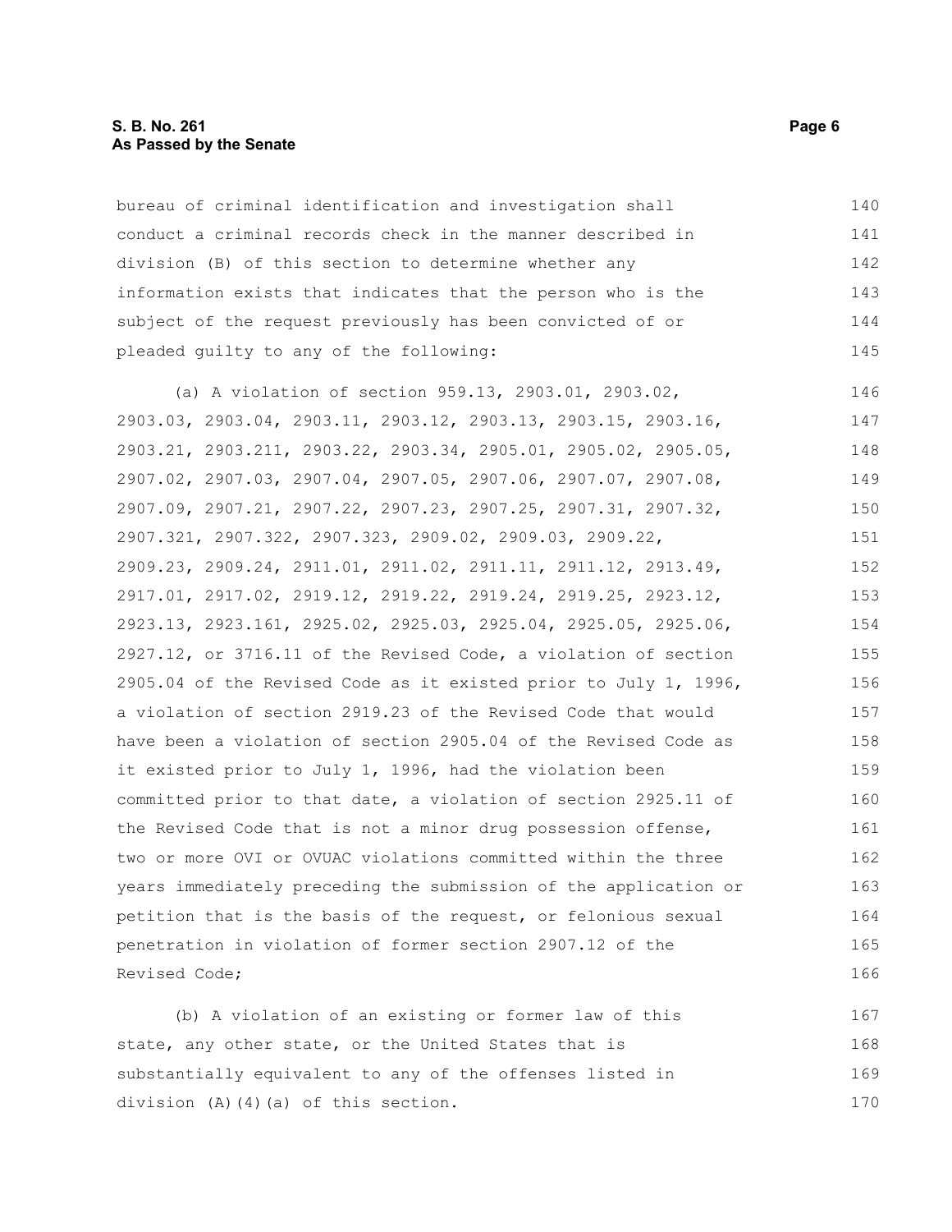bureau of criminal identification and investigation shall conduct a criminal records check in the manner described in division (B) of this section to determine whether any information exists that indicates that the person who is the subject of the request previously has been convicted of or pleaded guilty to any of the following:

(a) A violation of section 959.13, 2903.01, 2903.02, 2903.03, 2903.04, 2903.11, 2903.12, 2903.13, 2903.15, 2903.16, 2903.21, 2903.211, 2903.22, 2903.34, 2905.01, 2905.02, 2905.05, 2907.02, 2907.03, 2907.04, 2907.05, 2907.06, 2907.07, 2907.08, 2907.09, 2907.21, 2907.22, 2907.23, 2907.25, 2907.31, 2907.32, 2907.321, 2907.322, 2907.323, 2909.02, 2909.03, 2909.22, 2909.23, 2909.24, 2911.01, 2911.02, 2911.11, 2911.12, 2913.49, 2917.01, 2917.02, 2919.12, 2919.22, 2919.24, 2919.25, 2923.12, 2923.13, 2923.161, 2925.02, 2925.03, 2925.04, 2925.05, 2925.06, 2927.12, or 3716.11 of the Revised Code, a violation of section 2905.04 of the Revised Code as it existed prior to July 1, 1996, a violation of section 2919.23 of the Revised Code that would have been a violation of section 2905.04 of the Revised Code as it existed prior to July 1, 1996, had the violation been committed prior to that date, a violation of section 2925.11 of the Revised Code that is not a minor drug possession offense, two or more OVI or OVUAC violations committed within the three years immediately preceding the submission of the application or petition that is the basis of the request, or felonious sexual penetration in violation of former section 2907.12 of the Revised Code;

(b) A violation of an existing or former law of this state, any other state, or the United States that is substantially equivalent to any of the offenses listed in division (A)(4)(a) of this section.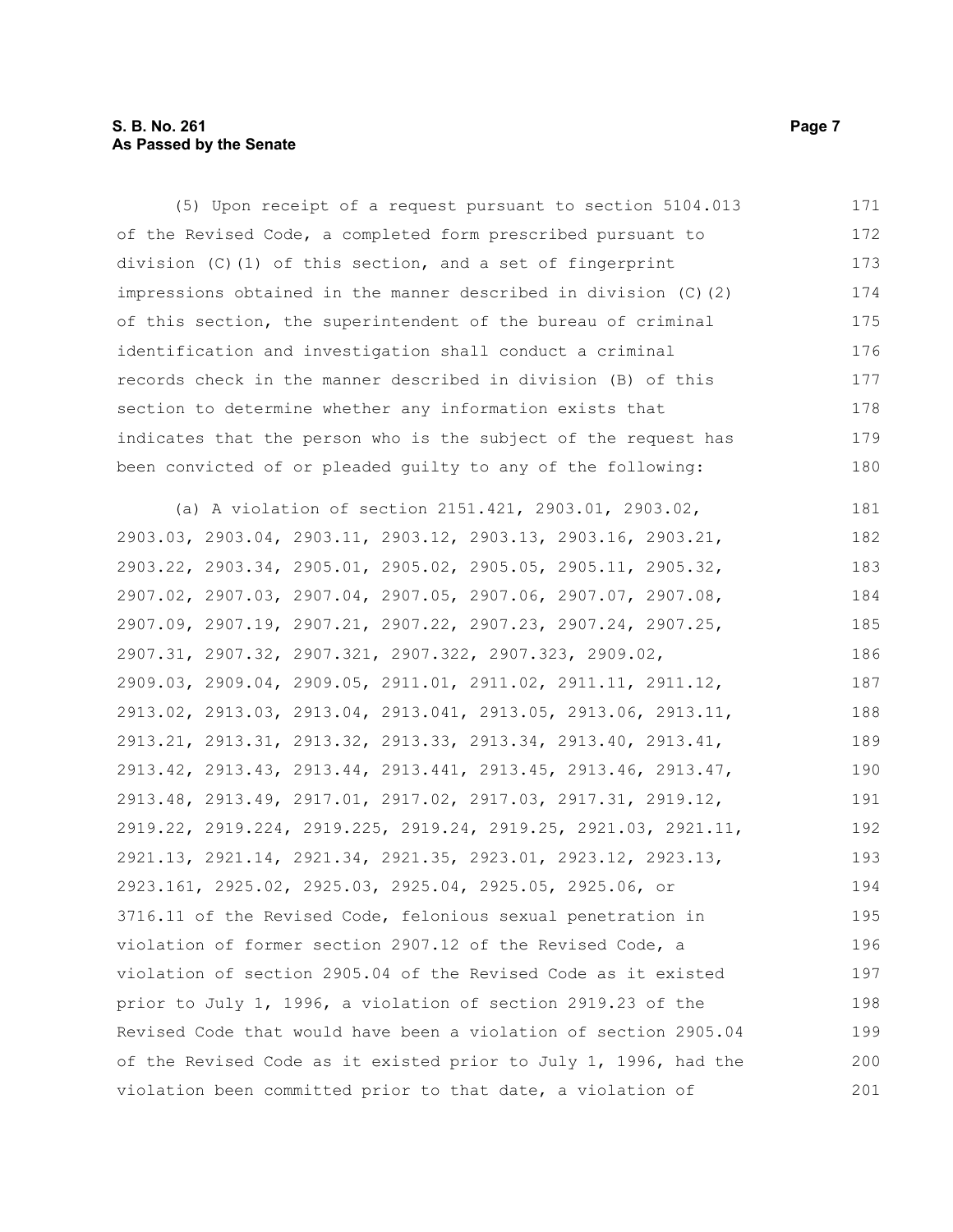(5) Upon receipt of a request pursuant to section 5104.013 of the Revised Code, a completed form prescribed pursuant to division (C)(1) of this section, and a set of fingerprint impressions obtained in the manner described in division (C)(2) of this section, the superintendent of the bureau of criminal identification and investigation shall conduct a criminal records check in the manner described in division (B) of this section to determine whether any information exists that indicates that the person who is the subject of the request has been convicted of or pleaded guilty to any of the following:

(a) A violation of section 2151.421, 2903.01, 2903.02, 2903.03, 2903.04, 2903.11, 2903.12, 2903.13, 2903.16, 2903.21, 2903.22, 2903.34, 2905.01, 2905.02, 2905.05, 2905.11, 2905.32, 2907.02, 2907.03, 2907.04, 2907.05, 2907.06, 2907.07, 2907.08, 2907.09, 2907.19, 2907.21, 2907.22, 2907.23, 2907.24, 2907.25, 2907.31, 2907.32, 2907.321, 2907.322, 2907.323, 2909.02, 2909.03, 2909.04, 2909.05, 2911.01, 2911.02, 2911.11, 2911.12, 2913.02, 2913.03, 2913.04, 2913.041, 2913.05, 2913.06, 2913.11, 2913.21, 2913.31, 2913.32, 2913.33, 2913.34, 2913.40, 2913.41, 2913.42, 2913.43, 2913.44, 2913.441, 2913.45, 2913.46, 2913.47, 2913.48, 2913.49, 2917.01, 2917.02, 2917.03, 2917.31, 2919.12, 2919.22, 2919.224, 2919.225, 2919.24, 2919.25, 2921.03, 2921.11, 2921.13, 2921.14, 2921.34, 2921.35, 2923.01, 2923.12, 2923.13, 2923.161, 2925.02, 2925.03, 2925.04, 2925.05, 2925.06, or 3716.11 of the Revised Code, felonious sexual penetration in violation of former section 2907.12 of the Revised Code, a violation of section 2905.04 of the Revised Code as it existed prior to July 1, 1996, a violation of section 2919.23 of the Revised Code that would have been a violation of section 2905.04 of the Revised Code as it existed prior to July 1, 1996, had the violation been committed prior to that date, a violation of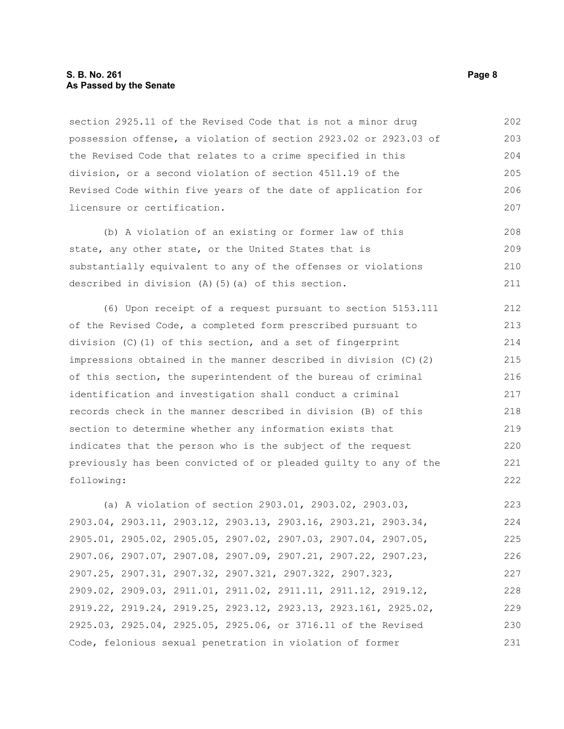section 2925.11 of the Revised Code that is not a minor drug possession offense, a violation of section 2923.02 or 2923.03 of the Revised Code that relates to a crime specified in this division, or a second violation of section 4511.19 of the Revised Code within five years of the date of application for licensure or certification.

(b) A violation of an existing or former law of this state, any other state, or the United States that is substantially equivalent to any of the offenses or violations described in division (A)(5)(a) of this section.

(6) Upon receipt of a request pursuant to section 5153.111 of the Revised Code, a completed form prescribed pursuant to division (C)(1) of this section, and a set of fingerprint impressions obtained in the manner described in division (C)(2) of this section, the superintendent of the bureau of criminal identification and investigation shall conduct a criminal records check in the manner described in division (B) of this section to determine whether any information exists that indicates that the person who is the subject of the request previously has been convicted of or pleaded guilty to any of the following:

(a) A violation of section 2903.01, 2903.02, 2903.03, 2903.04, 2903.11, 2903.12, 2903.13, 2903.16, 2903.21, 2903.34, 2905.01, 2905.02, 2905.05, 2907.02, 2907.03, 2907.04, 2907.05, 2907.06, 2907.07, 2907.08, 2907.09, 2907.21, 2907.22, 2907.23, 2907.25, 2907.31, 2907.32, 2907.321, 2907.322, 2907.323, 2909.02, 2909.03, 2911.01, 2911.02, 2911.11, 2911.12, 2919.12, 2919.22, 2919.24, 2919.25, 2923.12, 2923.13, 2923.161, 2925.02, 2925.03, 2925.04, 2925.05, 2925.06, or 3716.11 of the Revised Code, felonious sexual penetration in violation of former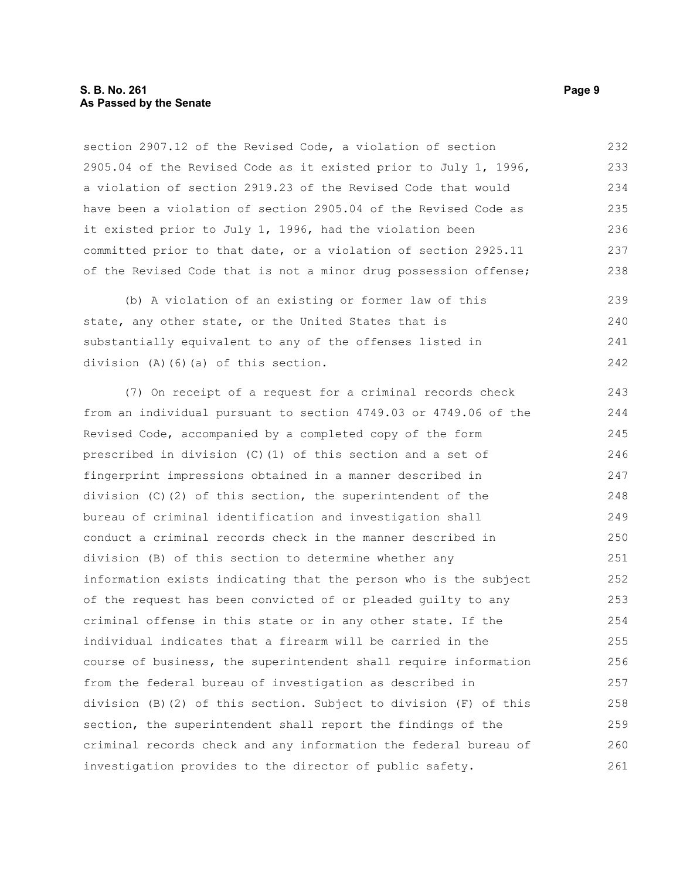section 2907.12 of the Revised Code, a violation of section 2905.04 of the Revised Code as it existed prior to July 1, 1996, a violation of section 2919.23 of the Revised Code that would have been a violation of section 2905.04 of the Revised Code as it existed prior to July 1, 1996, had the violation been committed prior to that date, or a violation of section 2925.11 of the Revised Code that is not a minor drug possession offense;

(b) A violation of an existing or former law of this state, any other state, or the United States that is substantially equivalent to any of the offenses listed in division (A)(6)(a) of this section.

(7) On receipt of a request for a criminal records check from an individual pursuant to section 4749.03 or 4749.06 of the Revised Code, accompanied by a completed copy of the form prescribed in division (C)(1) of this section and a set of fingerprint impressions obtained in a manner described in division (C)(2) of this section, the superintendent of the bureau of criminal identification and investigation shall conduct a criminal records check in the manner described in division (B) of this section to determine whether any information exists indicating that the person who is the subject of the request has been convicted of or pleaded guilty to any criminal offense in this state or in any other state. If the individual indicates that a firearm will be carried in the course of business, the superintendent shall require information from the federal bureau of investigation as described in division (B)(2) of this section. Subject to division (F) of this section, the superintendent shall report the findings of the criminal records check and any information the federal bureau of investigation provides to the director of public safety.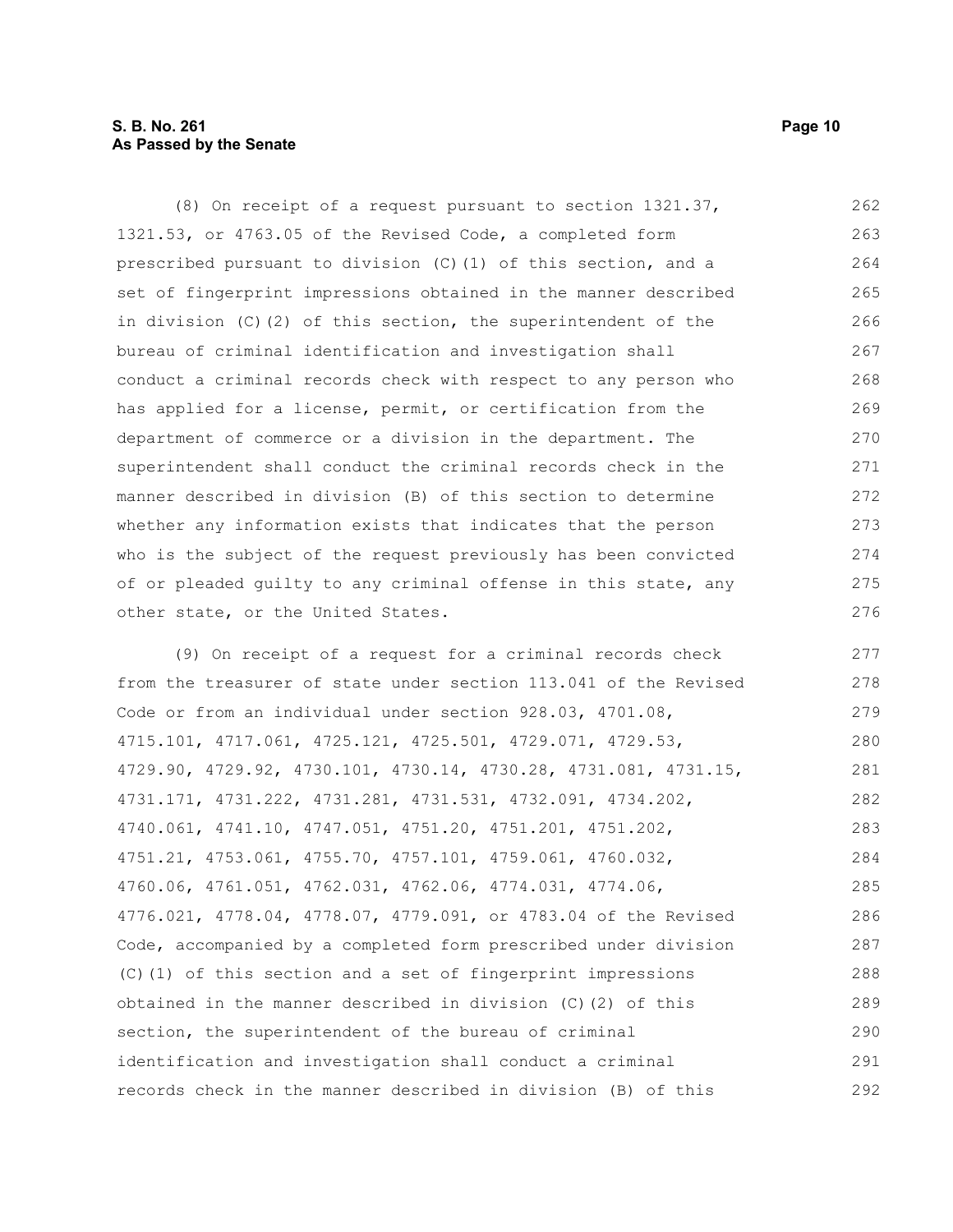(8) On receipt of a request pursuant to section 1321.37, 1321.53, or 4763.05 of the Revised Code, a completed form prescribed pursuant to division (C)(1) of this section, and a set of fingerprint impressions obtained in the manner described in division (C)(2) of this section, the superintendent of the bureau of criminal identification and investigation shall conduct a criminal records check with respect to any person who has applied for a license, permit, or certification from the department of commerce or a division in the department. The superintendent shall conduct the criminal records check in the manner described in division (B) of this section to determine whether any information exists that indicates that the person who is the subject of the request previously has been convicted of or pleaded guilty to any criminal offense in this state, any other state, or the United States.

(9) On receipt of a request for a criminal records check from the treasurer of state under section 113.041 of the Revised Code or from an individual under section 928.03, 4701.08, 4715.101, 4717.061, 4725.121, 4725.501, 4729.071, 4729.53, 4729.90, 4729.92, 4730.101, 4730.14, 4730.28, 4731.081, 4731.15, 4731.171, 4731.222, 4731.281, 4731.531, 4732.091, 4734.202, 4740.061, 4741.10, 4747.051, 4751.20, 4751.201, 4751.202, 4751.21, 4753.061, 4755.70, 4757.101, 4759.061, 4760.032, 4760.06, 4761.051, 4762.031, 4762.06, 4774.031, 4774.06, 4776.021, 4778.04, 4778.07, 4779.091, or 4783.04 of the Revised Code, accompanied by a completed form prescribed under division (C)(1) of this section and a set of fingerprint impressions obtained in the manner described in division (C)(2) of this section, the superintendent of the bureau of criminal identification and investigation shall conduct a criminal records check in the manner described in division (B) of this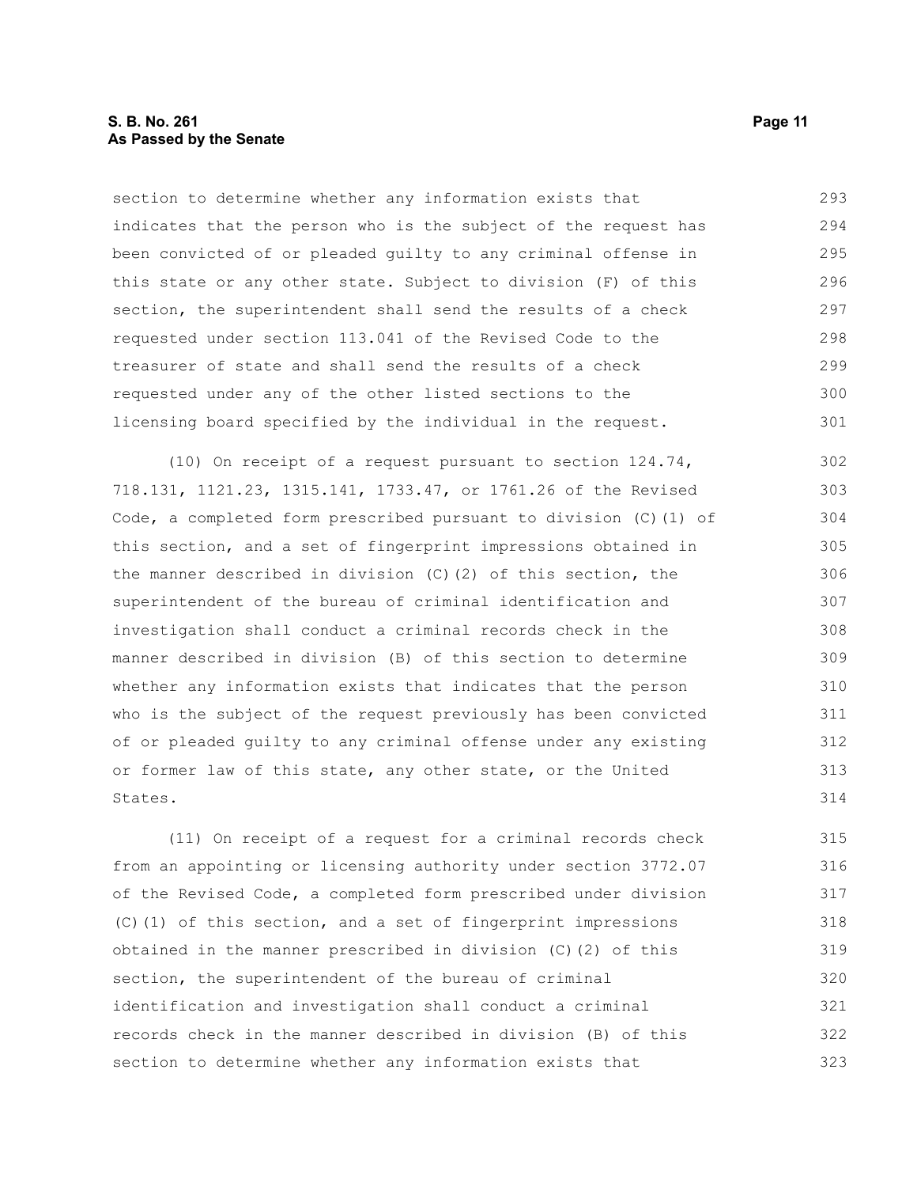section to determine whether any information exists that indicates that the person who is the subject of the request has been convicted of or pleaded guilty to any criminal offense in this state or any other state. Subject to division (F) of this section, the superintendent shall send the results of a check requested under section 113.041 of the Revised Code to the treasurer of state and shall send the results of a check requested under any of the other listed sections to the licensing board specified by the individual in the request.

(10) On receipt of a request pursuant to section 124.74, 718.131, 1121.23, 1315.141, 1733.47, or 1761.26 of the Revised Code, a completed form prescribed pursuant to division (C)(1) of this section, and a set of fingerprint impressions obtained in the manner described in division (C)(2) of this section, the superintendent of the bureau of criminal identification and investigation shall conduct a criminal records check in the manner described in division (B) of this section to determine whether any information exists that indicates that the person who is the subject of the request previously has been convicted of or pleaded guilty to any criminal offense under any existing or former law of this state, any other state, or the United States.

(11) On receipt of a request for a criminal records check from an appointing or licensing authority under section 3772.07 of the Revised Code, a completed form prescribed under division (C)(1) of this section, and a set of fingerprint impressions obtained in the manner prescribed in division (C)(2) of this section, the superintendent of the bureau of criminal identification and investigation shall conduct a criminal records check in the manner described in division (B) of this section to determine whether any information exists that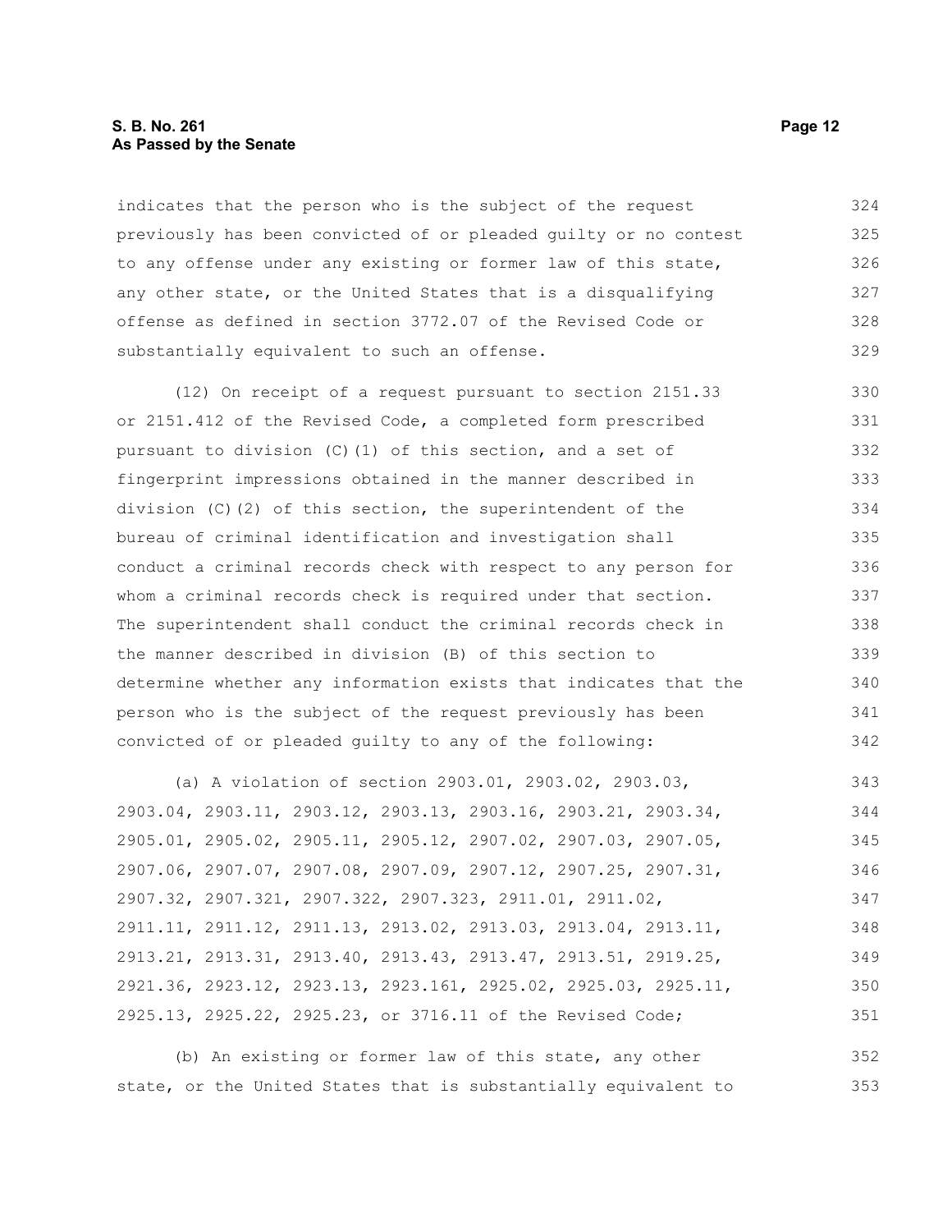indicates that the person who is the subject of the request previously has been convicted of or pleaded guilty or no contest to any offense under any existing or former law of this state, any other state, or the United States that is a disqualifying offense as defined in section 3772.07 of the Revised Code or substantially equivalent to such an offense.

(12) On receipt of a request pursuant to section 2151.33 or 2151.412 of the Revised Code, a completed form prescribed pursuant to division (C)(1) of this section, and a set of fingerprint impressions obtained in the manner described in division (C)(2) of this section, the superintendent of the bureau of criminal identification and investigation shall conduct a criminal records check with respect to any person for whom a criminal records check is required under that section. The superintendent shall conduct the criminal records check in the manner described in division (B) of this section to determine whether any information exists that indicates that the person who is the subject of the request previously has been convicted of or pleaded guilty to any of the following:

(a) A violation of section 2903.01, 2903.02, 2903.03, 2903.04, 2903.11, 2903.12, 2903.13, 2903.16, 2903.21, 2903.34, 2905.01, 2905.02, 2905.11, 2905.12, 2907.02, 2907.03, 2907.05, 2907.06, 2907.07, 2907.08, 2907.09, 2907.12, 2907.25, 2907.31, 2907.32, 2907.321, 2907.322, 2907.323, 2911.01, 2911.02, 2911.11, 2911.12, 2911.13, 2913.02, 2913.03, 2913.04, 2913.11, 2913.21, 2913.31, 2913.40, 2913.43, 2913.47, 2913.51, 2919.25, 2921.36, 2923.12, 2923.13, 2923.161, 2925.02, 2925.03, 2925.11, 2925.13, 2925.22, 2925.23, or 3716.11 of the Revised Code;

(b) An existing or former law of this state, any other state, or the United States that is substantially equivalent to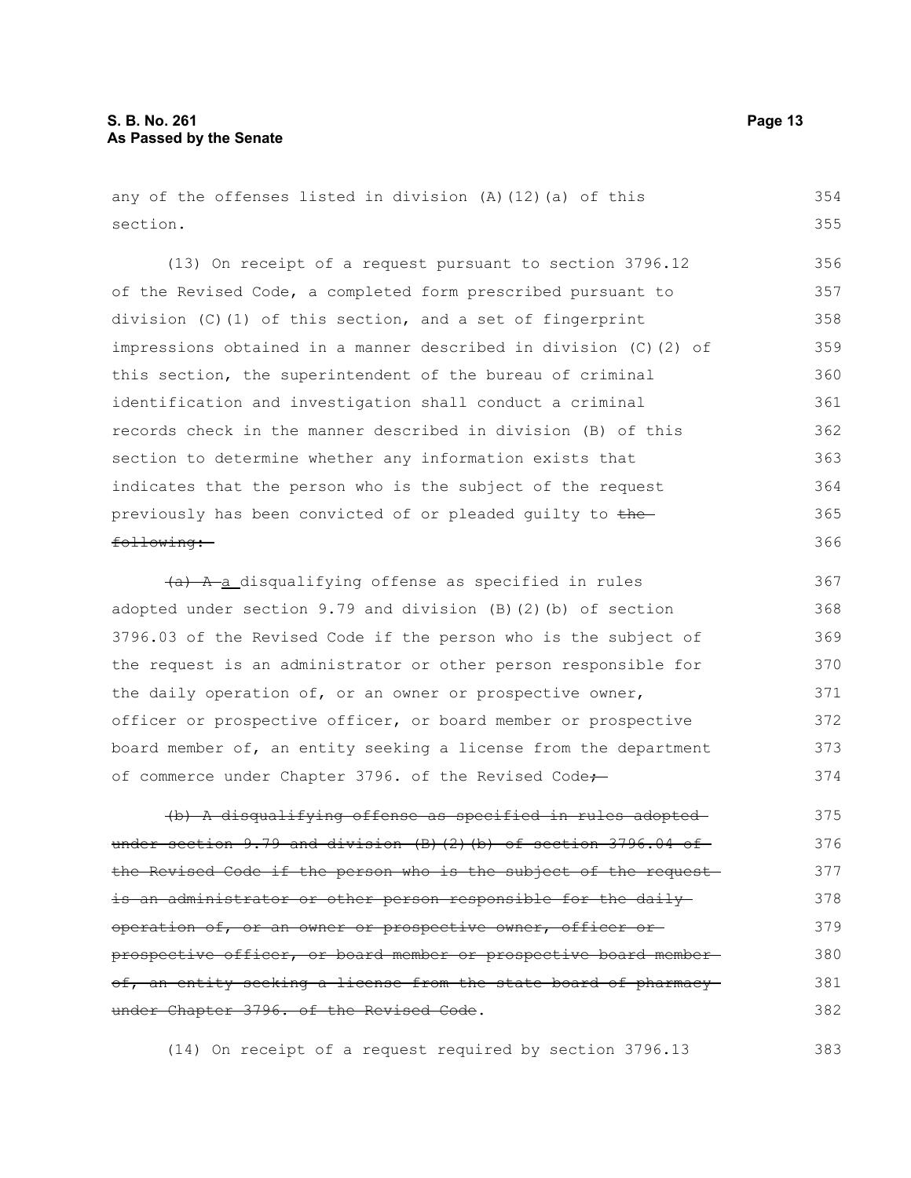any of the offenses listed in division (A)(12)(a) of this section.

(13) On receipt of a request pursuant to section 3796.12 of the Revised Code, a completed form prescribed pursuant to division (C)(1) of this section, and a set of fingerprint impressions obtained in a manner described in division (C)(2) of this section, the superintendent of the bureau of criminal identification and investigation shall conduct a criminal records check in the manner described in division (B) of this section to determine whether any information exists that indicates that the person who is the subject of the request previously has been convicted of or pleaded guilty to ~~the following:~~

~~(a) A~~ a disqualifying offense as specified in rules adopted under section 9.79 and division (B)(2)(b) of section 3796.03 of the Revised Code if the person who is the subject of the request is an administrator or other person responsible for the daily operation of, or an owner or prospective owner, officer or prospective officer, or board member or prospective board member of, an entity seeking a license from the department of commerce under Chapter 3796. of the Revised Code~~;~~

~~(b) A disqualifying offense as specified in rules adopted under section 9.79 and division (B)(2)(b) of section 3796.04 of the Revised Code if the person who is the subject of the request is an administrator or other person responsible for the daily operation of, or an owner or prospective owner, officer or prospective officer, or board member or prospective board member of, an entity seeking a license from the state board of pharmacy under Chapter 3796. of the Revised Code~~.

(14) On receipt of a request required by section 3796.13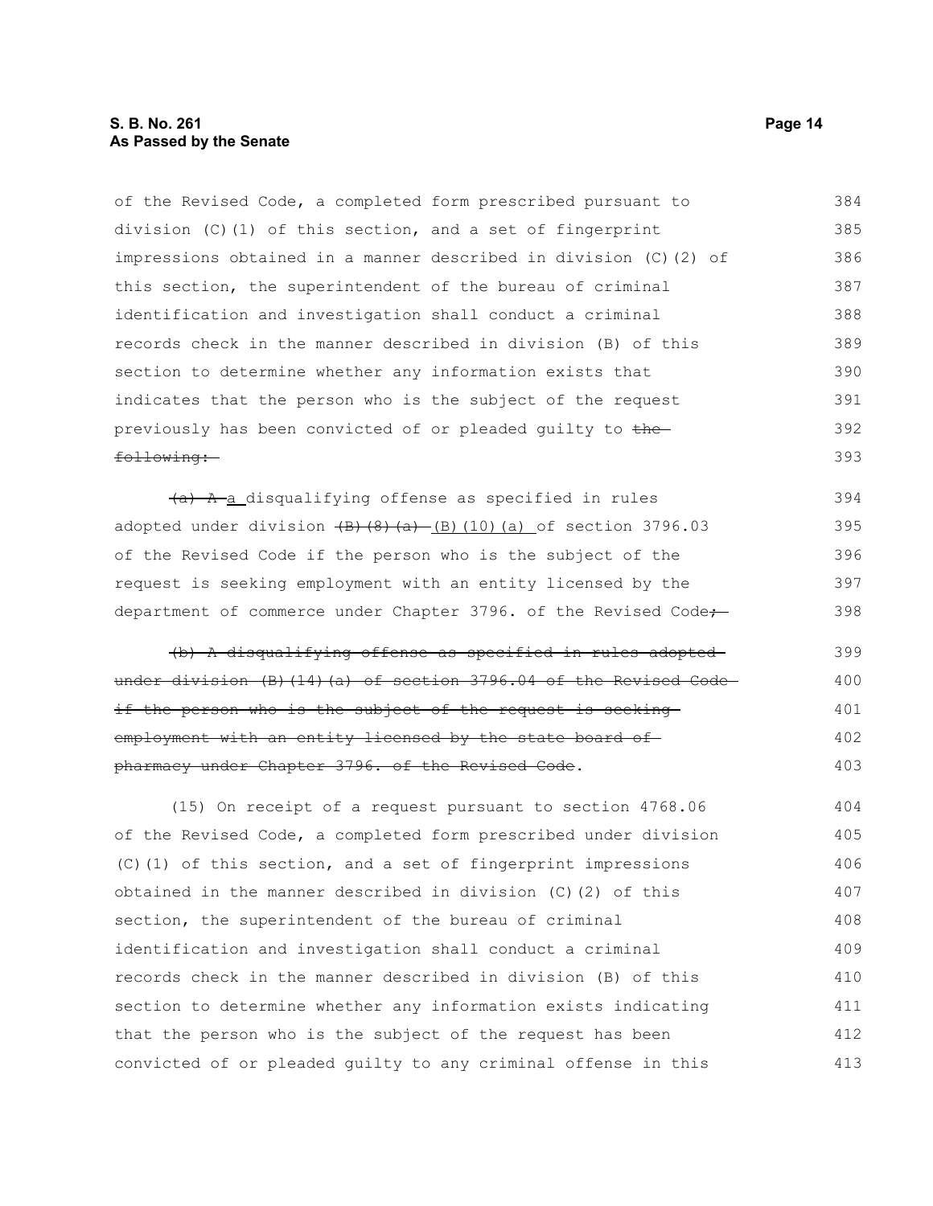of the Revised Code, a completed form prescribed pursuant to division (C)(1) of this section, and a set of fingerprint impressions obtained in a manner described in division (C)(2) of this section, the superintendent of the bureau of criminal identification and investigation shall conduct a criminal records check in the manner described in division (B) of this section to determine whether any information exists that indicates that the person who is the subject of the request previously has been convicted of or pleaded guilty to ~~the following:~~

~~(a) A~~ a disqualifying offense as specified in rules adopted under division ~~(B)(8)(a)~~ (B)(10)(a) of section 3796.03 of the Revised Code if the person who is the subject of the request is seeking employment with an entity licensed by the department of commerce under Chapter 3796. of the Revised Code~~;~~

~~(b) A disqualifying offense as specified in rules adopted under division (B)(14)(a) of section 3796.04 of the Revised Code if the person who is the subject of the request is seeking employment with an entity licensed by the state board of pharmacy under Chapter 3796. of the Revised Code~~.

(15) On receipt of a request pursuant to section 4768.06 of the Revised Code, a completed form prescribed under division (C)(1) of this section, and a set of fingerprint impressions obtained in the manner described in division (C)(2) of this section, the superintendent of the bureau of criminal identification and investigation shall conduct a criminal records check in the manner described in division (B) of this section to determine whether any information exists indicating that the person who is the subject of the request has been convicted of or pleaded guilty to any criminal offense in this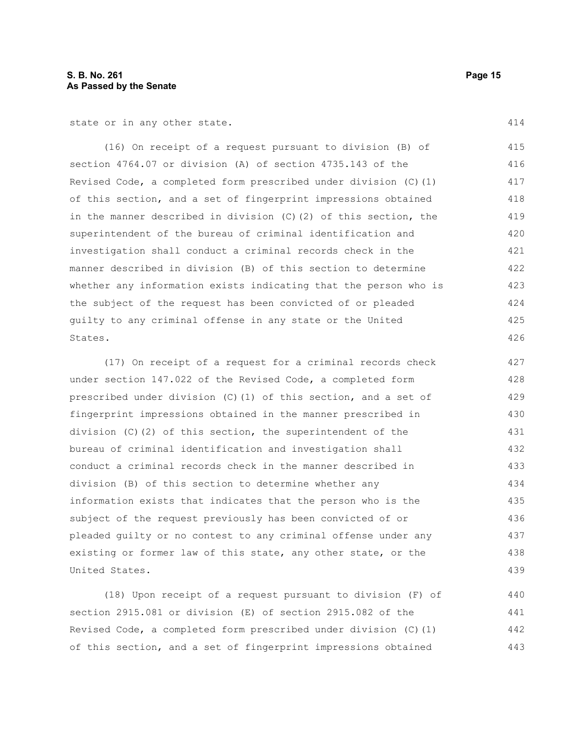state or in any other state.

(16) On receipt of a request pursuant to division (B) of section 4764.07 or division (A) of section 4735.143 of the Revised Code, a completed form prescribed under division (C)(1) of this section, and a set of fingerprint impressions obtained in the manner described in division (C)(2) of this section, the superintendent of the bureau of criminal identification and investigation shall conduct a criminal records check in the manner described in division (B) of this section to determine whether any information exists indicating that the person who is the subject of the request has been convicted of or pleaded guilty to any criminal offense in any state or the United States.

(17) On receipt of a request for a criminal records check under section 147.022 of the Revised Code, a completed form prescribed under division (C)(1) of this section, and a set of fingerprint impressions obtained in the manner prescribed in division (C)(2) of this section, the superintendent of the bureau of criminal identification and investigation shall conduct a criminal records check in the manner described in division (B) of this section to determine whether any information exists that indicates that the person who is the subject of the request previously has been convicted of or pleaded guilty or no contest to any criminal offense under any existing or former law of this state, any other state, or the United States.

(18) Upon receipt of a request pursuant to division (F) of section 2915.081 or division (E) of section 2915.082 of the Revised Code, a completed form prescribed under division (C)(1) of this section, and a set of fingerprint impressions obtained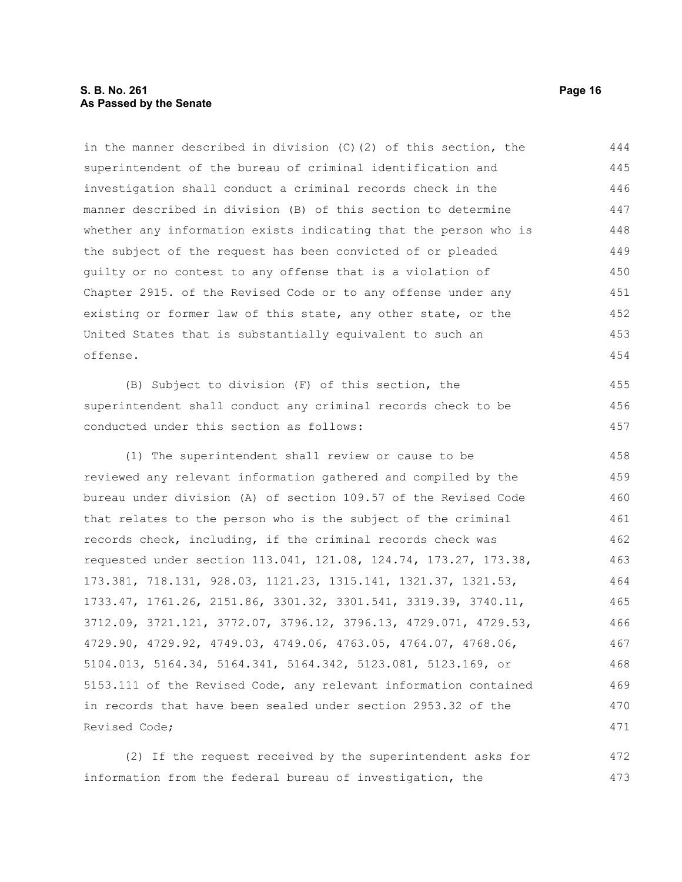in the manner described in division (C)(2) of this section, the superintendent of the bureau of criminal identification and investigation shall conduct a criminal records check in the manner described in division (B) of this section to determine whether any information exists indicating that the person who is the subject of the request has been convicted of or pleaded guilty or no contest to any offense that is a violation of Chapter 2915. of the Revised Code or to any offense under any existing or former law of this state, any other state, or the United States that is substantially equivalent to such an offense.

(B) Subject to division (F) of this section, the superintendent shall conduct any criminal records check to be conducted under this section as follows:

(1) The superintendent shall review or cause to be reviewed any relevant information gathered and compiled by the bureau under division (A) of section 109.57 of the Revised Code that relates to the person who is the subject of the criminal records check, including, if the criminal records check was requested under section 113.041, 121.08, 124.74, 173.27, 173.38, 173.381, 718.131, 928.03, 1121.23, 1315.141, 1321.37, 1321.53, 1733.47, 1761.26, 2151.86, 3301.32, 3301.541, 3319.39, 3740.11, 3712.09, 3721.121, 3772.07, 3796.12, 3796.13, 4729.071, 4729.53, 4729.90, 4729.92, 4749.03, 4749.06, 4763.05, 4764.07, 4768.06, 5104.013, 5164.34, 5164.341, 5164.342, 5123.081, 5123.169, or 5153.111 of the Revised Code, any relevant information contained in records that have been sealed under section 2953.32 of the Revised Code;

(2) If the request received by the superintendent asks for information from the federal bureau of investigation, the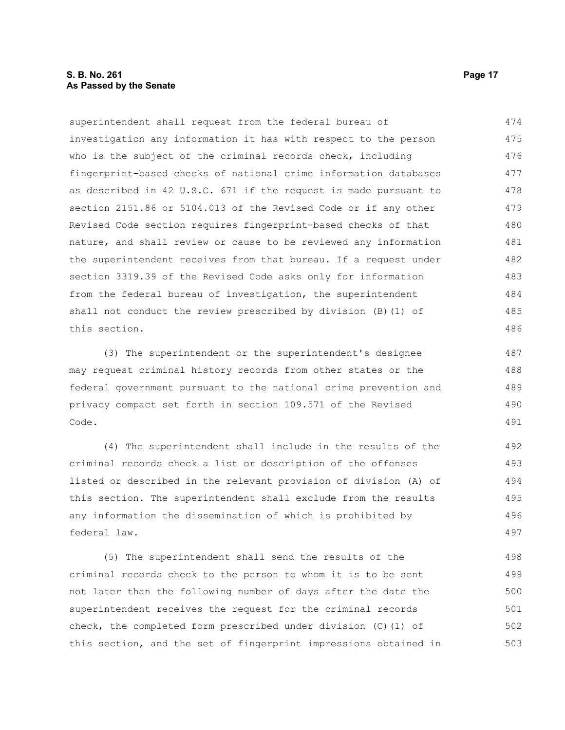superintendent shall request from the federal bureau of investigation any information it has with respect to the person who is the subject of the criminal records check, including fingerprint-based checks of national crime information databases as described in 42 U.S.C. 671 if the request is made pursuant to section 2151.86 or 5104.013 of the Revised Code or if any other Revised Code section requires fingerprint-based checks of that nature, and shall review or cause to be reviewed any information the superintendent receives from that bureau. If a request under section 3319.39 of the Revised Code asks only for information from the federal bureau of investigation, the superintendent shall not conduct the review prescribed by division (B)(1) of this section.

(3) The superintendent or the superintendent's designee may request criminal history records from other states or the federal government pursuant to the national crime prevention and privacy compact set forth in section 109.571 of the Revised Code.

(4) The superintendent shall include in the results of the criminal records check a list or description of the offenses listed or described in the relevant provision of division (A) of this section. The superintendent shall exclude from the results any information the dissemination of which is prohibited by federal law.

(5) The superintendent shall send the results of the criminal records check to the person to whom it is to be sent not later than the following number of days after the date the superintendent receives the request for the criminal records check, the completed form prescribed under division (C)(1) of this section, and the set of fingerprint impressions obtained in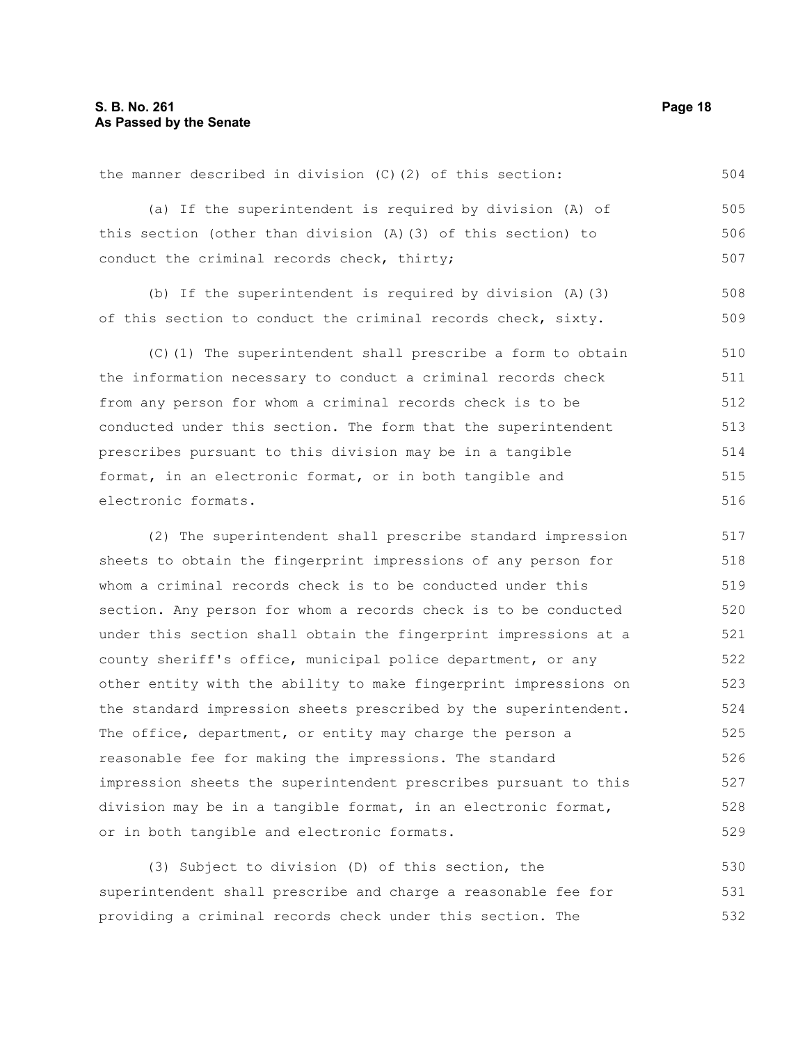the manner described in division (C)(2) of this section:

(a) If the superintendent is required by division (A) of this section (other than division (A)(3) of this section) to conduct the criminal records check, thirty;

(b) If the superintendent is required by division (A)(3) of this section to conduct the criminal records check, sixty.

(C)(1) The superintendent shall prescribe a form to obtain the information necessary to conduct a criminal records check from any person for whom a criminal records check is to be conducted under this section. The form that the superintendent prescribes pursuant to this division may be in a tangible format, in an electronic format, or in both tangible and electronic formats.

(2) The superintendent shall prescribe standard impression sheets to obtain the fingerprint impressions of any person for whom a criminal records check is to be conducted under this section. Any person for whom a records check is to be conducted under this section shall obtain the fingerprint impressions at a county sheriff's office, municipal police department, or any other entity with the ability to make fingerprint impressions on the standard impression sheets prescribed by the superintendent. The office, department, or entity may charge the person a reasonable fee for making the impressions. The standard impression sheets the superintendent prescribes pursuant to this division may be in a tangible format, in an electronic format, or in both tangible and electronic formats.

(3) Subject to division (D) of this section, the superintendent shall prescribe and charge a reasonable fee for providing a criminal records check under this section. The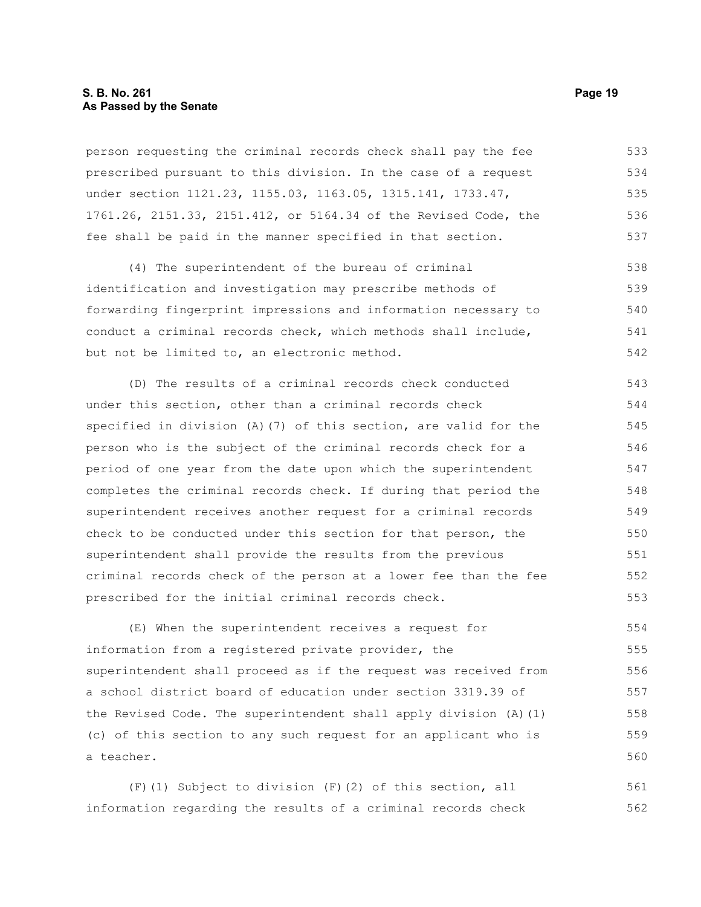person requesting the criminal records check shall pay the fee prescribed pursuant to this division. In the case of a request under section 1121.23, 1155.03, 1163.05, 1315.141, 1733.47, 1761.26, 2151.33, 2151.412, or 5164.34 of the Revised Code, the fee shall be paid in the manner specified in that section.

(4) The superintendent of the bureau of criminal identification and investigation may prescribe methods of forwarding fingerprint impressions and information necessary to conduct a criminal records check, which methods shall include, but not be limited to, an electronic method.

(D) The results of a criminal records check conducted under this section, other than a criminal records check specified in division (A)(7) of this section, are valid for the person who is the subject of the criminal records check for a period of one year from the date upon which the superintendent completes the criminal records check. If during that period the superintendent receives another request for a criminal records check to be conducted under this section for that person, the superintendent shall provide the results from the previous criminal records check of the person at a lower fee than the fee prescribed for the initial criminal records check.

(E) When the superintendent receives a request for information from a registered private provider, the superintendent shall proceed as if the request was received from a school district board of education under section 3319.39 of the Revised Code. The superintendent shall apply division (A)(1)(c) of this section to any such request for an applicant who is a teacher.

(F)(1) Subject to division (F)(2) of this section, all information regarding the results of a criminal records check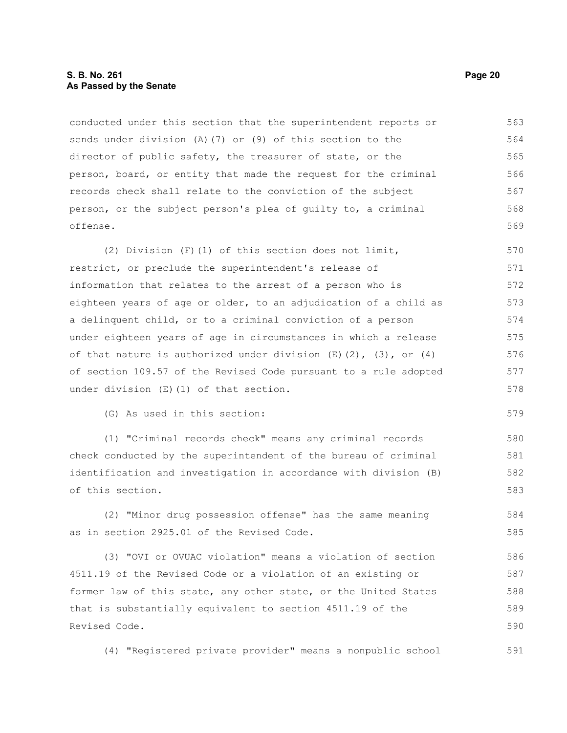conducted under this section that the superintendent reports or sends under division (A)(7) or (9) of this section to the director of public safety, the treasurer of state, or the person, board, or entity that made the request for the criminal records check shall relate to the conviction of the subject person, or the subject person's plea of guilty to, a criminal offense.

(2) Division (F)(1) of this section does not limit, restrict, or preclude the superintendent's release of information that relates to the arrest of a person who is eighteen years of age or older, to an adjudication of a child as a delinquent child, or to a criminal conviction of a person under eighteen years of age in circumstances in which a release of that nature is authorized under division (E)(2), (3), or (4) of section 109.57 of the Revised Code pursuant to a rule adopted under division (E)(1) of that section.

(G) As used in this section:

(1) "Criminal records check" means any criminal records check conducted by the superintendent of the bureau of criminal identification and investigation in accordance with division (B) of this section.

(2) "Minor drug possession offense" has the same meaning as in section 2925.01 of the Revised Code.

(3) "OVI or OVUAC violation" means a violation of section 4511.19 of the Revised Code or a violation of an existing or former law of this state, any other state, or the United States that is substantially equivalent to section 4511.19 of the Revised Code.

(4) "Registered private provider" means a nonpublic school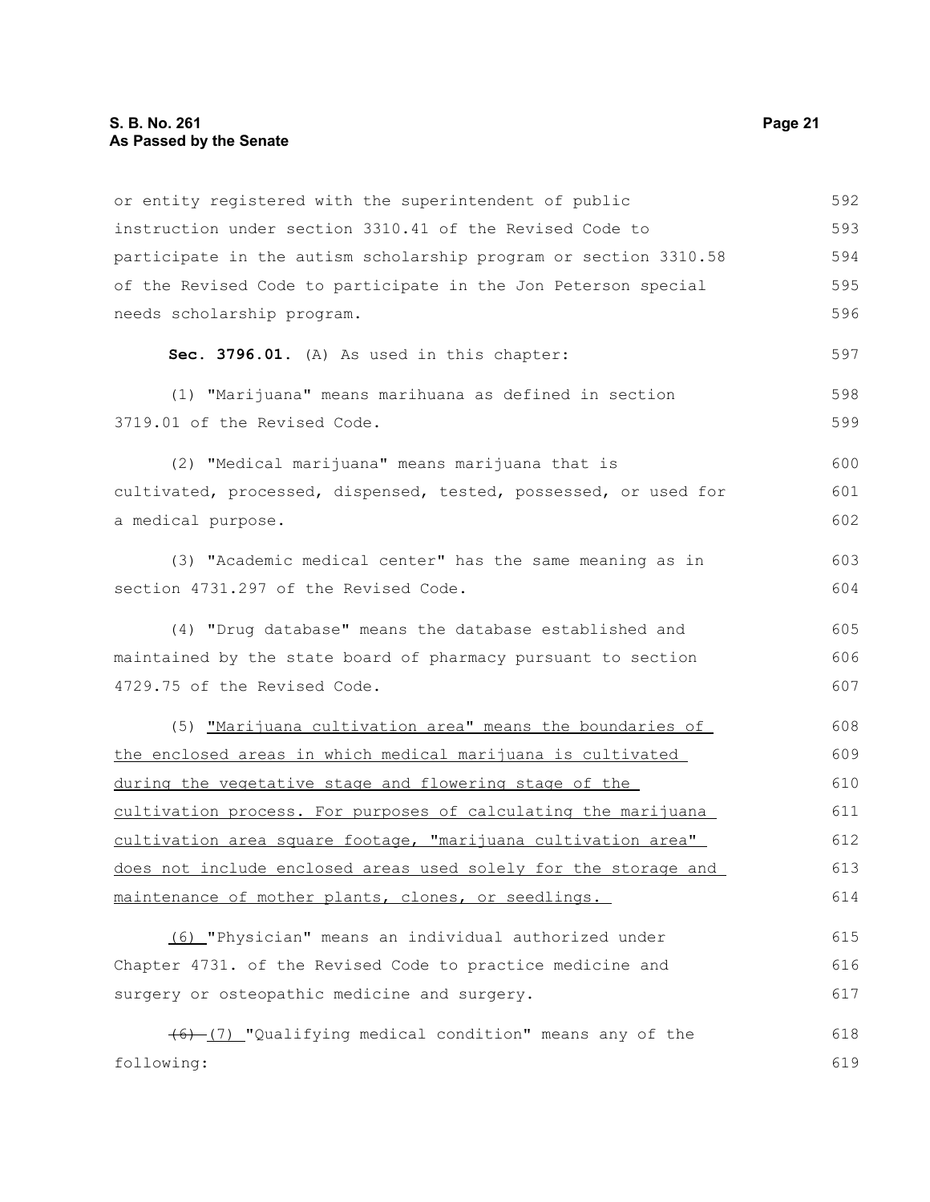or entity registered with the superintendent of public instruction under section 3310.41 of the Revised Code to participate in the autism scholarship program or section 3310.58 of the Revised Code to participate in the Jon Peterson special needs scholarship program.

**Sec. 3796.01.** (A) As used in this chapter:

(1) "Marijuana" means marihuana as defined in section 3719.01 of the Revised Code.

(2) "Medical marijuana" means marijuana that is cultivated, processed, dispensed, tested, possessed, or used for a medical purpose.

(3) "Academic medical center" has the same meaning as in section 4731.297 of the Revised Code.

(4) "Drug database" means the database established and maintained by the state board of pharmacy pursuant to section 4729.75 of the Revised Code.

(5) <u>"Marijuana cultivation area" means the boundaries of the enclosed areas in which medical marijuana is cultivated during the vegetative stage and flowering stage of the cultivation process. For purposes of calculating the marijuana cultivation area square footage, "marijuana cultivation area" does not include enclosed areas used solely for the storage and maintenance of mother plants, clones, or seedlings.</u>

<u>(6)</u> "Physician" means an individual authorized under Chapter 4731. of the Revised Code to practice medicine and surgery or osteopathic medicine and surgery.

~~(6)~~ <u>(7)</u> "Qualifying medical condition" means any of the following: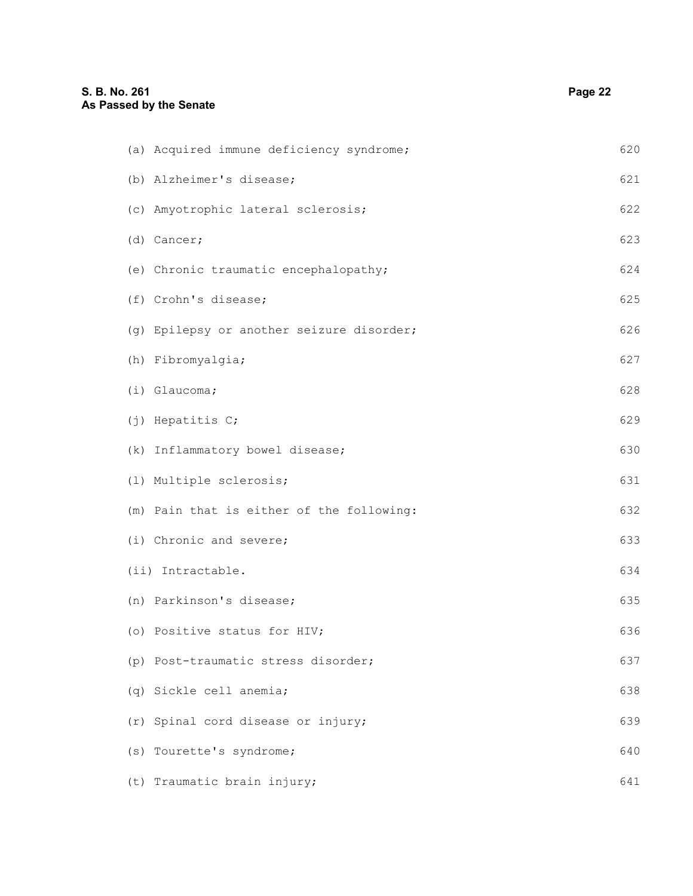(a) Acquired immune deficiency syndrome;

(b) Alzheimer's disease;

(c) Amyotrophic lateral sclerosis;

(d) Cancer;

(e) Chronic traumatic encephalopathy;

(f) Crohn's disease;

(g) Epilepsy or another seizure disorder;

(h) Fibromyalgia;

(i) Glaucoma;

(j) Hepatitis C;

(k) Inflammatory bowel disease;

(l) Multiple sclerosis;

(m) Pain that is either of the following:

(i) Chronic and severe;

(ii) Intractable.

(n) Parkinson's disease;

(o) Positive status for HIV;

(p) Post-traumatic stress disorder;

(q) Sickle cell anemia;

(r) Spinal cord disease or injury;

(s) Tourette's syndrome;

(t) Traumatic brain injury;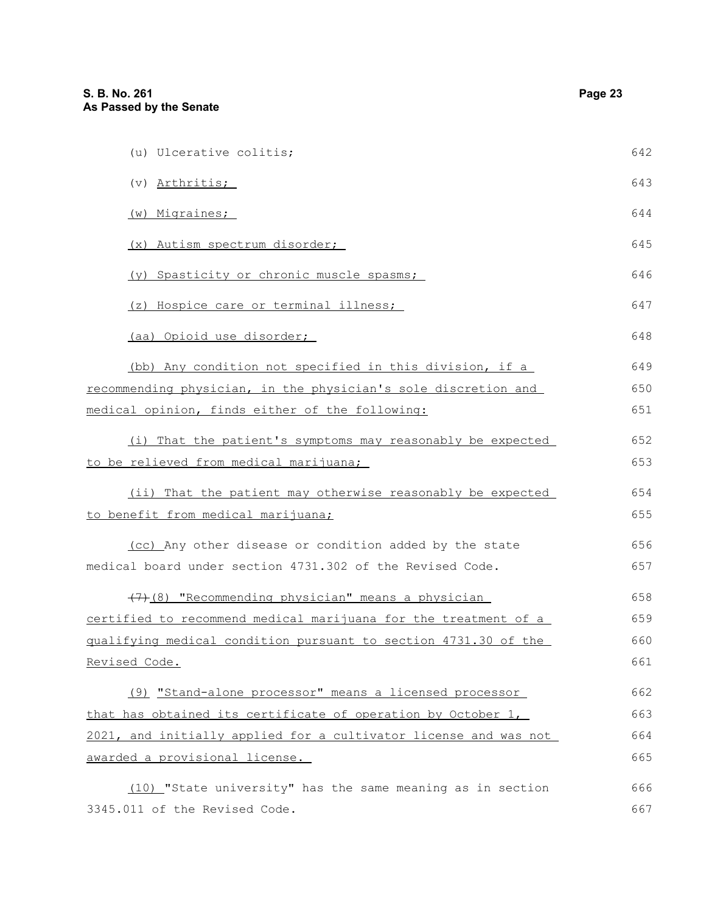(u) Ulcerative colitis;

(v) Arthritis;

(w) Migraines;

(x) Autism spectrum disorder;

(y) Spasticity or chronic muscle spasms;

(z) Hospice care or terminal illness;

(aa) Opioid use disorder;

(bb) Any condition not specified in this division, if a recommending physician, in the physician's sole discretion and medical opinion, finds either of the following:

(i) That the patient's symptoms may reasonably be expected to be relieved from medical marijuana;

(ii) That the patient may otherwise reasonably be expected to benefit from medical marijuana;

(cc) Any other disease or condition added by the state medical board under section 4731.302 of the Revised Code.

~~(7)~~ (8) "Recommending physician" means a physician certified to recommend medical marijuana for the treatment of a qualifying medical condition pursuant to section 4731.30 of the Revised Code.

(9) "Stand-alone processor" means a licensed processor that has obtained its certificate of operation by October 1, 2021, and initially applied for a cultivator license and was not awarded a provisional license.

(10) "State university" has the same meaning as in section 3345.011 of the Revised Code.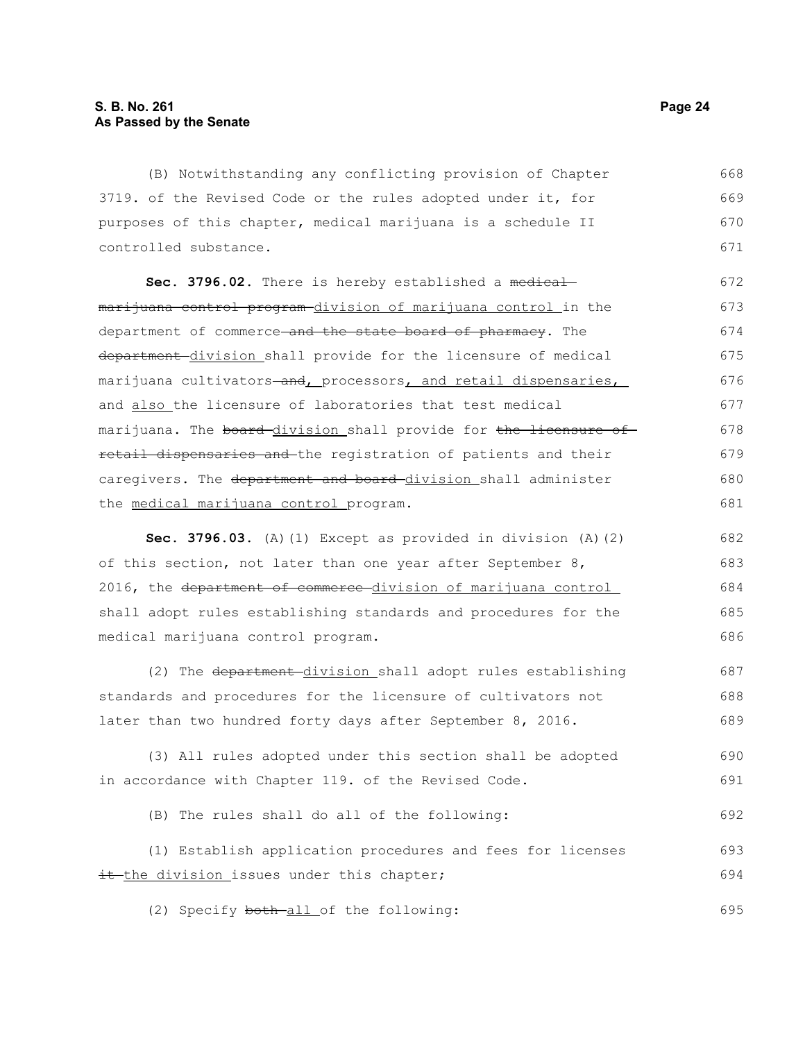(B) Notwithstanding any conflicting provision of Chapter 3719. of the Revised Code or the rules adopted under it, for purposes of this chapter, medical marijuana is a schedule II controlled substance.

**Sec. 3796.02.** There is hereby established a ~~medical marijuana control program~~ <u>division of marijuana control</u> in the department of commerce ~~and the state board of pharmacy~~. The ~~department~~ <u>division</u> shall provide for the licensure of medical marijuana cultivators ~~and~~<u>,</u> processors<u>, and retail dispensaries,</u> and <u>also</u> the licensure of laboratories that test medical marijuana. The ~~board~~ <u>division</u> shall provide for ~~the licensure of retail dispensaries and~~ the registration of patients and their caregivers. The ~~department and board~~ <u>division</u> shall administer the <u>medical marijuana control</u> program.

**Sec. 3796.03.** (A)(1) Except as provided in division (A)(2) of this section, not later than one year after September 8, 2016, the ~~department of commerce~~ <u>division of marijuana control</u> shall adopt rules establishing standards and procedures for the medical marijuana control program.

(2) The ~~department~~ <u>division</u> shall adopt rules establishing standards and procedures for the licensure of cultivators not later than two hundred forty days after September 8, 2016.

(3) All rules adopted under this section shall be adopted in accordance with Chapter 119. of the Revised Code.

(B) The rules shall do all of the following:

(1) Establish application procedures and fees for licenses ~~it~~ <u>the division</u> issues under this chapter;

(2) Specify ~~both~~ <u>all</u> of the following: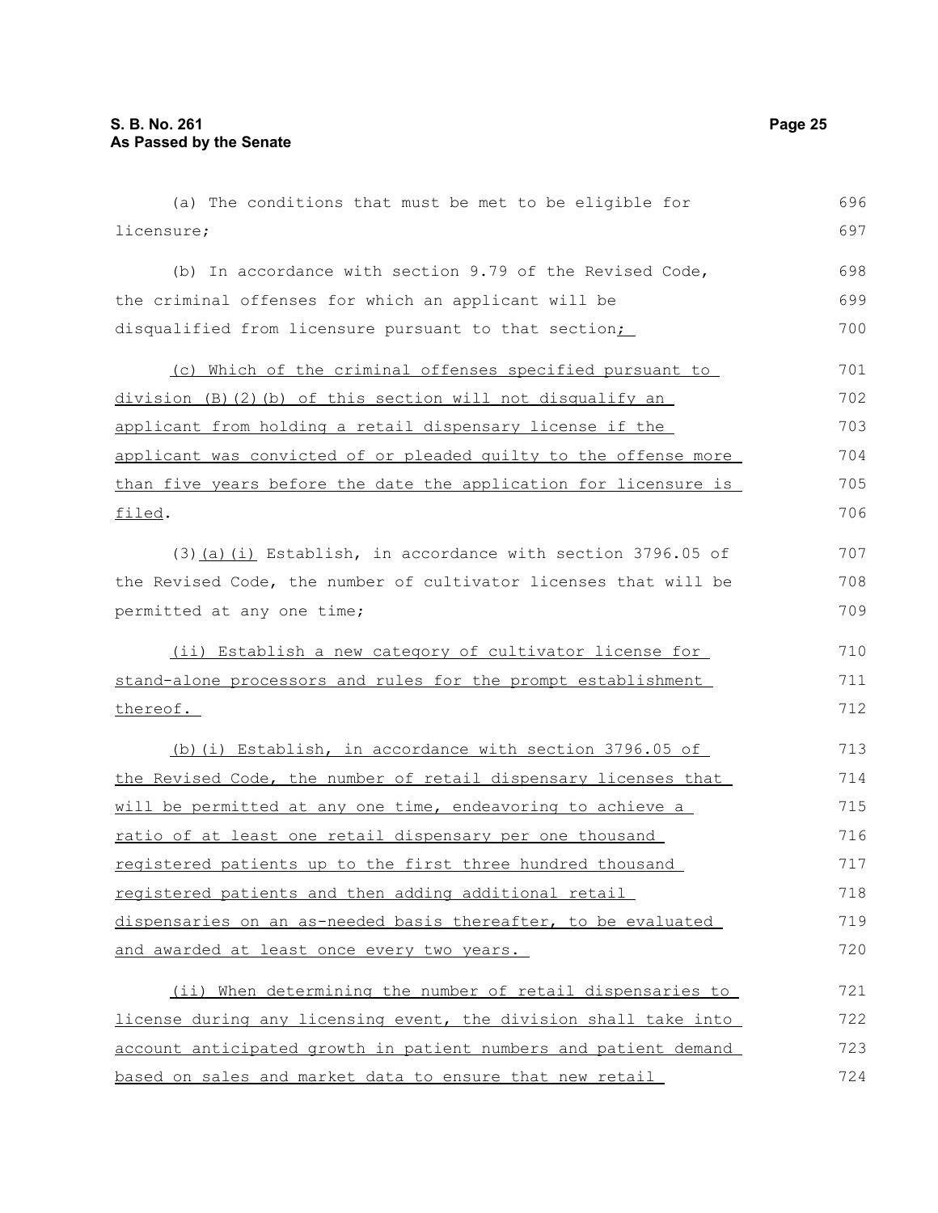(a) The conditions that must be met to be eligible for licensure;

(b) In accordance with section 9.79 of the Revised Code, the criminal offenses for which an applicant will be disqualified from licensure pursuant to that section;

(c) Which of the criminal offenses specified pursuant to division (B)(2)(b) of this section will not disqualify an applicant from holding a retail dispensary license if the applicant was convicted of or pleaded guilty to the offense more than five years before the date the application for licensure is filed.

(3)(a)(i) Establish, in accordance with section 3796.05 of the Revised Code, the number of cultivator licenses that will be permitted at any one time;

(ii) Establish a new category of cultivator license for stand-alone processors and rules for the prompt establishment thereof.

(b)(i) Establish, in accordance with section 3796.05 of the Revised Code, the number of retail dispensary licenses that will be permitted at any one time, endeavoring to achieve a ratio of at least one retail dispensary per one thousand registered patients up to the first three hundred thousand registered patients and then adding additional retail dispensaries on an as-needed basis thereafter, to be evaluated and awarded at least once every two years.

(ii) When determining the number of retail dispensaries to license during any licensing event, the division shall take into account anticipated growth in patient numbers and patient demand based on sales and market data to ensure that new retail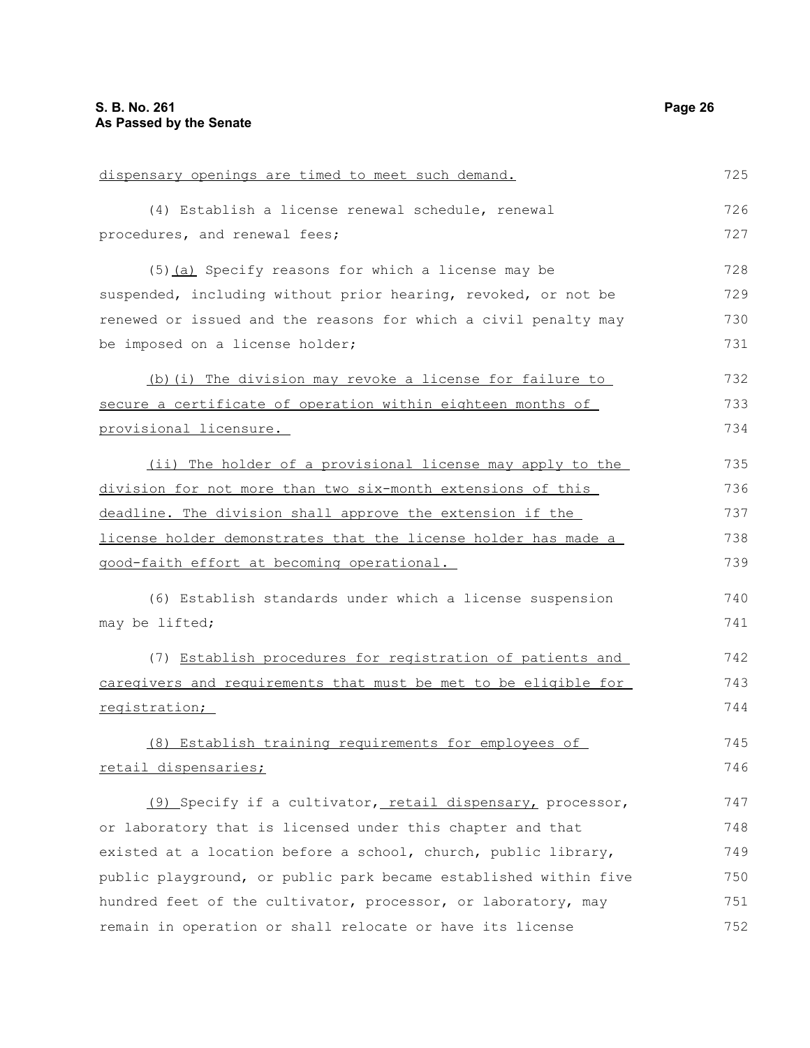dispensary openings are timed to meet such demand.

(4) Establish a license renewal schedule, renewal procedures, and renewal fees;

(5)(a) Specify reasons for which a license may be suspended, including without prior hearing, revoked, or not be renewed or issued and the reasons for which a civil penalty may be imposed on a license holder;

(b)(i) The division may revoke a license for failure to secure a certificate of operation within eighteen months of provisional licensure.

(ii) The holder of a provisional license may apply to the division for not more than two six-month extensions of this deadline. The division shall approve the extension if the license holder demonstrates that the license holder has made a good-faith effort at becoming operational.

(6) Establish standards under which a license suspension may be lifted;

(7) Establish procedures for registration of patients and caregivers and requirements that must be met to be eligible for registration;

(8) Establish training requirements for employees of retail dispensaries;

(9) Specify if a cultivator, retail dispensary, processor, or laboratory that is licensed under this chapter and that existed at a location before a school, church, public library, public playground, or public park became established within five hundred feet of the cultivator, processor, or laboratory, may remain in operation or shall relocate or have its license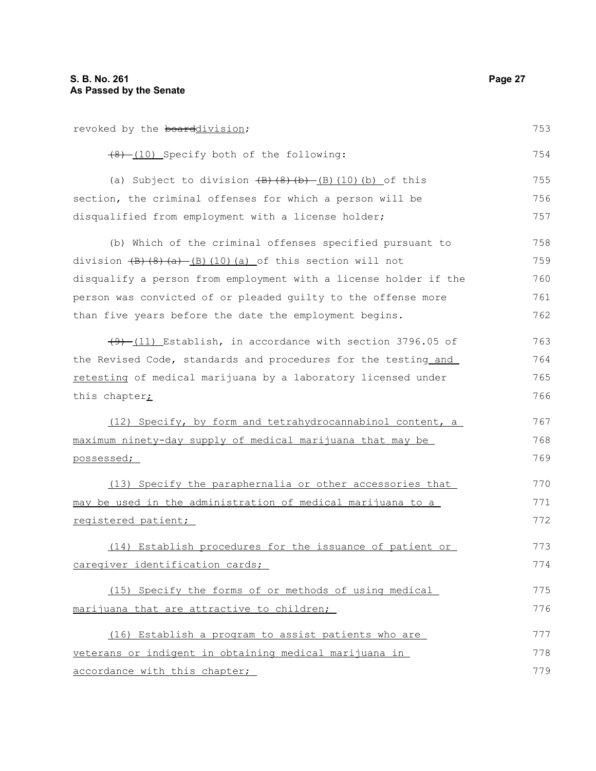revoked by the ~~board~~division;

~~(8)~~ (10) Specify both of the following:

(a) Subject to division ~~(B)(8)(b)~~ (B)(10)(b) of this section, the criminal offenses for which a person will be disqualified from employment with a license holder;

(b) Which of the criminal offenses specified pursuant to division ~~(B)(8)(a)~~ (B)(10)(a) of this section will not disqualify a person from employment with a license holder if the person was convicted of or pleaded guilty to the offense more than five years before the date the employment begins.

~~(9)~~ (11) Establish, in accordance with section 3796.05 of the Revised Code, standards and procedures for the testing and retesting of medical marijuana by a laboratory licensed under this chapter;

(12) Specify, by form and tetrahydrocannabinol content, a maximum ninety-day supply of medical marijuana that may be possessed;

(13) Specify the paraphernalia or other accessories that may be used in the administration of medical marijuana to a registered patient;

(14) Establish procedures for the issuance of patient or caregiver identification cards;

(15) Specify the forms of or methods of using medical marijuana that are attractive to children;

(16) Establish a program to assist patients who are veterans or indigent in obtaining medical marijuana in accordance with this chapter;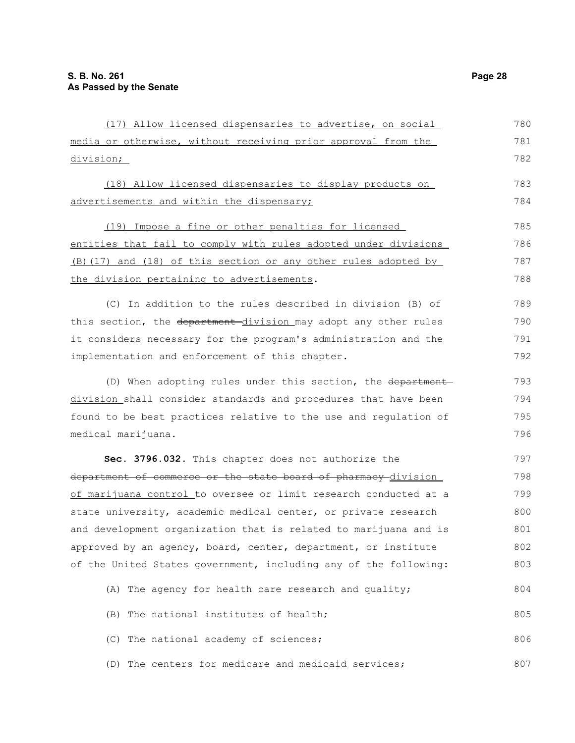(17) Allow licensed dispensaries to advertise, on social media or otherwise, without receiving prior approval from the division;

(18) Allow licensed dispensaries to display products on advertisements and within the dispensary;

(19) Impose a fine or other penalties for licensed entities that fail to comply with rules adopted under divisions (B)(17) and (18) of this section or any other rules adopted by the division pertaining to advertisements.

(C) In addition to the rules described in division (B) of this section, the ~~department~~ division may adopt any other rules it considers necessary for the program's administration and the implementation and enforcement of this chapter.

(D) When adopting rules under this section, the ~~department~~ division shall consider standards and procedures that have been found to be best practices relative to the use and regulation of medical marijuana.

**Sec. 3796.032.** This chapter does not authorize the ~~department of commerce or the state board of pharmacy~~ division of marijuana control to oversee or limit research conducted at a state university, academic medical center, or private research and development organization that is related to marijuana and is approved by an agency, board, center, department, or institute of the United States government, including any of the following:

(A) The agency for health care research and quality;

(B) The national institutes of health;

(C) The national academy of sciences;

(D) The centers for medicare and medicaid services;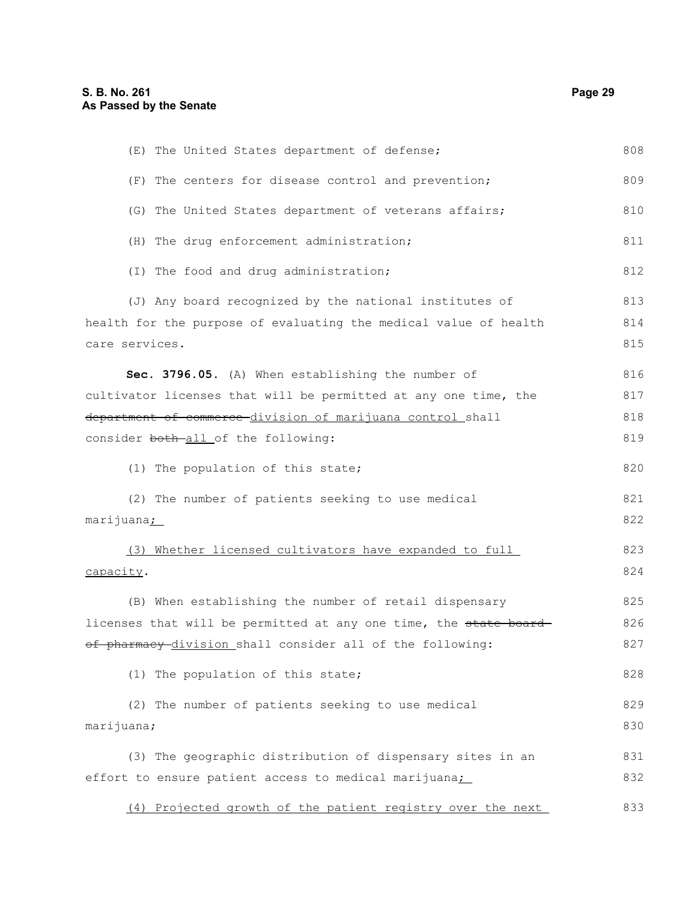(E) The United States department of defense;

(F) The centers for disease control and prevention;

(G) The United States department of veterans affairs;

(H) The drug enforcement administration;

(I) The food and drug administration;

(J) Any board recognized by the national institutes of health for the purpose of evaluating the medical value of health care services.

**Sec. 3796.05.** (A) When establishing the number of cultivator licenses that will be permitted at any one time, the ~~department of commerce~~ division of marijuana control shall consider ~~both~~ all of the following:

(1) The population of this state;

(2) The number of patients seeking to use medical marijuana;

(3) Whether licensed cultivators have expanded to full capacity.

(B) When establishing the number of retail dispensary licenses that will be permitted at any one time, the ~~state board of pharmacy~~ division shall consider all of the following:

(1) The population of this state;

(2) The number of patients seeking to use medical marijuana;

(3) The geographic distribution of dispensary sites in an effort to ensure patient access to medical marijuana;

(4) Projected growth of the patient registry over the next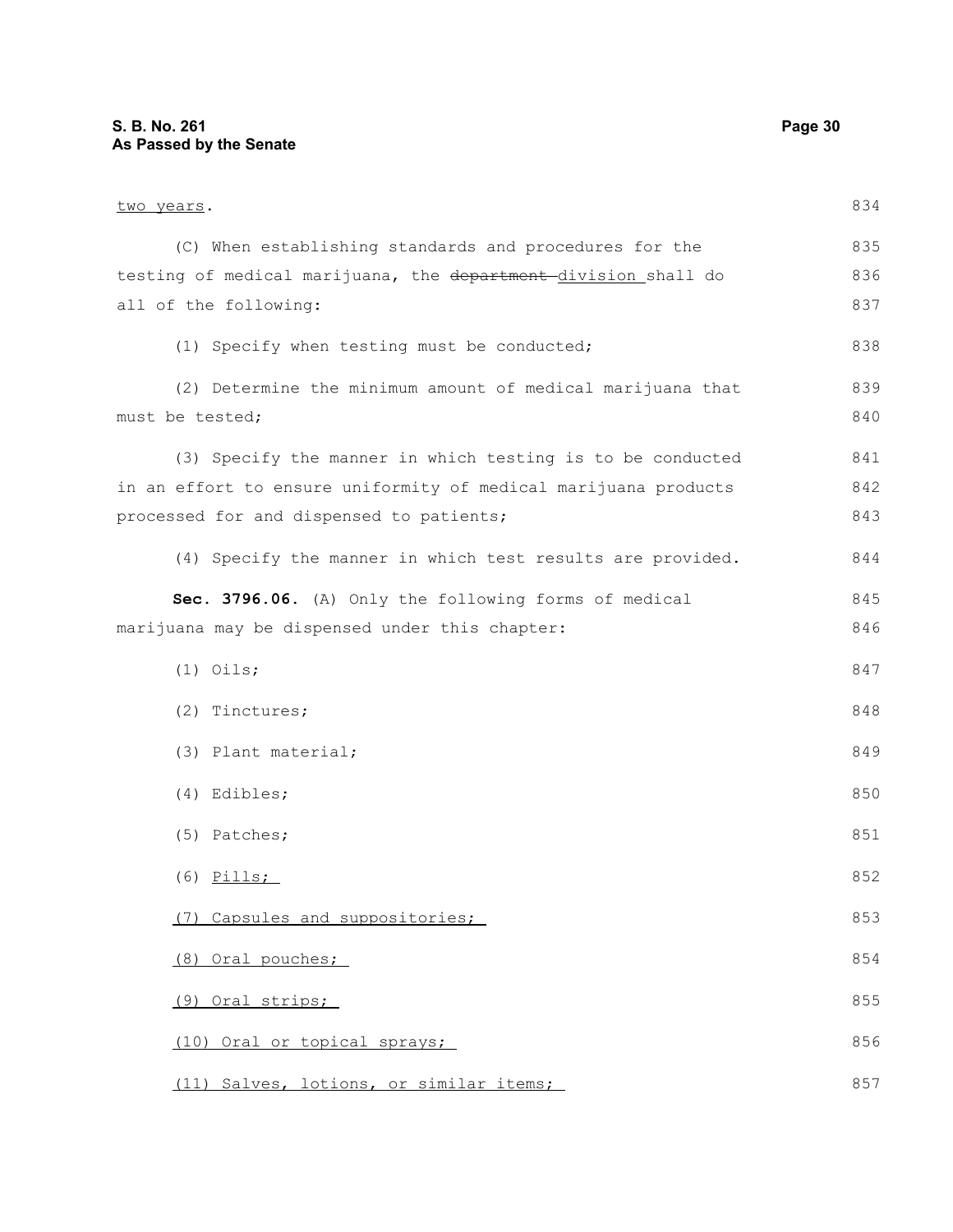two years.

(C) When establishing standards and procedures for the testing of medical marijuana, the ~~department~~ division shall do all of the following:

(1) Specify when testing must be conducted;

(2) Determine the minimum amount of medical marijuana that must be tested;

(3) Specify the manner in which testing is to be conducted in an effort to ensure uniformity of medical marijuana products processed for and dispensed to patients;

(4) Specify the manner in which test results are provided.

**Sec. 3796.06.** (A) Only the following forms of medical marijuana may be dispensed under this chapter:

(1) Oils;

(2) Tinctures;

(3) Plant material;

(4) Edibles;

(5) Patches;

(6) Pills;

(7) Capsules and suppositories;

(8) Oral pouches;

(9) Oral strips;

(10) Oral or topical sprays;

(11) Salves, lotions, or similar items;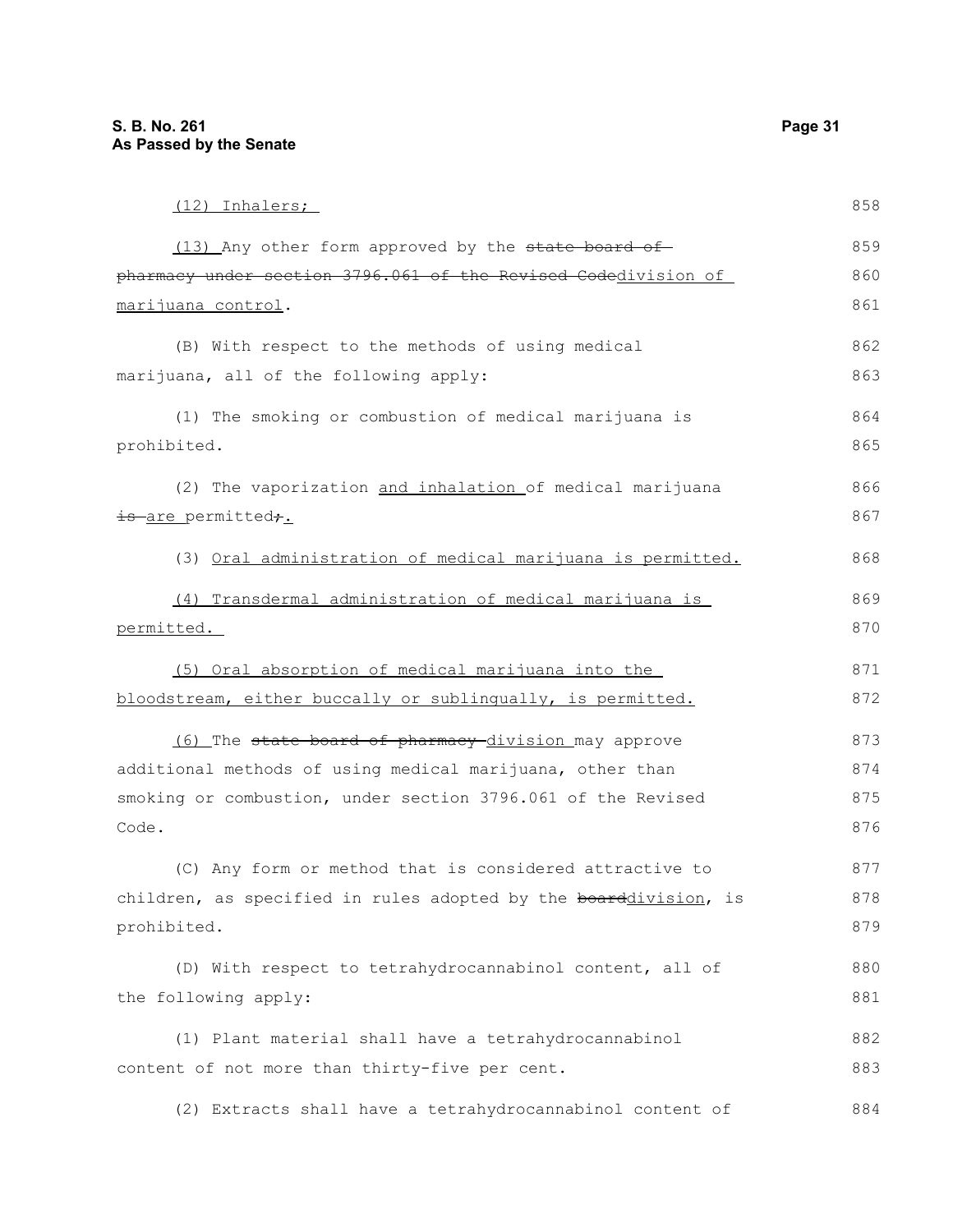(12) Inhalers;

(13) Any other form approved by the ~~state board of pharmacy under section 3796.061 of the Revised Code~~division of marijuana control.

(B) With respect to the methods of using medical marijuana, all of the following apply:

(1) The smoking or combustion of medical marijuana is prohibited.

(2) The vaporization and inhalation of medical marijuana ~~is~~ are permitted~~;~~.

(3) Oral administration of medical marijuana is permitted.

(4) Transdermal administration of medical marijuana is permitted.

(5) Oral absorption of medical marijuana into the bloodstream, either buccally or sublingually, is permitted.

(6) The ~~state board of pharmacy~~ division may approve additional methods of using medical marijuana, other than smoking or combustion, under section 3796.061 of the Revised Code.

(C) Any form or method that is considered attractive to children, as specified in rules adopted by the ~~board~~division, is prohibited.

(D) With respect to tetrahydrocannabinol content, all of the following apply:

(1) Plant material shall have a tetrahydrocannabinol content of not more than thirty-five per cent.

(2) Extracts shall have a tetrahydrocannabinol content of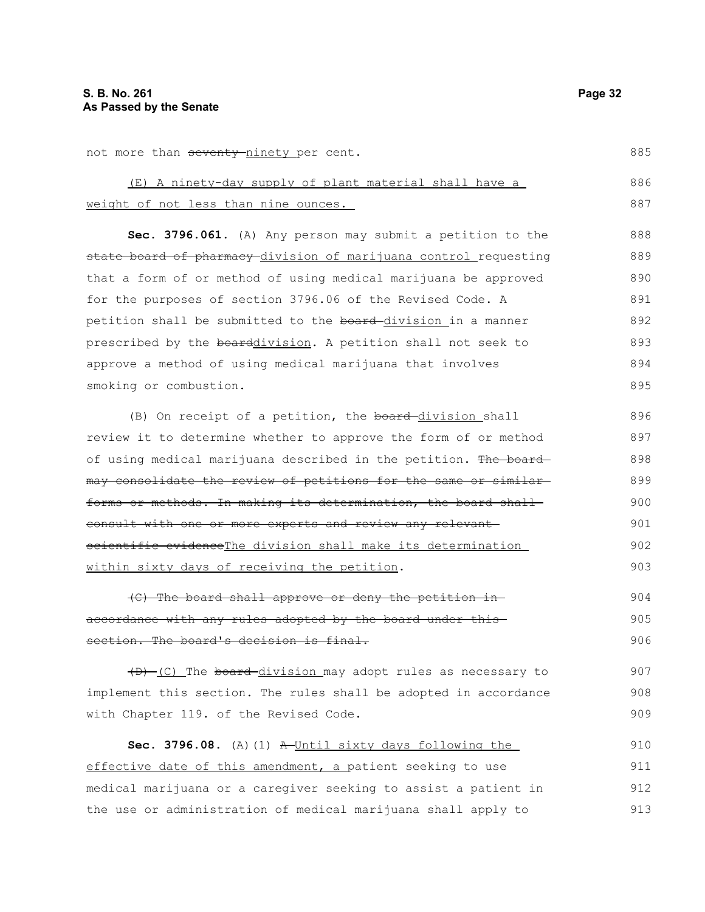not more than ~~seventy~~ <u>ninety</u> per cent.

<u>(E) A ninety-day supply of plant material shall have a weight of not less than nine ounces.</u>

**Sec. 3796.061.** (A) Any person may submit a petition to the ~~state board of pharmacy~~ <u>division of marijuana control</u> requesting that a form of or method of using medical marijuana be approved for the purposes of section 3796.06 of the Revised Code. A petition shall be submitted to the ~~board~~ <u>division</u> in a manner prescribed by the ~~board~~<u>division</u>. A petition shall not seek to approve a method of using medical marijuana that involves smoking or combustion.

(B) On receipt of a petition, the ~~board~~ <u>division</u> shall review it to determine whether to approve the form of or method of using medical marijuana described in the petition. ~~The board may consolidate the review of petitions for the same or similar forms or methods. In making its determination, the board shall consult with one or more experts and review any relevant scientific evidence~~<u>The division shall make its determination within sixty days of receiving the petition</u>.

~~(C) The board shall approve or deny the petition in accordance with any rules adopted by the board under this section. The board's decision is final.~~

~~(D)~~ <u>(C)</u> The ~~board~~ <u>division</u> may adopt rules as necessary to implement this section. The rules shall be adopted in accordance with Chapter 119. of the Revised Code.

**Sec. 3796.08.** (A)(1) ~~A~~ <u>Until sixty days following the effective date of this amendment, a</u> patient seeking to use medical marijuana or a caregiver seeking to assist a patient in the use or administration of medical marijuana shall apply to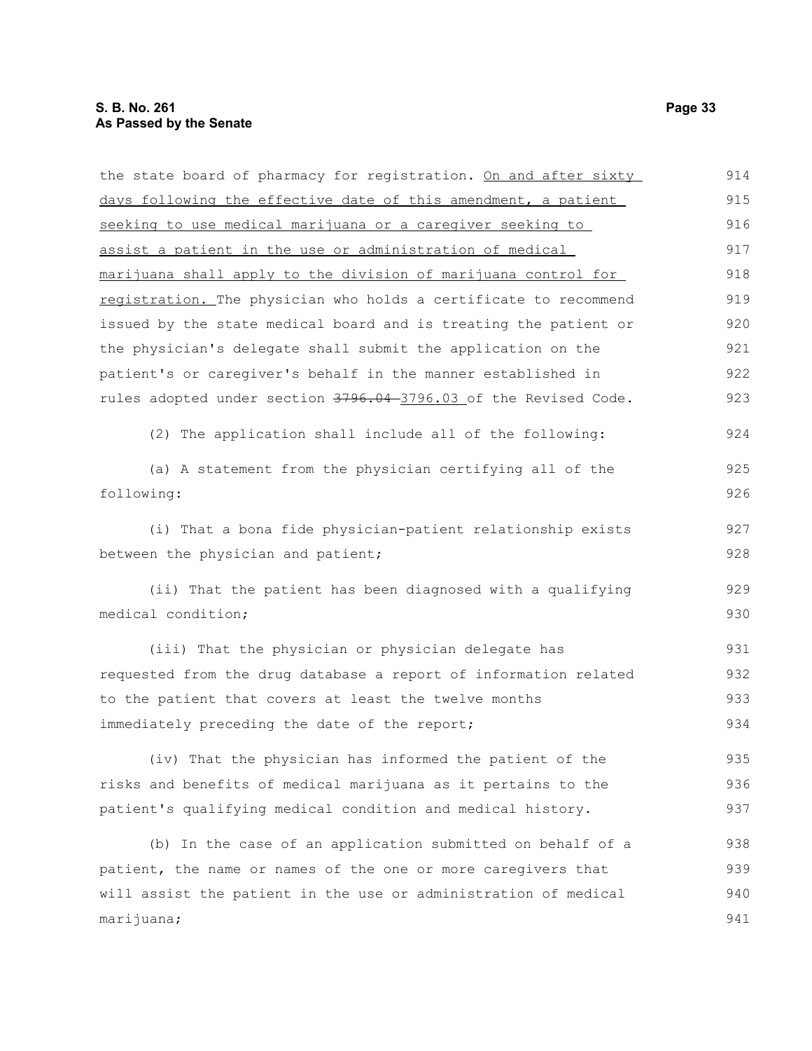the state board of pharmacy for registration. <u>On and after sixty days following the effective date of this amendment, a patient seeking to use medical marijuana or a caregiver seeking to assist a patient in the use or administration of medical marijuana shall apply to the division of marijuana control for registration.</u> The physician who holds a certificate to recommend issued by the state medical board and is treating the patient or the physician's delegate shall submit the application on the patient's or caregiver's behalf in the manner established in rules adopted under section ~~3796.04~~ <u>3796.03</u> of the Revised Code.

(2) The application shall include all of the following:

(a) A statement from the physician certifying all of the following:

(i) That a bona fide physician-patient relationship exists between the physician and patient;

(ii) That the patient has been diagnosed with a qualifying medical condition;

(iii) That the physician or physician delegate has requested from the drug database a report of information related to the patient that covers at least the twelve months immediately preceding the date of the report;

(iv) That the physician has informed the patient of the risks and benefits of medical marijuana as it pertains to the patient's qualifying medical condition and medical history.

(b) In the case of an application submitted on behalf of a patient, the name or names of the one or more caregivers that will assist the patient in the use or administration of medical marijuana;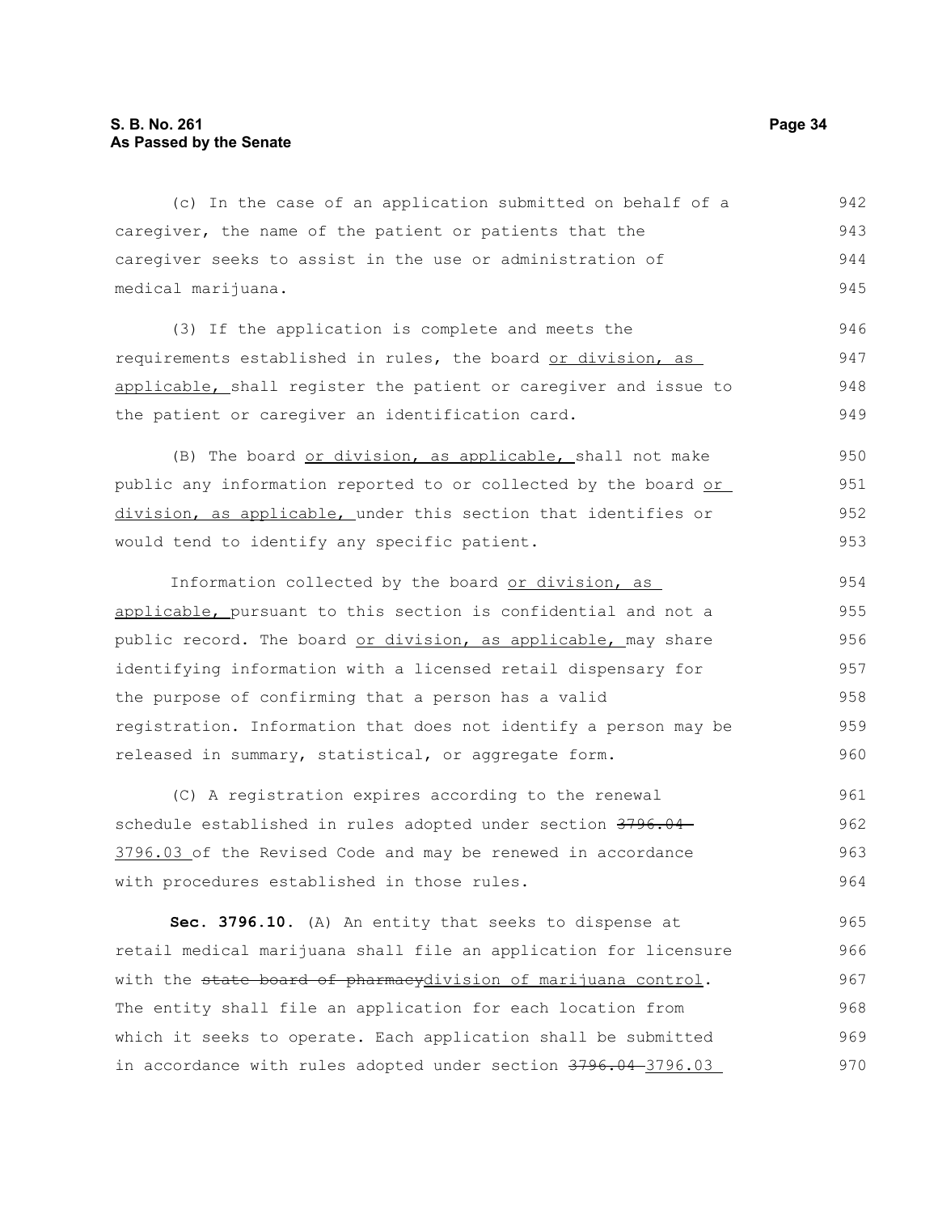(c) In the case of an application submitted on behalf of a caregiver, the name of the patient or patients that the caregiver seeks to assist in the use or administration of medical marijuana.

(3) If the application is complete and meets the requirements established in rules, the board or division, as applicable, shall register the patient or caregiver and issue to the patient or caregiver an identification card.

(B) The board or division, as applicable, shall not make public any information reported to or collected by the board or division, as applicable, under this section that identifies or would tend to identify any specific patient.

Information collected by the board or division, as applicable, pursuant to this section is confidential and not a public record. The board or division, as applicable, may share identifying information with a licensed retail dispensary for the purpose of confirming that a person has a valid registration. Information that does not identify a person may be released in summary, statistical, or aggregate form.

(C) A registration expires according to the renewal schedule established in rules adopted under section ~~3796.04~~ 3796.03 of the Revised Code and may be renewed in accordance with procedures established in those rules.

**Sec. 3796.10.** (A) An entity that seeks to dispense at retail medical marijuana shall file an application for licensure with the ~~state board of pharmacy~~division of marijuana control. The entity shall file an application for each location from which it seeks to operate. Each application shall be submitted in accordance with rules adopted under section ~~3796.04~~ 3796.03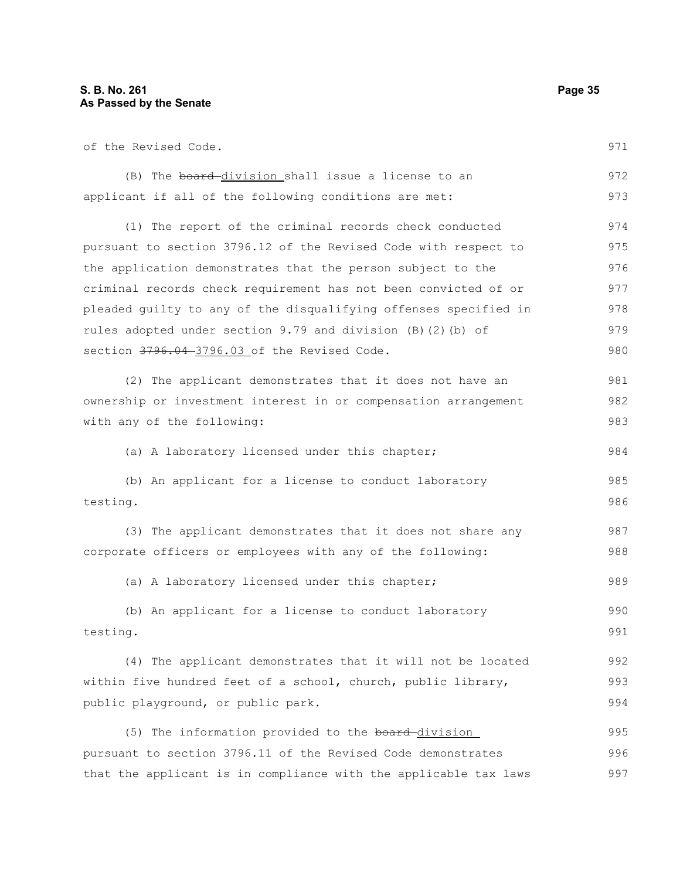of the Revised Code.

(B) The ~~board~~ division shall issue a license to an applicant if all of the following conditions are met:

(1) The report of the criminal records check conducted pursuant to section 3796.12 of the Revised Code with respect to the application demonstrates that the person subject to the criminal records check requirement has not been convicted of or pleaded guilty to any of the disqualifying offenses specified in rules adopted under section 9.79 and division (B)(2)(b) of section ~~3796.04~~ 3796.03 of the Revised Code.

(2) The applicant demonstrates that it does not have an ownership or investment interest in or compensation arrangement with any of the following:

(a) A laboratory licensed under this chapter;

(b) An applicant for a license to conduct laboratory testing.

(3) The applicant demonstrates that it does not share any corporate officers or employees with any of the following:

(a) A laboratory licensed under this chapter;

(b) An applicant for a license to conduct laboratory testing.

(4) The applicant demonstrates that it will not be located within five hundred feet of a school, church, public library, public playground, or public park.

(5) The information provided to the ~~board~~ division pursuant to section 3796.11 of the Revised Code demonstrates that the applicant is in compliance with the applicable tax laws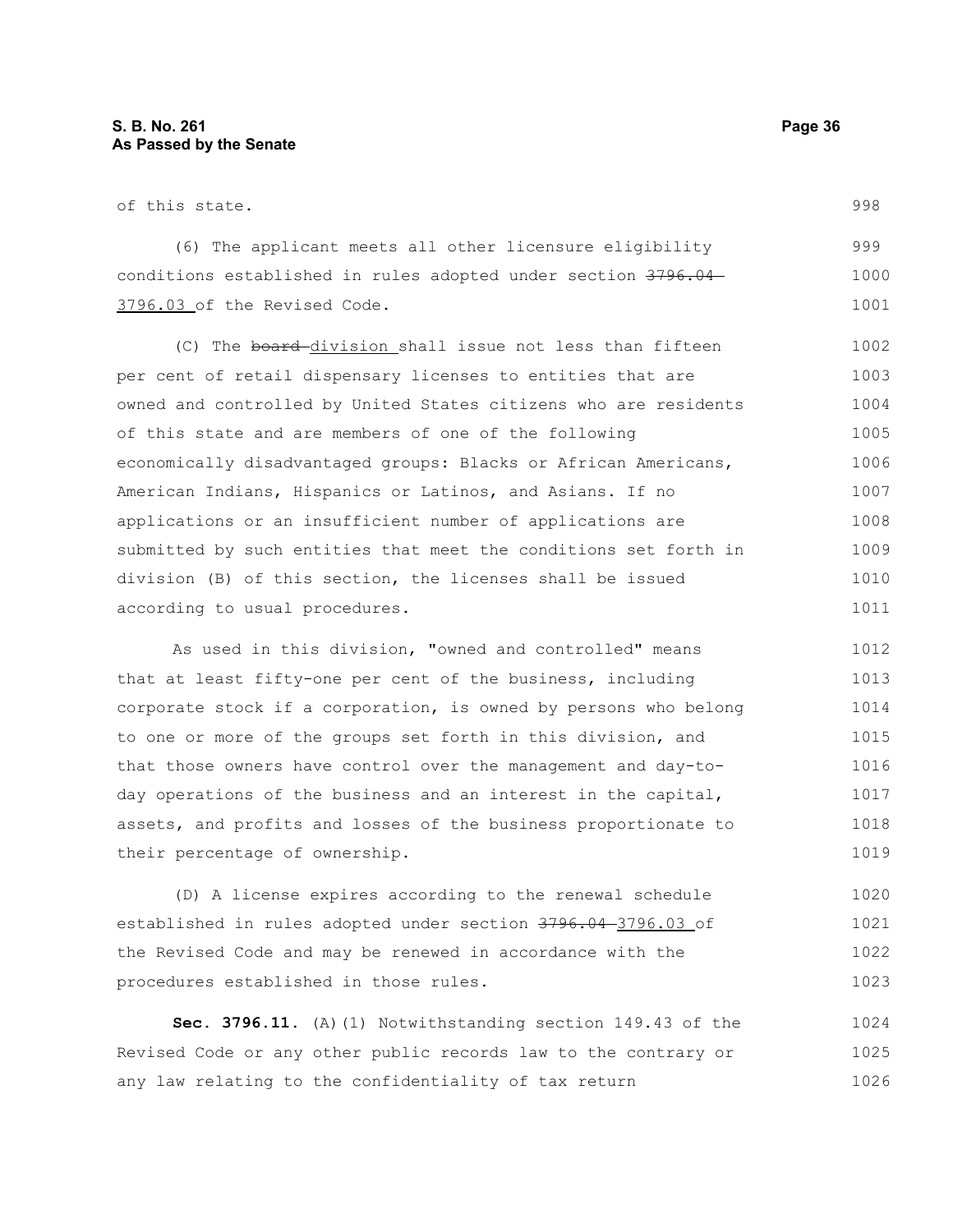of this state.

(6) The applicant meets all other licensure eligibility conditions established in rules adopted under section ~~3796.04~~ 3796.03 of the Revised Code.

(C) The ~~board~~ division shall issue not less than fifteen per cent of retail dispensary licenses to entities that are owned and controlled by United States citizens who are residents of this state and are members of one of the following economically disadvantaged groups: Blacks or African Americans, American Indians, Hispanics or Latinos, and Asians. If no applications or an insufficient number of applications are submitted by such entities that meet the conditions set forth in division (B) of this section, the licenses shall be issued according to usual procedures.

As used in this division, "owned and controlled" means that at least fifty-one per cent of the business, including corporate stock if a corporation, is owned by persons who belong to one or more of the groups set forth in this division, and that those owners have control over the management and day-to-day operations of the business and an interest in the capital, assets, and profits and losses of the business proportionate to their percentage of ownership.

(D) A license expires according to the renewal schedule established in rules adopted under section ~~3796.04~~ 3796.03 of the Revised Code and may be renewed in accordance with the procedures established in those rules.

**Sec. 3796.11.** (A)(1) Notwithstanding section 149.43 of the Revised Code or any other public records law to the contrary or any law relating to the confidentiality of tax return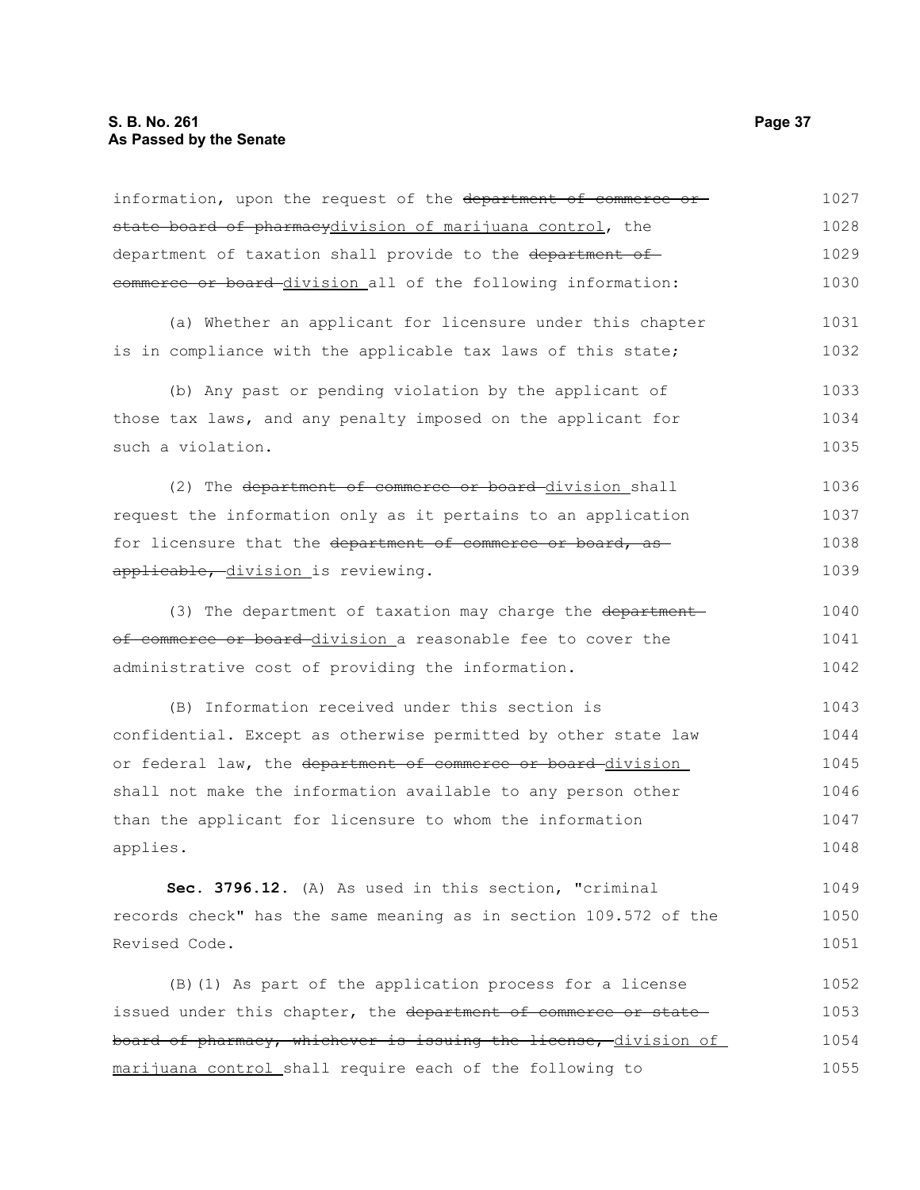information, upon the request of the ~~department of commerce or state board of pharmacy~~division of marijuana control, the department of taxation shall provide to the ~~department of commerce or board~~ division all of the following information:

(a) Whether an applicant for licensure under this chapter is in compliance with the applicable tax laws of this state;

(b) Any past or pending violation by the applicant of those tax laws, and any penalty imposed on the applicant for such a violation.

(2) The ~~department of commerce or board~~ division shall request the information only as it pertains to an application for licensure that the ~~department of commerce or board, as applicable,~~ division is reviewing.

(3) The department of taxation may charge the ~~department of commerce or board~~ division a reasonable fee to cover the administrative cost of providing the information.

(B) Information received under this section is confidential. Except as otherwise permitted by other state law or federal law, the ~~department of commerce or board~~ division shall not make the information available to any person other than the applicant for licensure to whom the information applies.

**Sec. 3796.12.** (A) As used in this section, "criminal records check" has the same meaning as in section 109.572 of the Revised Code.

(B)(1) As part of the application process for a license issued under this chapter, the ~~department of commerce or state board of pharmacy, whichever is issuing the license,~~ division of marijuana control shall require each of the following to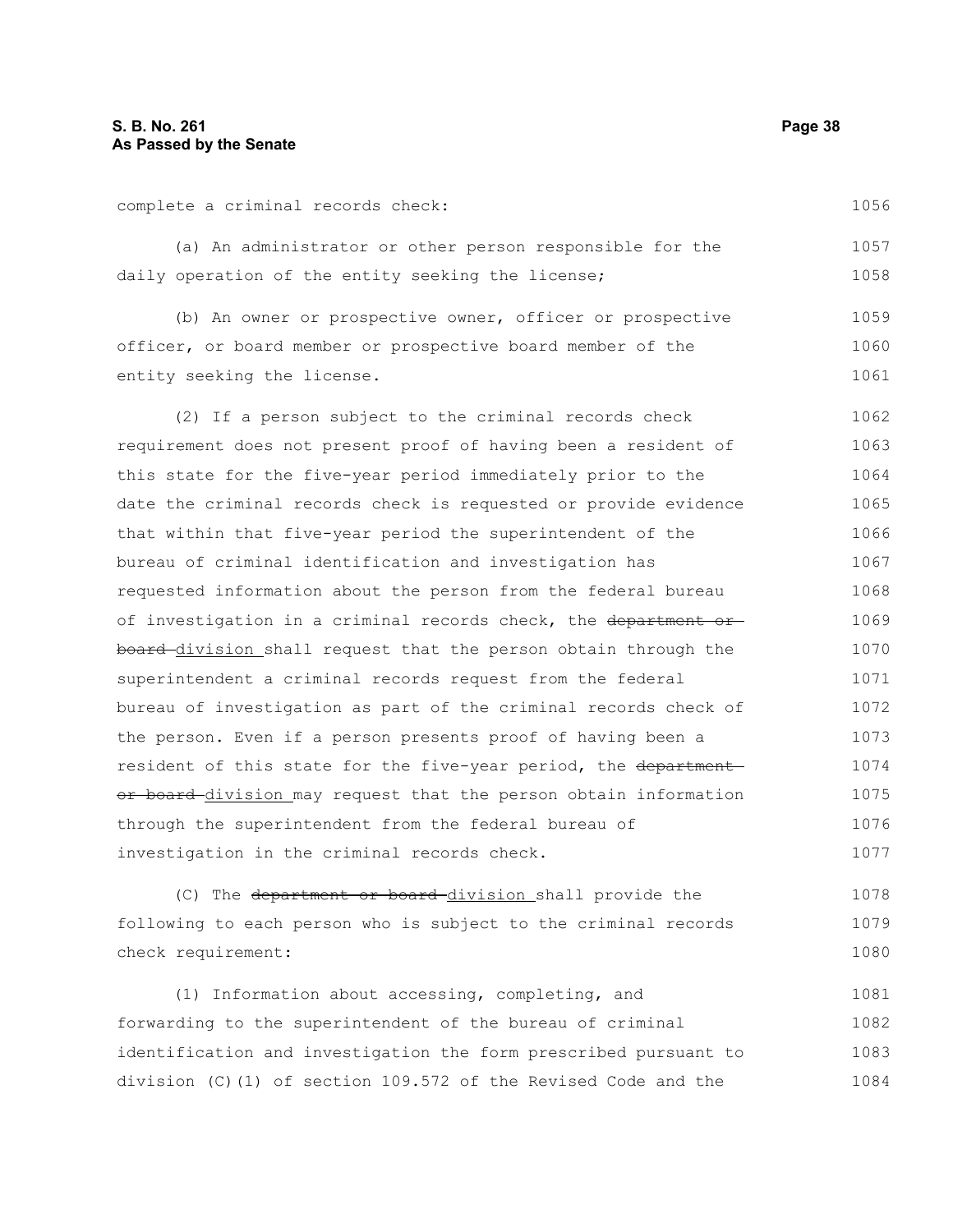complete a criminal records check:

(a) An administrator or other person responsible for the daily operation of the entity seeking the license;

(b) An owner or prospective owner, officer or prospective officer, or board member or prospective board member of the entity seeking the license.

(2) If a person subject to the criminal records check requirement does not present proof of having been a resident of this state for the five-year period immediately prior to the date the criminal records check is requested or provide evidence that within that five-year period the superintendent of the bureau of criminal identification and investigation has requested information about the person from the federal bureau of investigation in a criminal records check, the ~~department or board~~ division shall request that the person obtain through the superintendent a criminal records request from the federal bureau of investigation as part of the criminal records check of the person. Even if a person presents proof of having been a resident of this state for the five-year period, the ~~department or board~~ division may request that the person obtain information through the superintendent from the federal bureau of investigation in the criminal records check.

(C) The ~~department or board~~ division shall provide the following to each person who is subject to the criminal records check requirement:

(1) Information about accessing, completing, and forwarding to the superintendent of the bureau of criminal identification and investigation the form prescribed pursuant to division (C)(1) of section 109.572 of the Revised Code and the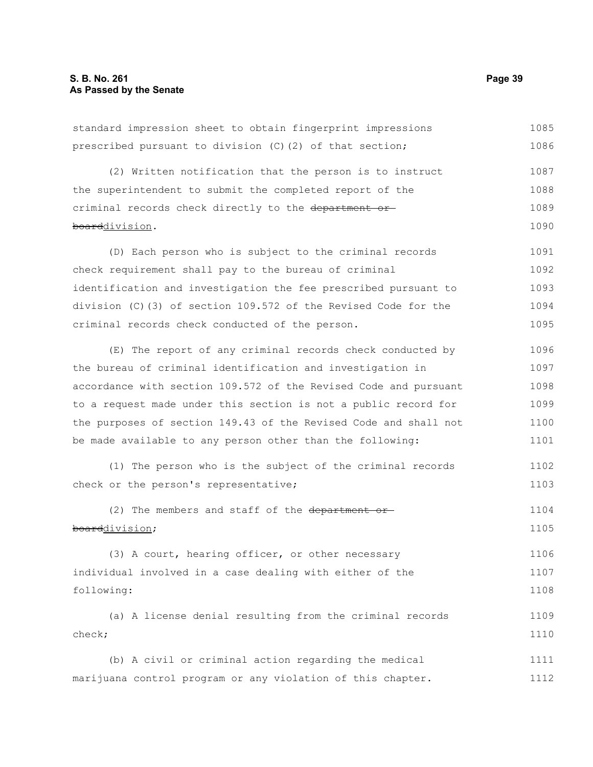standard impression sheet to obtain fingerprint impressions prescribed pursuant to division (C)(2) of that section;

(2) Written notification that the person is to instruct the superintendent to submit the completed report of the criminal records check directly to the ~~department or board~~division.

(D) Each person who is subject to the criminal records check requirement shall pay to the bureau of criminal identification and investigation the fee prescribed pursuant to division (C)(3) of section 109.572 of the Revised Code for the criminal records check conducted of the person.

(E) The report of any criminal records check conducted by the bureau of criminal identification and investigation in accordance with section 109.572 of the Revised Code and pursuant to a request made under this section is not a public record for the purposes of section 149.43 of the Revised Code and shall not be made available to any person other than the following:

(1) The person who is the subject of the criminal records check or the person's representative;

(2) The members and staff of the ~~department or board~~division;

(3) A court, hearing officer, or other necessary individual involved in a case dealing with either of the following:

(a) A license denial resulting from the criminal records check;

(b) A civil or criminal action regarding the medical marijuana control program or any violation of this chapter.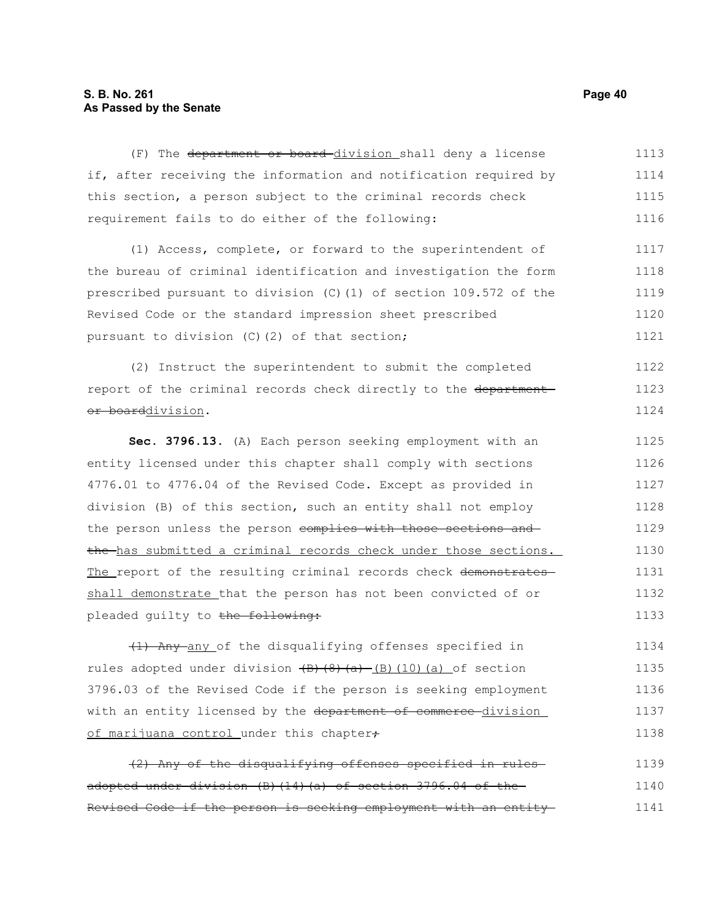(F) The ~~department or board~~ division shall deny a license if, after receiving the information and notification required by this section, a person subject to the criminal records check requirement fails to do either of the following:

(1) Access, complete, or forward to the superintendent of the bureau of criminal identification and investigation the form prescribed pursuant to division (C)(1) of section 109.572 of the Revised Code or the standard impression sheet prescribed pursuant to division (C)(2) of that section;

(2) Instruct the superintendent to submit the completed report of the criminal records check directly to the ~~department or board~~division.

**Sec. 3796.13.** (A) Each person seeking employment with an entity licensed under this chapter shall comply with sections 4776.01 to 4776.04 of the Revised Code. Except as provided in division (B) of this section, such an entity shall not employ the person unless the person ~~complies with those sections and the~~ has submitted a criminal records check under those sections. The report of the resulting criminal records check ~~demonstrates~~ shall demonstrate that the person has not been convicted of or pleaded guilty to ~~the following:~~

~~(1) Any~~ any of the disqualifying offenses specified in rules adopted under division ~~(B)(8)(a)~~ (B)(10)(a) of section 3796.03 of the Revised Code if the person is seeking employment with an entity licensed by the ~~department of commerce~~ division of marijuana control under this chapter~~;~~

~~(2) Any of the disqualifying offenses specified in rules adopted under division (B)(14)(a) of section 3796.04 of the Revised Code if the person is seeking employment with an entity~~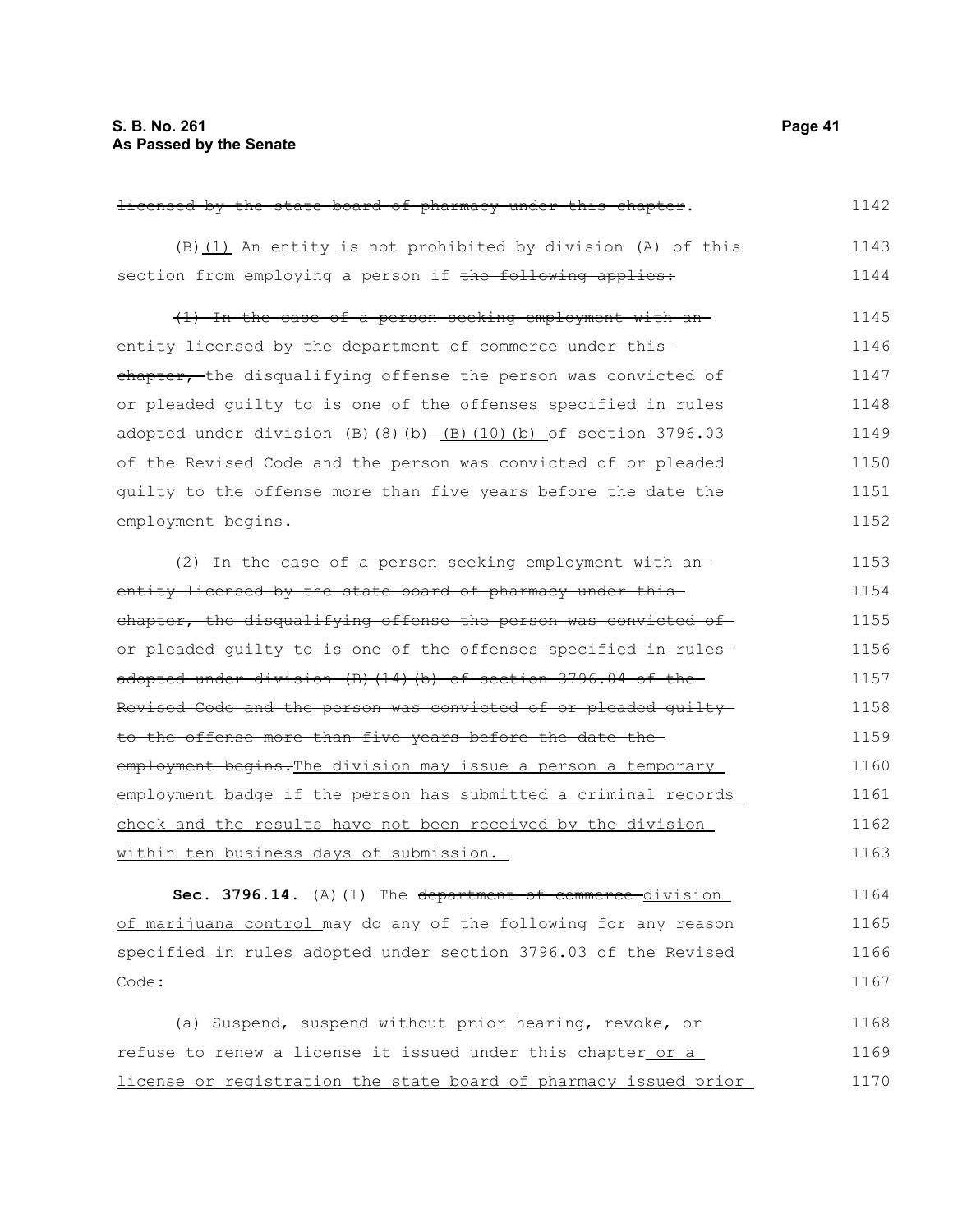~~licensed by the state board of pharmacy under this chapter~~. 1142

(B)<u>(1)</u> An entity is not prohibited by division (A) of this section from employing a person if ~~the following applies:~~ 1143 1144

~~(1) In the case of a person seeking employment with an entity licensed by the department of commerce under this chapter,~~ the disqualifying offense the person was convicted of or pleaded guilty to is one of the offenses specified in rules adopted under division ~~(B)(8)(b)~~ <u>(B)(10)(b)</u> of section 3796.03 of the Revised Code and the person was convicted of or pleaded guilty to the offense more than five years before the date the employment begins. 1145 1146 1147 1148 1149 1150 1151 1152

(2) ~~In the case of a person seeking employment with an entity licensed by the state board of pharmacy under this chapter, the disqualifying offense the person was convicted of or pleaded guilty to is one of the offenses specified in rules adopted under division (B)(14)(b) of section 3796.04 of the Revised Code and the person was convicted of or pleaded guilty to the offense more than five years before the date the employment begins.~~<u>The division may issue a person a temporary employment badge if the person has submitted a criminal records check and the results have not been received by the division within ten business days of submission.</u> 1153 1154 1155 1156 1157 1158 1159 1160 1161 1162 1163

**Sec. 3796.14.** (A)(1) The ~~department of commerce~~ <u>division of marijuana control</u> may do any of the following for any reason specified in rules adopted under section 3796.03 of the Revised Code: 1164 1165 1166 1167

(a) Suspend, suspend without prior hearing, revoke, or refuse to renew a license it issued under this chapter<u> or a license or registration the state board of pharmacy issued prior</u> 1168 1169 1170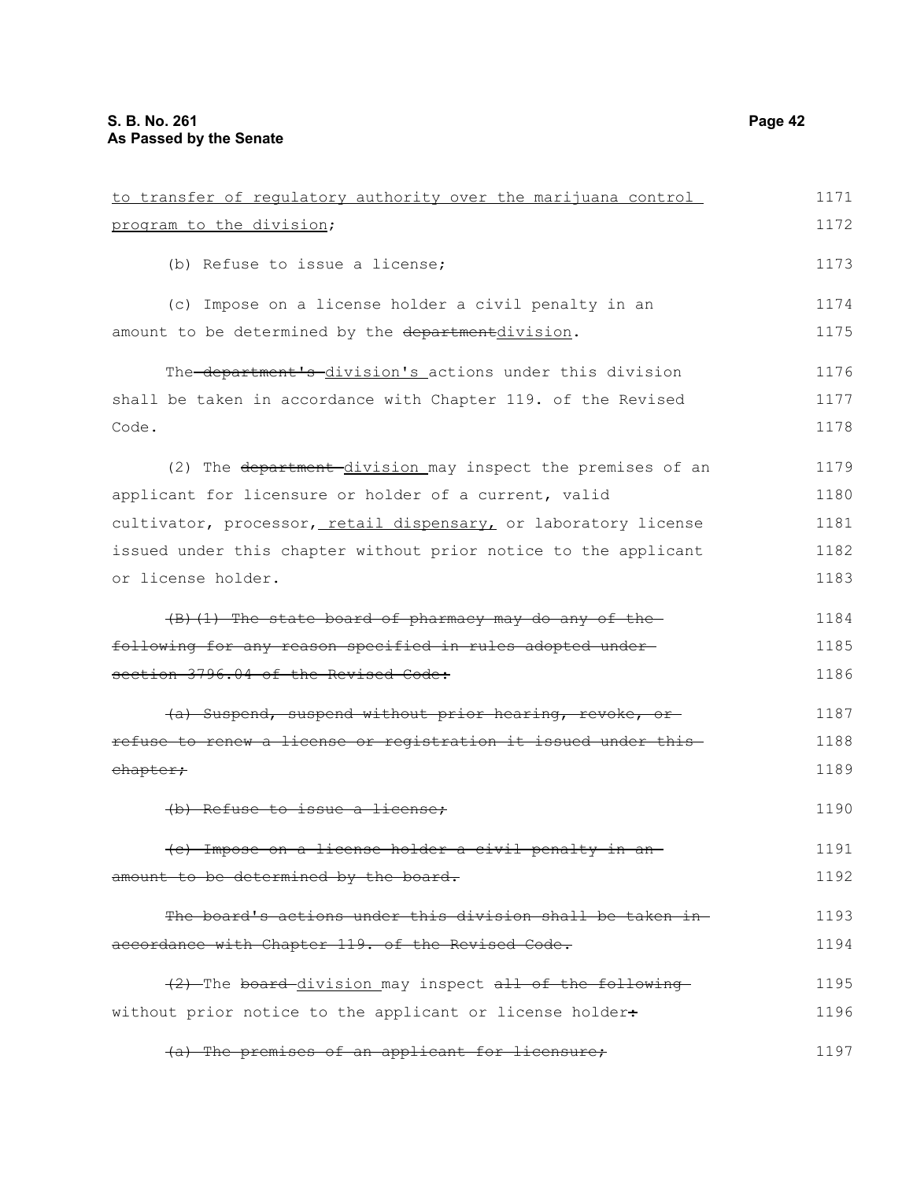to transfer of regulatory authority over the marijuana control program to the division;

(b) Refuse to issue a license;

(c) Impose on a license holder a civil penalty in an amount to be determined by the ~~department~~division.

The ~~department's~~ division's actions under this division shall be taken in accordance with Chapter 119. of the Revised Code.

(2) The ~~department~~ division may inspect the premises of an applicant for licensure or holder of a current, valid cultivator, processor, retail dispensary, or laboratory license issued under this chapter without prior notice to the applicant or license holder.

~~(B)(1) The state board of pharmacy may do any of the following for any reason specified in rules adopted under section 3796.04 of the Revised Code:~~

~~(a) Suspend, suspend without prior hearing, revoke, or refuse to renew a license or registration it issued under this chapter;~~

~~(b) Refuse to issue a license;~~

~~(c) Impose on a license holder a civil penalty in an amount to be determined by the board.~~

~~The board's actions under this division shall be taken in accordance with Chapter 119. of the Revised Code.~~

~~(2)~~ The ~~board~~ division may inspect ~~all of the following~~ without prior notice to the applicant or license holder~~:~~

~~(a) The premises of an applicant for licensure;~~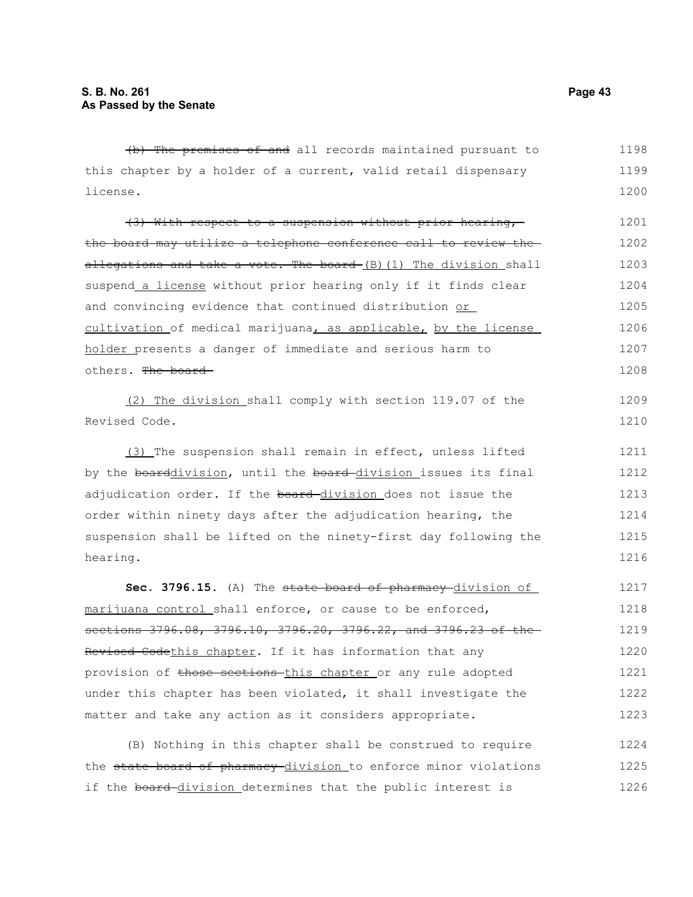(b) The premises of and all records maintained pursuant to this chapter by a holder of a current, valid retail dispensary license.

(3) With respect to a suspension without prior hearing, the board may utilize a telephone conference call to review the allegations and take a vote. The board (B)(1) The division shall suspend a license without prior hearing only if it finds clear and convincing evidence that continued distribution or cultivation of medical marijuana, as applicable, by the license holder presents a danger of immediate and serious harm to others. The board

(2) The division shall comply with section 119.07 of the Revised Code.

(3) The suspension shall remain in effect, unless lifted by the boarddivision, until the board division issues its final adjudication order. If the board division does not issue the order within ninety days after the adjudication hearing, the suspension shall be lifted on the ninety-first day following the hearing.

**Sec. 3796.15.** (A) The state board of pharmacy division of marijuana control shall enforce, or cause to be enforced, sections 3796.08, 3796.10, 3796.20, 3796.22, and 3796.23 of the Revised Codethis chapter. If it has information that any provision of those sections this chapter or any rule adopted under this chapter has been violated, it shall investigate the matter and take any action as it considers appropriate.

(B) Nothing in this chapter shall be construed to require the state board of pharmacy division to enforce minor violations if the board division determines that the public interest is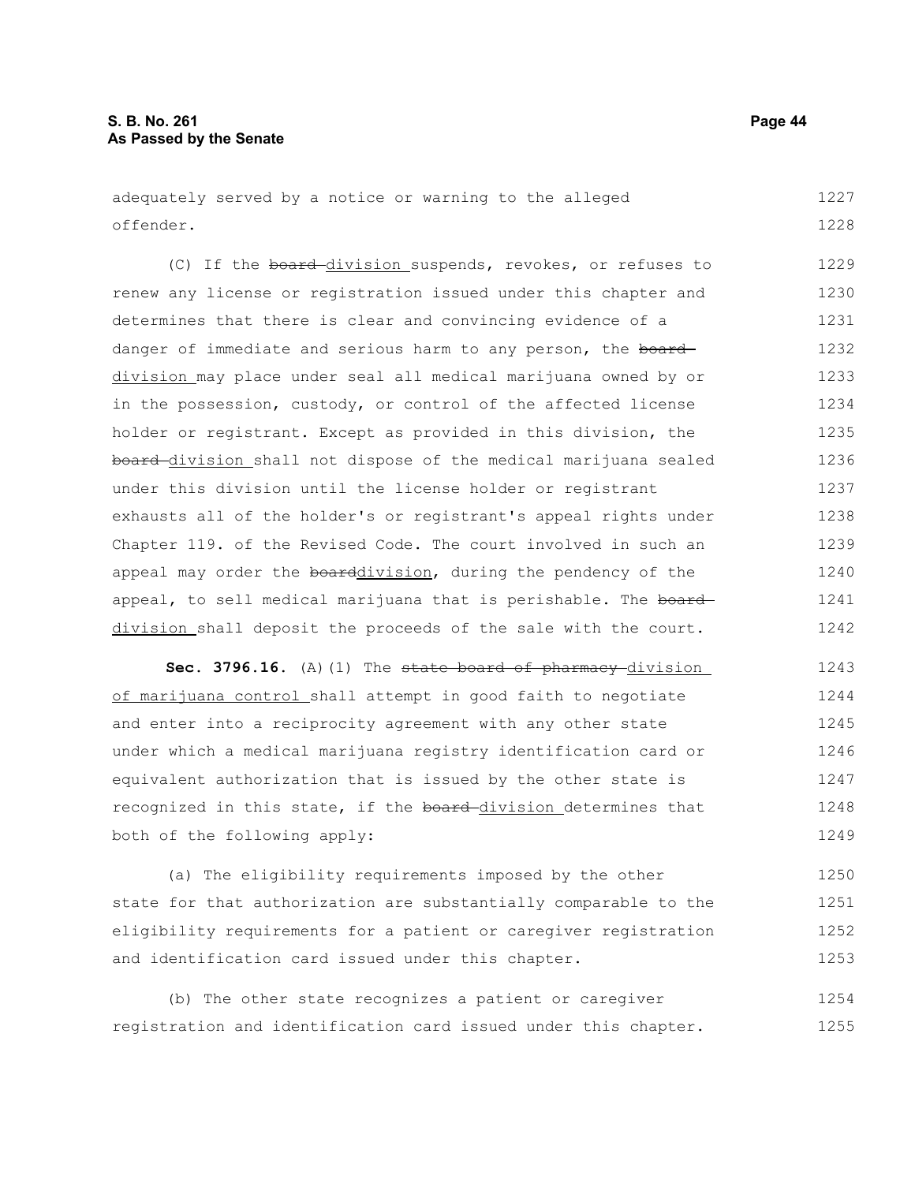adequately served by a notice or warning to the alleged offender.

(C) If the ~~board~~ <u>division</u> suspends, revokes, or refuses to renew any license or registration issued under this chapter and determines that there is clear and convincing evidence of a danger of immediate and serious harm to any person, the ~~board~~ <u>division</u> may place under seal all medical marijuana owned by or in the possession, custody, or control of the affected license holder or registrant. Except as provided in this division, the ~~board~~ <u>division</u> shall not dispose of the medical marijuana sealed under this division until the license holder or registrant exhausts all of the holder's or registrant's appeal rights under Chapter 119. of the Revised Code. The court involved in such an appeal may order the ~~board~~<u>division</u>, during the pendency of the appeal, to sell medical marijuana that is perishable. The ~~board~~ <u>division</u> shall deposit the proceeds of the sale with the court.

**Sec. 3796.16.** (A)(1) The ~~state board of pharmacy~~ <u>division of marijuana control</u> shall attempt in good faith to negotiate and enter into a reciprocity agreement with any other state under which a medical marijuana registry identification card or equivalent authorization that is issued by the other state is recognized in this state, if the ~~board~~ <u>division</u> determines that both of the following apply:

(a) The eligibility requirements imposed by the other state for that authorization are substantially comparable to the eligibility requirements for a patient or caregiver registration and identification card issued under this chapter.

(b) The other state recognizes a patient or caregiver registration and identification card issued under this chapter.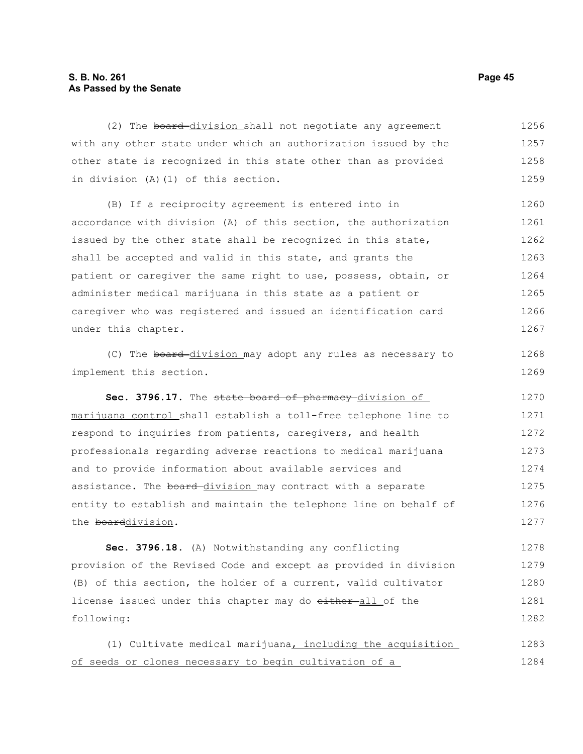(2) The ~~board~~ division shall not negotiate any agreement with any other state under which an authorization issued by the other state is recognized in this state other than as provided in division (A)(1) of this section.

(B) If a reciprocity agreement is entered into in accordance with division (A) of this section, the authorization issued by the other state shall be recognized in this state, shall be accepted and valid in this state, and grants the patient or caregiver the same right to use, possess, obtain, or administer medical marijuana in this state as a patient or caregiver who was registered and issued an identification card under this chapter.

(C) The ~~board~~ division may adopt any rules as necessary to implement this section.

**Sec. 3796.17.** The ~~state board of pharmacy~~ division of marijuana control shall establish a toll-free telephone line to respond to inquiries from patients, caregivers, and health professionals regarding adverse reactions to medical marijuana and to provide information about available services and assistance. The ~~board~~ division may contract with a separate entity to establish and maintain the telephone line on behalf of the ~~board~~division.

**Sec. 3796.18.** (A) Notwithstanding any conflicting provision of the Revised Code and except as provided in division (B) of this section, the holder of a current, valid cultivator license issued under this chapter may do ~~either~~ all of the following:

(1) Cultivate medical marijuana, including the acquisition of seeds or clones necessary to begin cultivation of a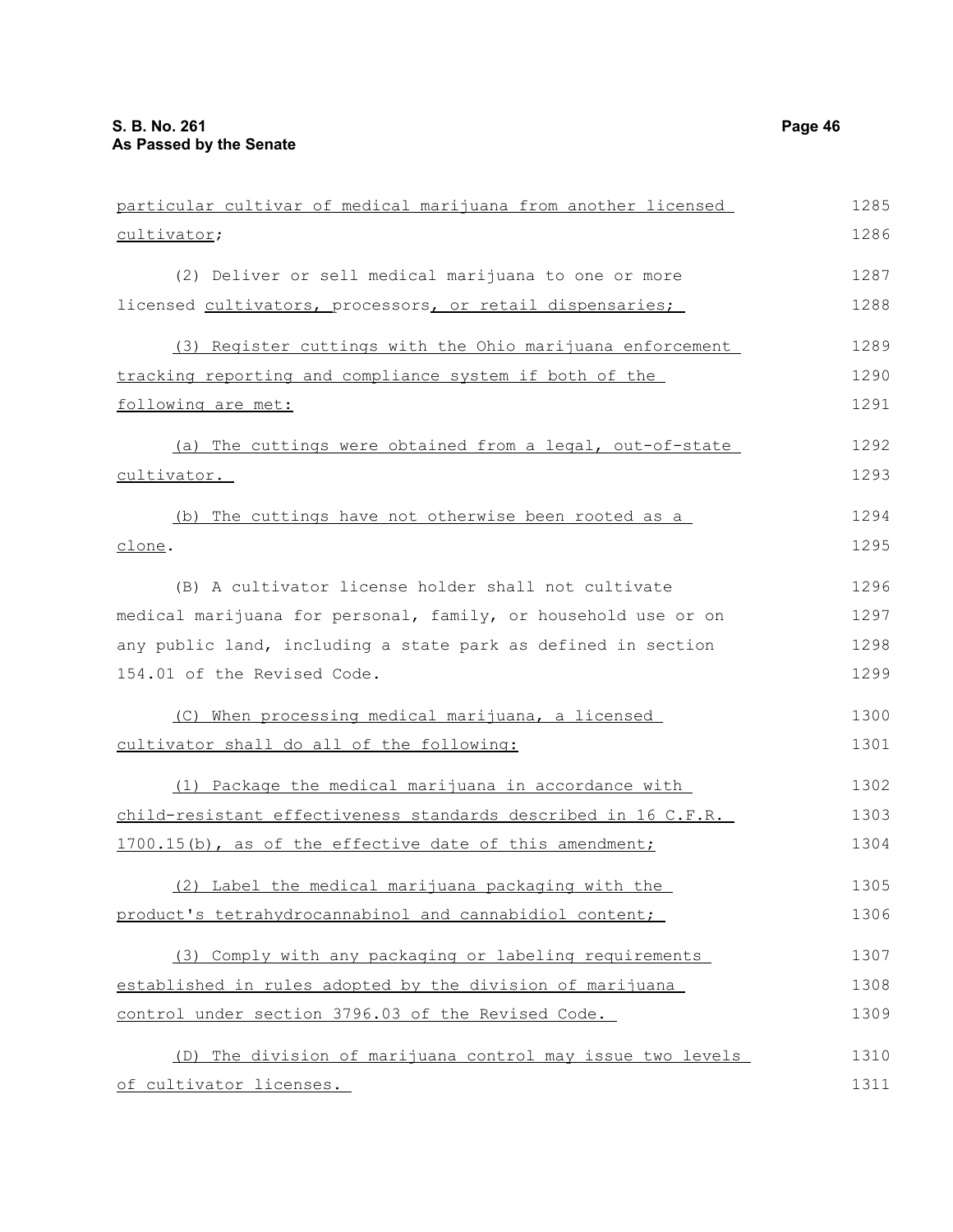particular cultivar of medical marijuana from another licensed cultivator;

(2) Deliver or sell medical marijuana to one or more licensed cultivators, processors, or retail dispensaries;

(3) Register cuttings with the Ohio marijuana enforcement tracking reporting and compliance system if both of the following are met:

(a) The cuttings were obtained from a legal, out-of-state cultivator.

(b) The cuttings have not otherwise been rooted as a clone.

(B) A cultivator license holder shall not cultivate medical marijuana for personal, family, or household use or on any public land, including a state park as defined in section 154.01 of the Revised Code.

(C) When processing medical marijuana, a licensed cultivator shall do all of the following:

(1) Package the medical marijuana in accordance with child-resistant effectiveness standards described in 16 C.F.R. 1700.15(b), as of the effective date of this amendment;

(2) Label the medical marijuana packaging with the product's tetrahydrocannabinol and cannabidiol content;

(3) Comply with any packaging or labeling requirements established in rules adopted by the division of marijuana control under section 3796.03 of the Revised Code.

(D) The division of marijuana control may issue two levels of cultivator licenses.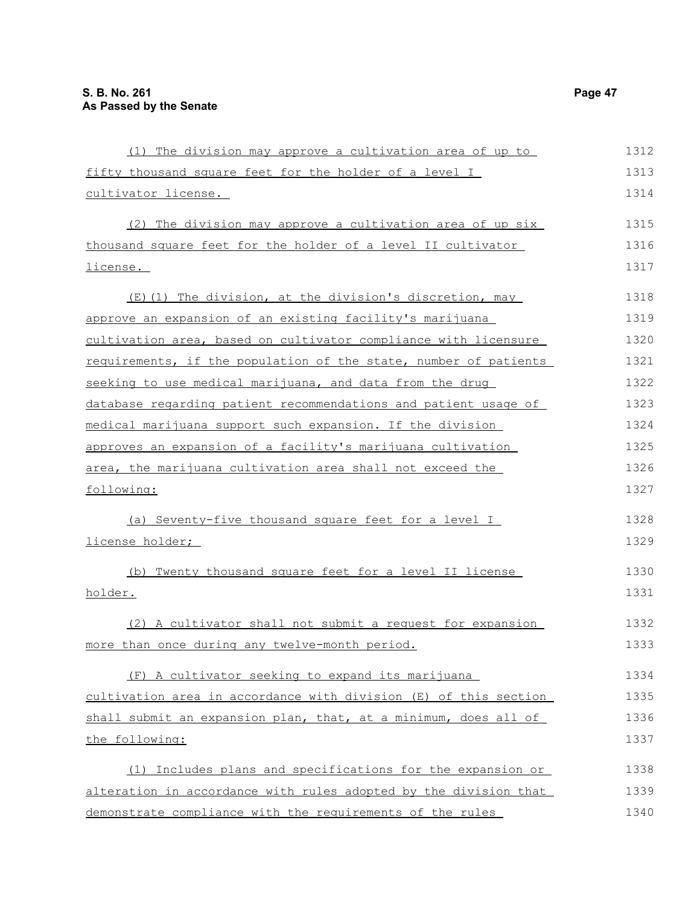(1) The division may approve a cultivation area of up to fifty thousand square feet for the holder of a level I cultivator license.

(2) The division may approve a cultivation area of up six thousand square feet for the holder of a level II cultivator license.

(E)(1) The division, at the division's discretion, may approve an expansion of an existing facility's marijuana cultivation area, based on cultivator compliance with licensure requirements, if the population of the state, number of patients seeking to use medical marijuana, and data from the drug database regarding patient recommendations and patient usage of medical marijuana support such expansion. If the division approves an expansion of a facility's marijuana cultivation area, the marijuana cultivation area shall not exceed the following:

(a) Seventy-five thousand square feet for a level I license holder;

(b) Twenty thousand square feet for a level II license holder.

(2) A cultivator shall not submit a request for expansion more than once during any twelve-month period.

(F) A cultivator seeking to expand its marijuana cultivation area in accordance with division (E) of this section shall submit an expansion plan, that, at a minimum, does all of the following:

(1) Includes plans and specifications for the expansion or alteration in accordance with rules adopted by the division that demonstrate compliance with the requirements of the rules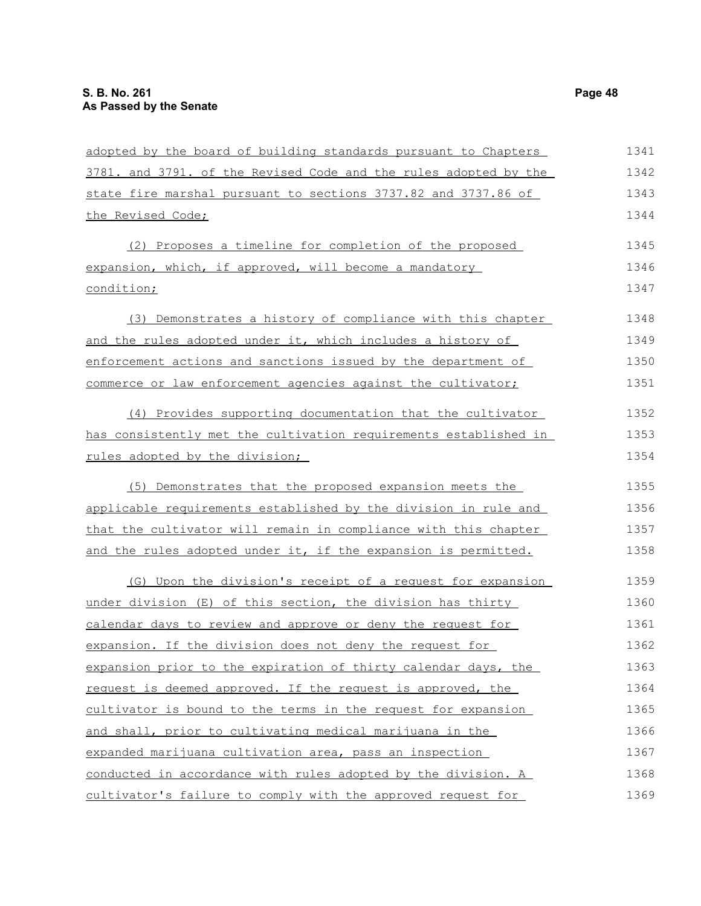adopted by the board of building standards pursuant to Chapters 3781. and 3791. of the Revised Code and the rules adopted by the state fire marshal pursuant to sections 3737.82 and 3737.86 of the Revised Code;

(2) Proposes a timeline for completion of the proposed expansion, which, if approved, will become a mandatory condition;

(3) Demonstrates a history of compliance with this chapter and the rules adopted under it, which includes a history of enforcement actions and sanctions issued by the department of commerce or law enforcement agencies against the cultivator;

(4) Provides supporting documentation that the cultivator has consistently met the cultivation requirements established in rules adopted by the division;

(5) Demonstrates that the proposed expansion meets the applicable requirements established by the division in rule and that the cultivator will remain in compliance with this chapter and the rules adopted under it, if the expansion is permitted.

(G) Upon the division's receipt of a request for expansion under division (E) of this section, the division has thirty calendar days to review and approve or deny the request for expansion. If the division does not deny the request for expansion prior to the expiration of thirty calendar days, the request is deemed approved. If the request is approved, the cultivator is bound to the terms in the request for expansion and shall, prior to cultivating medical marijuana in the expanded marijuana cultivation area, pass an inspection conducted in accordance with rules adopted by the division. A cultivator's failure to comply with the approved request for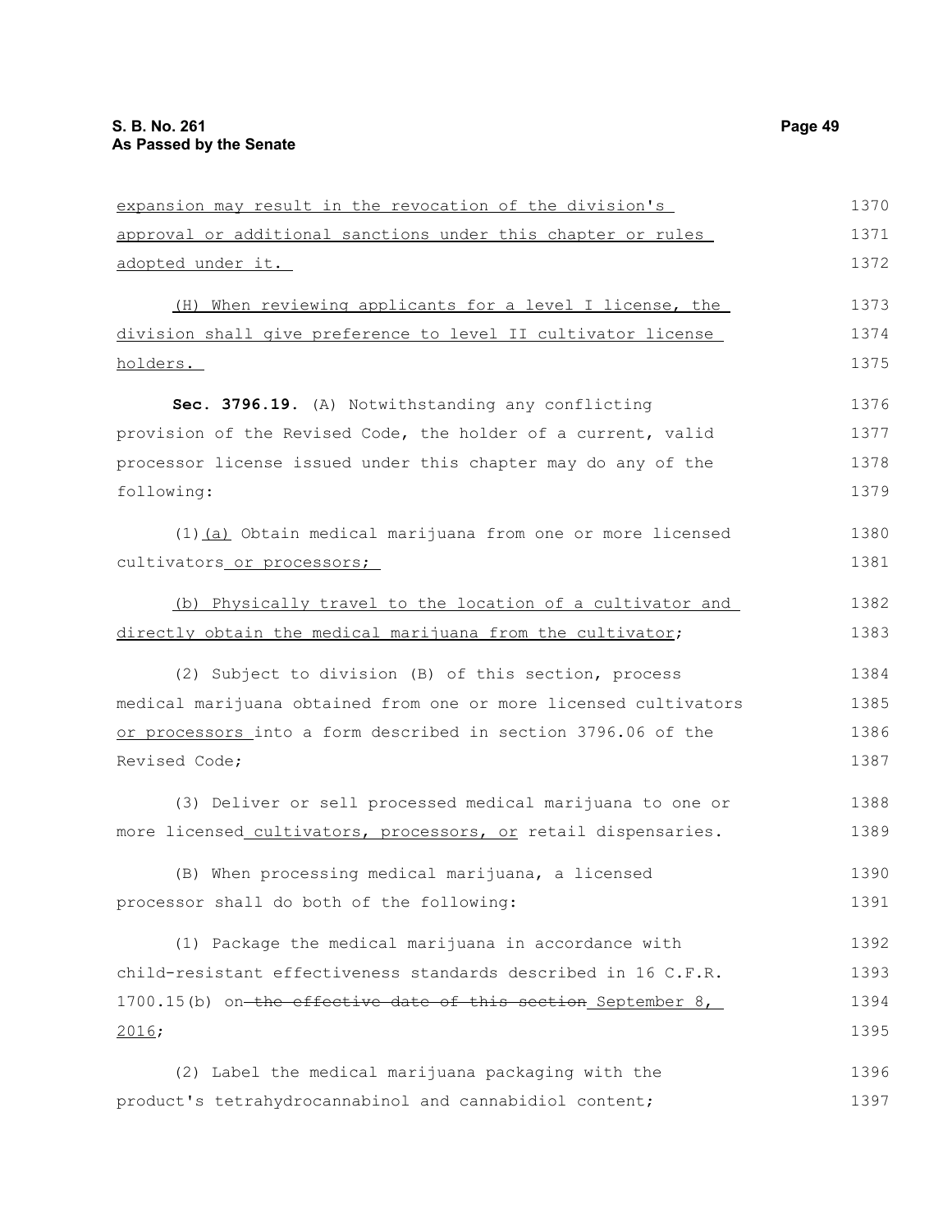expansion may result in the revocation of the division's approval or additional sanctions under this chapter or rules adopted under it.

(H) When reviewing applicants for a level I license, the division shall give preference to level II cultivator license holders.

**Sec. 3796.19.** (A) Notwithstanding any conflicting provision of the Revised Code, the holder of a current, valid processor license issued under this chapter may do any of the following:

(1) (a) Obtain medical marijuana from one or more licensed cultivators or processors;

(b) Physically travel to the location of a cultivator and directly obtain the medical marijuana from the cultivator;

(2) Subject to division (B) of this section, process medical marijuana obtained from one or more licensed cultivators or processors into a form described in section 3796.06 of the Revised Code;

(3) Deliver or sell processed medical marijuana to one or more licensed cultivators, processors, or retail dispensaries.

(B) When processing medical marijuana, a licensed processor shall do both of the following:

(1) Package the medical marijuana in accordance with child-resistant effectiveness standards described in 16 C.F.R. 1700.15(b) on ~~the effective date of this section~~ September 8, 2016;

(2) Label the medical marijuana packaging with the product's tetrahydrocannabinol and cannabidiol content;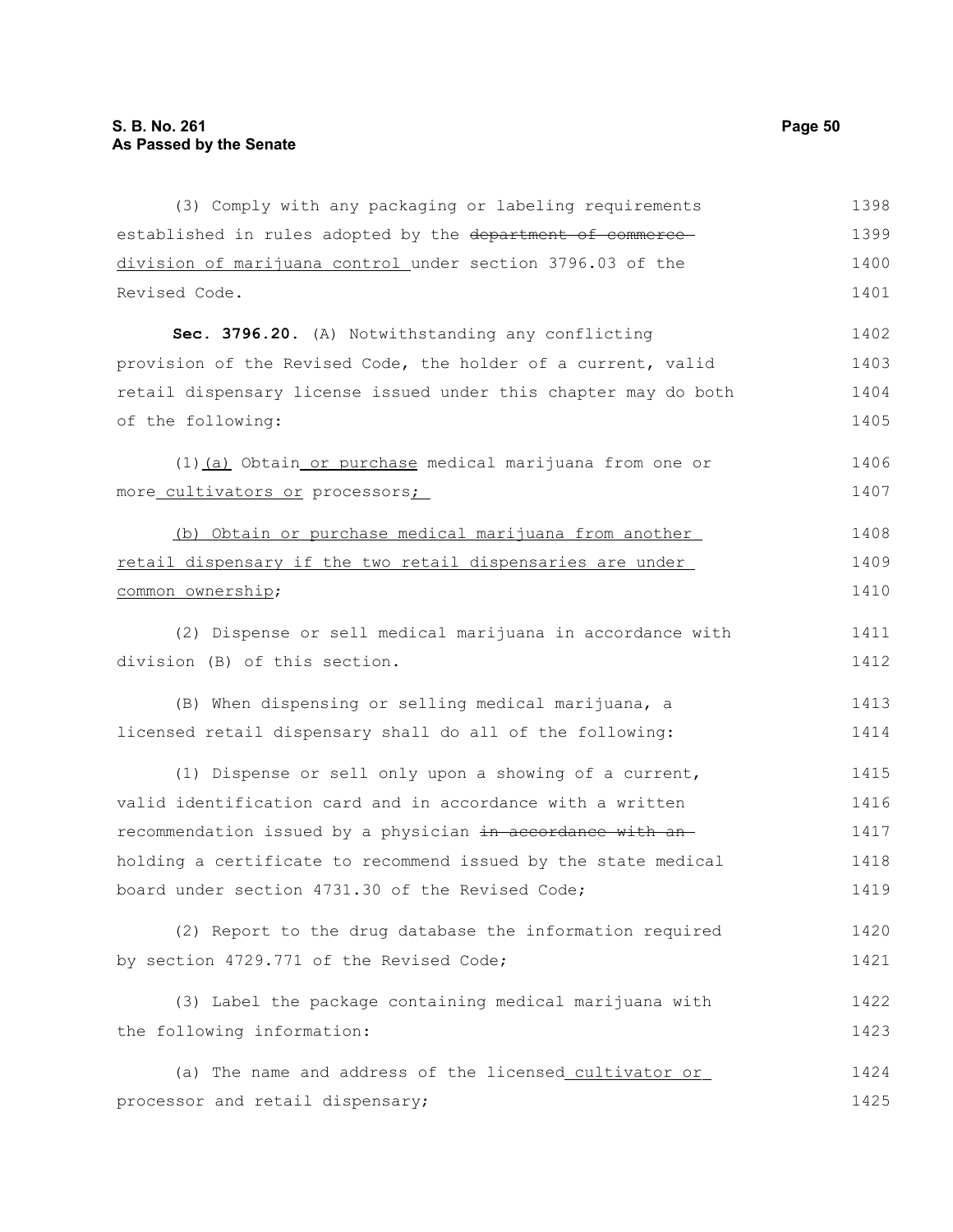(3) Comply with any packaging or labeling requirements established in rules adopted by the ~~department of commerce~~ division of marijuana control under section 3796.03 of the Revised Code.

**Sec. 3796.20.** (A) Notwithstanding any conflicting provision of the Revised Code, the holder of a current, valid retail dispensary license issued under this chapter may do both of the following:

(1) (a) Obtain or purchase medical marijuana from one or more cultivators or processors;

(b) Obtain or purchase medical marijuana from another retail dispensary if the two retail dispensaries are under common ownership;

(2) Dispense or sell medical marijuana in accordance with division (B) of this section.

(B) When dispensing or selling medical marijuana, a licensed retail dispensary shall do all of the following:

(1) Dispense or sell only upon a showing of a current, valid identification card and in accordance with a written recommendation issued by a physician ~~in accordance with an~~ holding a certificate to recommend issued by the state medical board under section 4731.30 of the Revised Code;

(2) Report to the drug database the information required by section 4729.771 of the Revised Code;

(3) Label the package containing medical marijuana with the following information:

(a) The name and address of the licensed cultivator or processor and retail dispensary;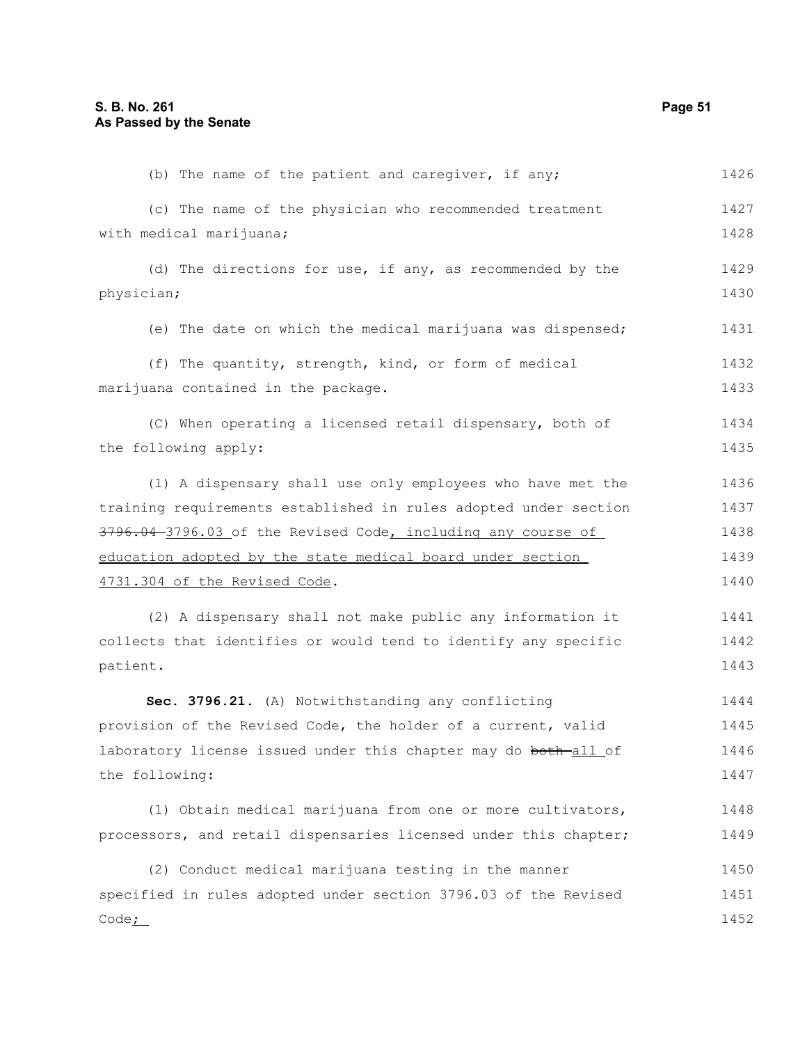(b) The name of the patient and caregiver, if any;

(c) The name of the physician who recommended treatment with medical marijuana;

(d) The directions for use, if any, as recommended by the physician;

(e) The date on which the medical marijuana was dispensed;

(f) The quantity, strength, kind, or form of medical marijuana contained in the package.

(C) When operating a licensed retail dispensary, both of the following apply:

(1) A dispensary shall use only employees who have met the training requirements established in rules adopted under section ~~3796.04~~ 3796.03 of the Revised Code, including any course of education adopted by the state medical board under section 4731.304 of the Revised Code.

(2) A dispensary shall not make public any information it collects that identifies or would tend to identify any specific patient.

**Sec. 3796.21.** (A) Notwithstanding any conflicting provision of the Revised Code, the holder of a current, valid laboratory license issued under this chapter may do ~~both~~ all of the following:

(1) Obtain medical marijuana from one or more cultivators, processors, and retail dispensaries licensed under this chapter;

(2) Conduct medical marijuana testing in the manner specified in rules adopted under section 3796.03 of the Revised Code;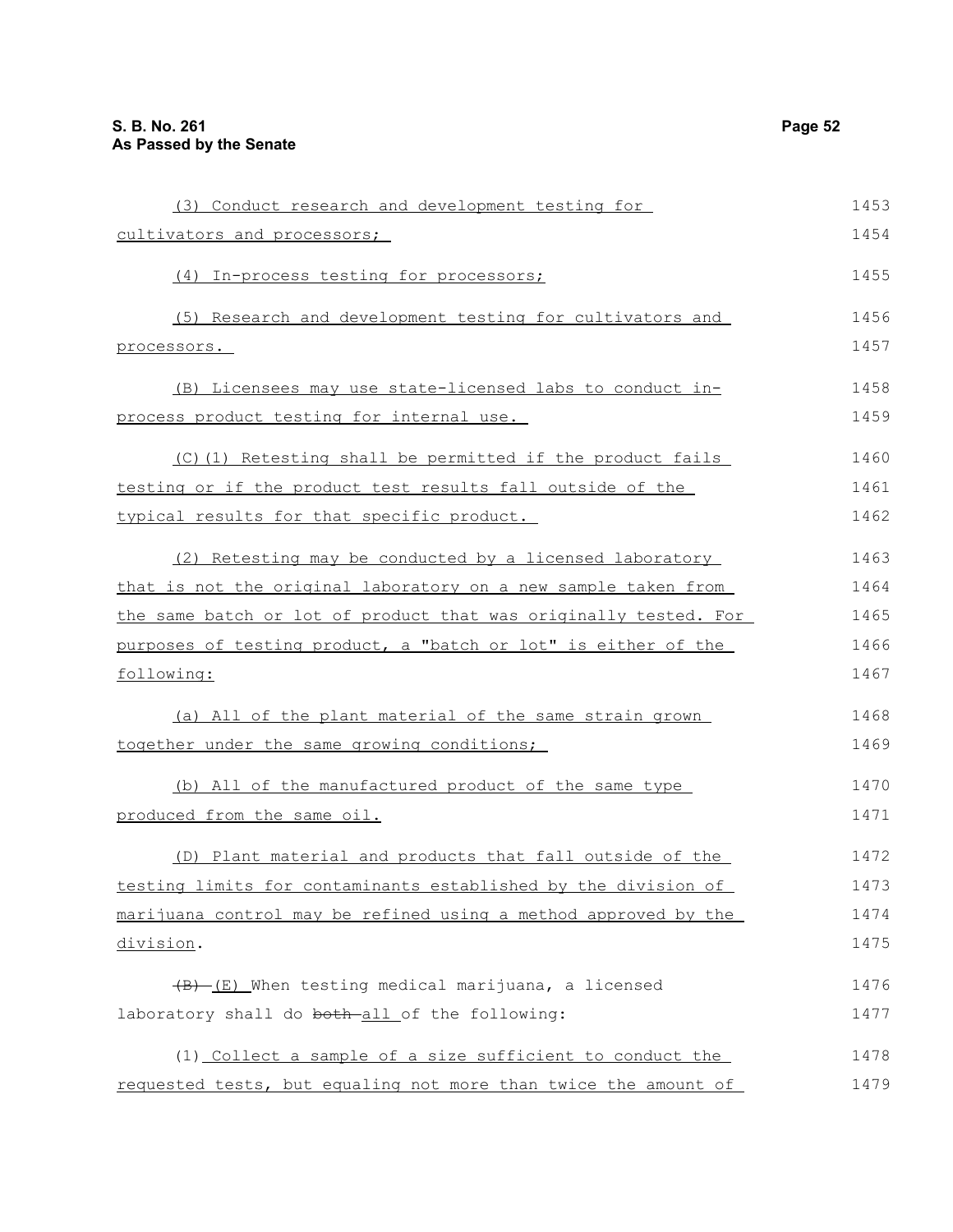(3) Conduct research and development testing for cultivators and processors;

(4) In-process testing for processors;

(5) Research and development testing for cultivators and processors.

(B) Licensees may use state-licensed labs to conduct in-process product testing for internal use.

(C)(1) Retesting shall be permitted if the product fails testing or if the product test results fall outside of the typical results for that specific product.

(2) Retesting may be conducted by a licensed laboratory that is not the original laboratory on a new sample taken from the same batch or lot of product that was originally tested. For purposes of testing product, a "batch or lot" is either of the following:

(a) All of the plant material of the same strain grown together under the same growing conditions;

(b) All of the manufactured product of the same type produced from the same oil.

(D) Plant material and products that fall outside of the testing limits for contaminants established by the division of marijuana control may be refined using a method approved by the division.

~~(B)~~ (E) When testing medical marijuana, a licensed laboratory shall do ~~both~~ all of the following:

(1) Collect a sample of a size sufficient to conduct the requested tests, but equaling not more than twice the amount of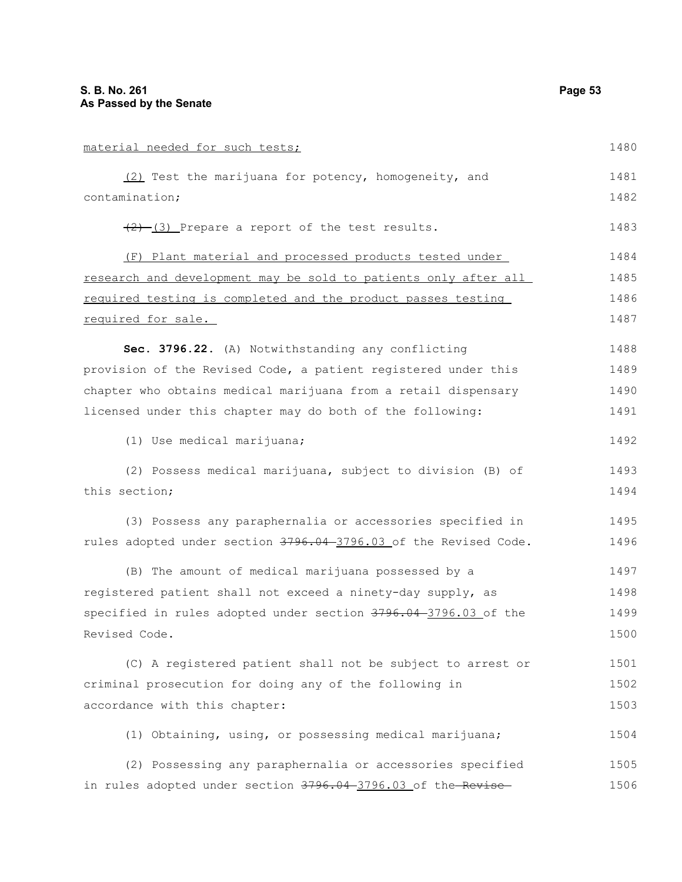material needed for such tests;

(2) Test the marijuana for potency, homogeneity, and contamination;

~~(2)~~ (3) Prepare a report of the test results.

(F) Plant material and processed products tested under research and development may be sold to patients only after all required testing is completed and the product passes testing required for sale.

**Sec. 3796.22.** (A) Notwithstanding any conflicting provision of the Revised Code, a patient registered under this chapter who obtains medical marijuana from a retail dispensary licensed under this chapter may do both of the following:

(1) Use medical marijuana;

(2) Possess medical marijuana, subject to division (B) of this section;

(3) Possess any paraphernalia or accessories specified in rules adopted under section ~~3796.04~~ 3796.03 of the Revised Code.

(B) The amount of medical marijuana possessed by a registered patient shall not exceed a ninety-day supply, as specified in rules adopted under section ~~3796.04~~ 3796.03 of the Revised Code.

(C) A registered patient shall not be subject to arrest or criminal prosecution for doing any of the following in accordance with this chapter:

(1) Obtaining, using, or possessing medical marijuana;

(2) Possessing any paraphernalia or accessories specified in rules adopted under section ~~3796.04~~ 3796.03 of the ~~Revise~~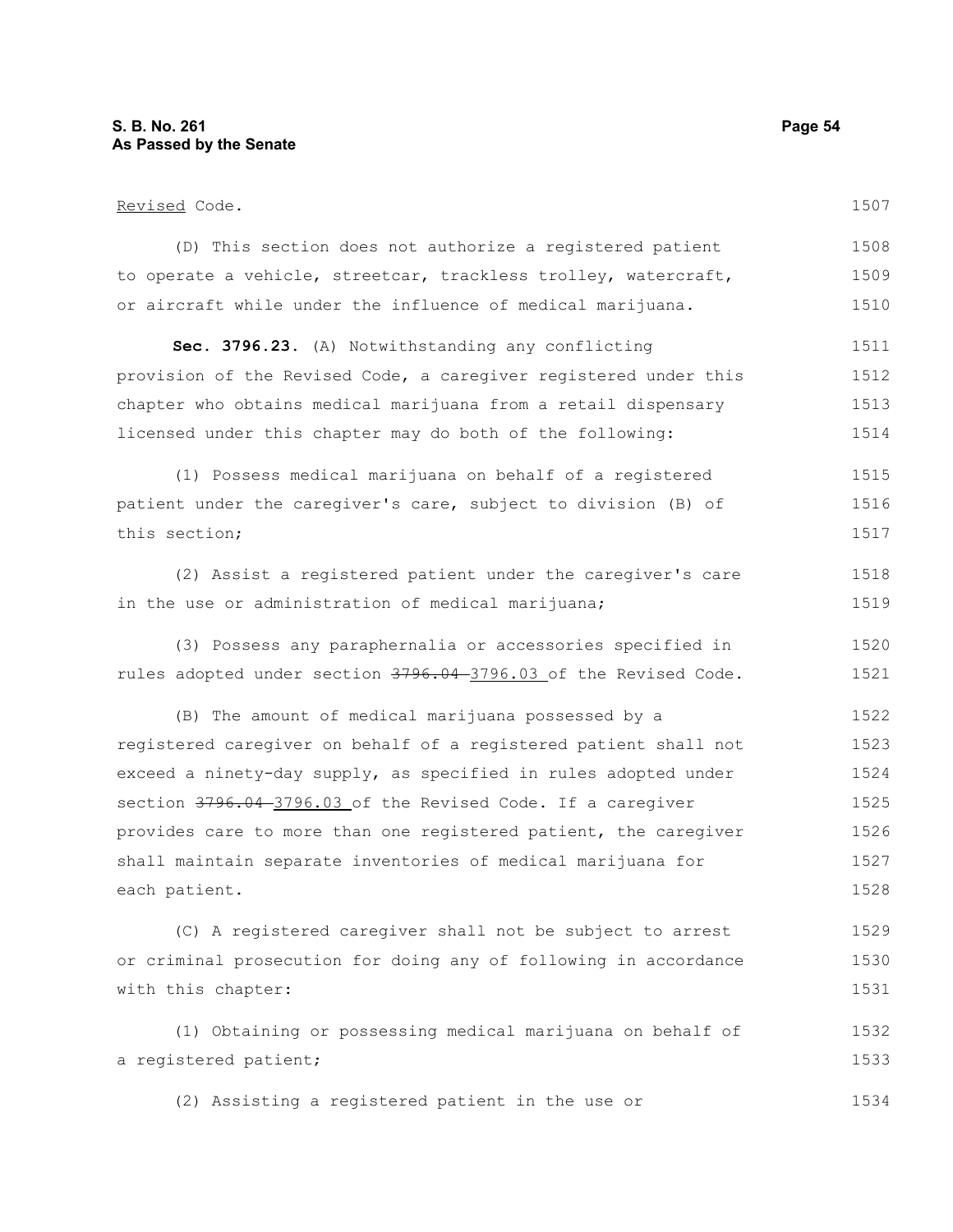Revised Code.

(D) This section does not authorize a registered patient to operate a vehicle, streetcar, trackless trolley, watercraft, or aircraft while under the influence of medical marijuana.

**Sec. 3796.23.** (A) Notwithstanding any conflicting provision of the Revised Code, a caregiver registered under this chapter who obtains medical marijuana from a retail dispensary licensed under this chapter may do both of the following:

(1) Possess medical marijuana on behalf of a registered patient under the caregiver's care, subject to division (B) of this section;

(2) Assist a registered patient under the caregiver's care in the use or administration of medical marijuana;

(3) Possess any paraphernalia or accessories specified in rules adopted under section ~~3796.04~~ 3796.03 of the Revised Code.

(B) The amount of medical marijuana possessed by a registered caregiver on behalf of a registered patient shall not exceed a ninety-day supply, as specified in rules adopted under section ~~3796.04~~ 3796.03 of the Revised Code. If a caregiver provides care to more than one registered patient, the caregiver shall maintain separate inventories of medical marijuana for each patient.

(C) A registered caregiver shall not be subject to arrest or criminal prosecution for doing any of following in accordance with this chapter:

(1) Obtaining or possessing medical marijuana on behalf of a registered patient;

(2) Assisting a registered patient in the use or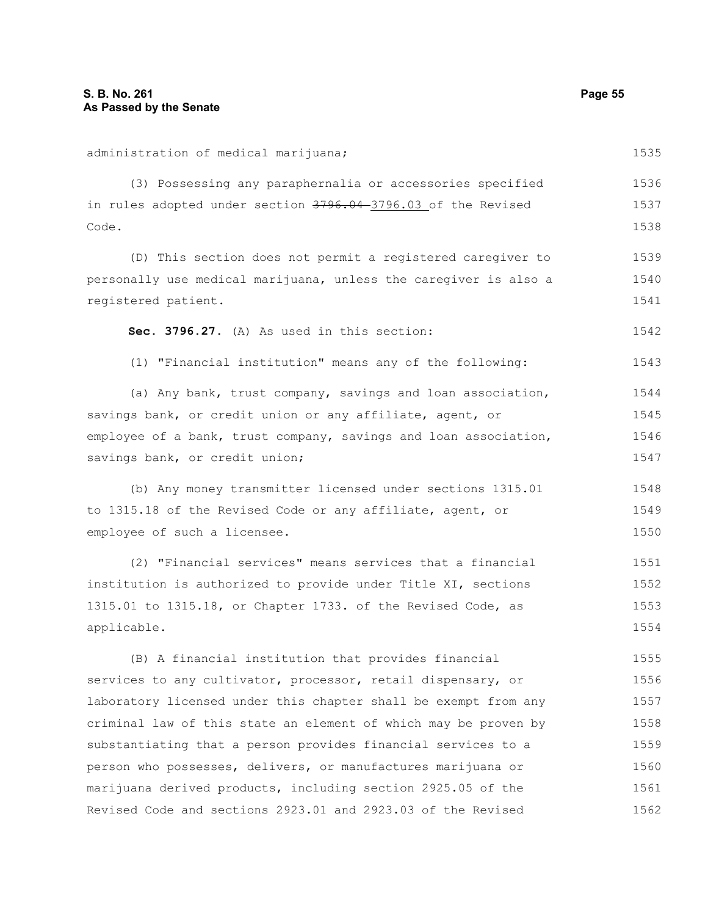administration of medical marijuana;

(3) Possessing any paraphernalia or accessories specified in rules adopted under section ~~3796.04~~ 3796.03 of the Revised Code.

(D) This section does not permit a registered caregiver to personally use medical marijuana, unless the caregiver is also a registered patient.

**Sec. 3796.27.** (A) As used in this section:

(1) "Financial institution" means any of the following:

(a) Any bank, trust company, savings and loan association, savings bank, or credit union or any affiliate, agent, or employee of a bank, trust company, savings and loan association, savings bank, or credit union;

(b) Any money transmitter licensed under sections 1315.01 to 1315.18 of the Revised Code or any affiliate, agent, or employee of such a licensee.

(2) "Financial services" means services that a financial institution is authorized to provide under Title XI, sections 1315.01 to 1315.18, or Chapter 1733. of the Revised Code, as applicable.

(B) A financial institution that provides financial services to any cultivator, processor, retail dispensary, or laboratory licensed under this chapter shall be exempt from any criminal law of this state an element of which may be proven by substantiating that a person provides financial services to a person who possesses, delivers, or manufactures marijuana or marijuana derived products, including section 2925.05 of the Revised Code and sections 2923.01 and 2923.03 of the Revised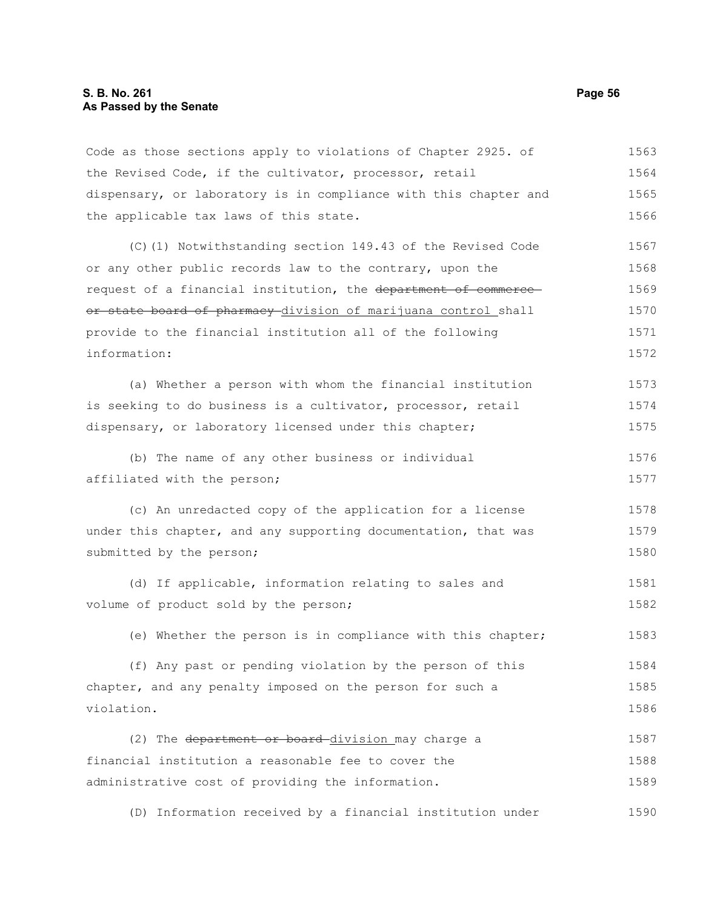Code as those sections apply to violations of Chapter 2925. of the Revised Code, if the cultivator, processor, retail dispensary, or laboratory is in compliance with this chapter and the applicable tax laws of this state.

(C)(1) Notwithstanding section 149.43 of the Revised Code or any other public records law to the contrary, upon the request of a financial institution, the ~~department of commerce or state board of pharmacy~~ division of marijuana control shall provide to the financial institution all of the following information:

(a) Whether a person with whom the financial institution is seeking to do business is a cultivator, processor, retail dispensary, or laboratory licensed under this chapter;

(b) The name of any other business or individual affiliated with the person;

(c) An unredacted copy of the application for a license under this chapter, and any supporting documentation, that was submitted by the person;

(d) If applicable, information relating to sales and volume of product sold by the person;

(e) Whether the person is in compliance with this chapter;

(f) Any past or pending violation by the person of this chapter, and any penalty imposed on the person for such a violation.

(2) The ~~department or board~~ division may charge a financial institution a reasonable fee to cover the administrative cost of providing the information.

(D) Information received by a financial institution under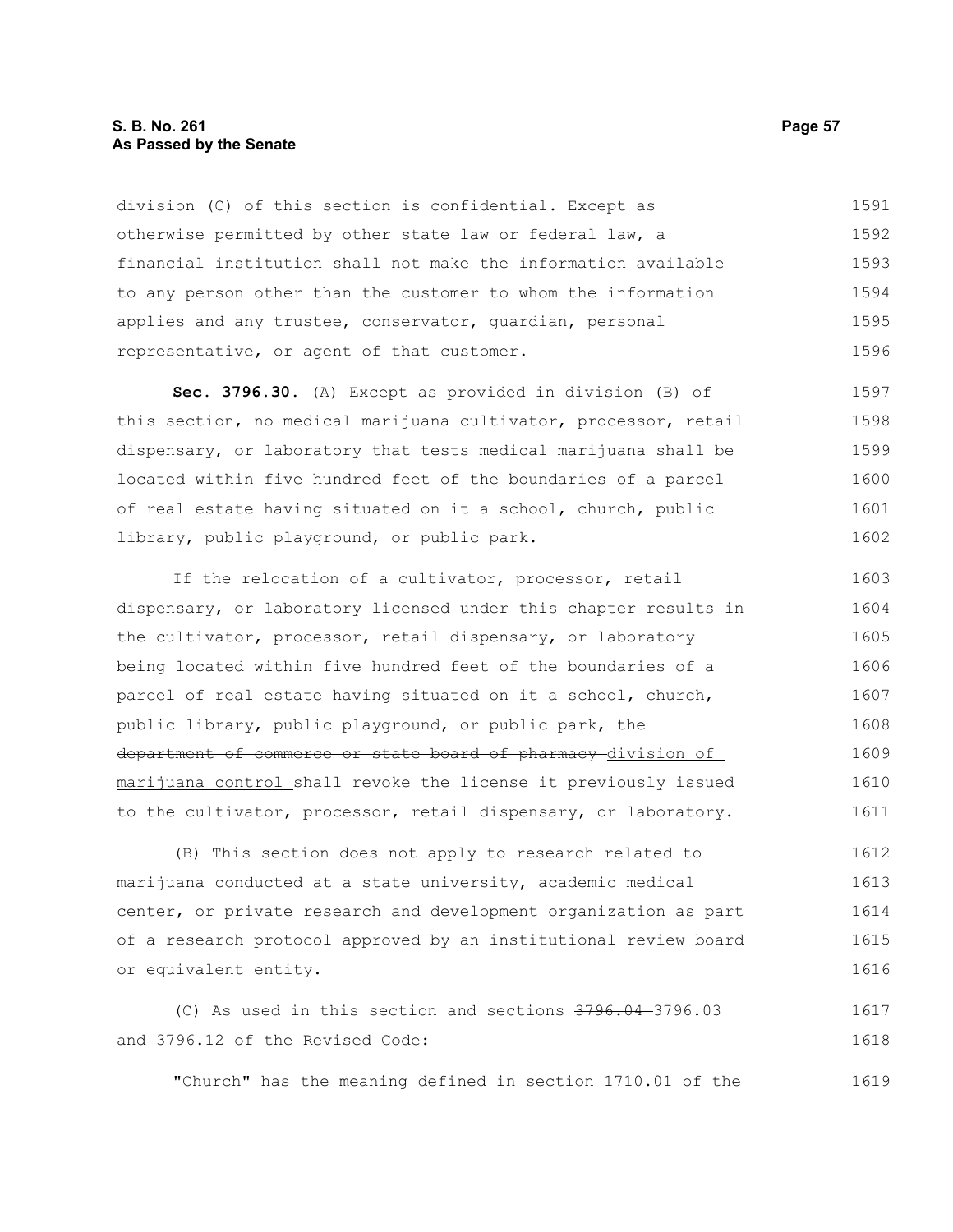division (C) of this section is confidential. Except as otherwise permitted by other state law or federal law, a financial institution shall not make the information available to any person other than the customer to whom the information applies and any trustee, conservator, guardian, personal representative, or agent of that customer.

**Sec. 3796.30.** (A) Except as provided in division (B) of this section, no medical marijuana cultivator, processor, retail dispensary, or laboratory that tests medical marijuana shall be located within five hundred feet of the boundaries of a parcel of real estate having situated on it a school, church, public library, public playground, or public park.

If the relocation of a cultivator, processor, retail dispensary, or laboratory licensed under this chapter results in the cultivator, processor, retail dispensary, or laboratory being located within five hundred feet of the boundaries of a parcel of real estate having situated on it a school, church, public library, public playground, or public park, the ~~department of commerce or state board of pharmacy~~ <u>division of marijuana control</u> shall revoke the license it previously issued to the cultivator, processor, retail dispensary, or laboratory.

(B) This section does not apply to research related to marijuana conducted at a state university, academic medical center, or private research and development organization as part of a research protocol approved by an institutional review board or equivalent entity.

(C) As used in this section and sections ~~3796.04~~ <u>3796.03</u> and 3796.12 of the Revised Code:

"Church" has the meaning defined in section 1710.01 of the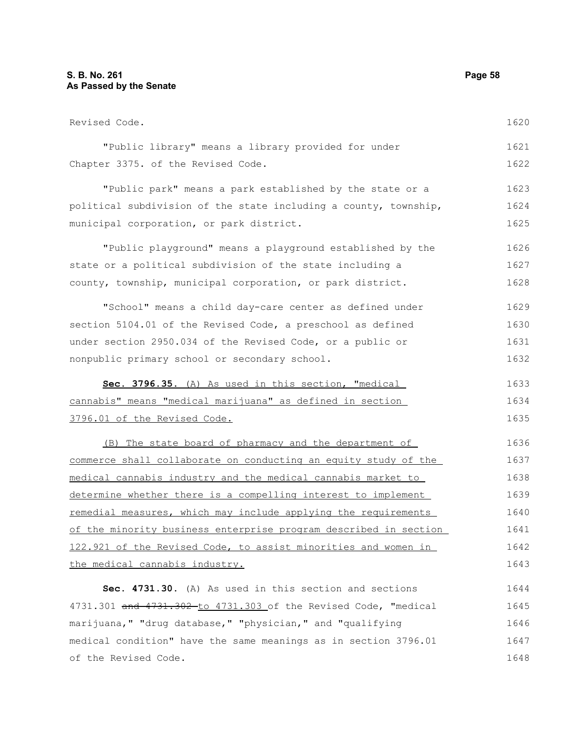Revised Code.

"Public library" means a library provided for under Chapter 3375. of the Revised Code.

"Public park" means a park established by the state or a political subdivision of the state including a county, township, municipal corporation, or park district.

"Public playground" means a playground established by the state or a political subdivision of the state including a county, township, municipal corporation, or park district.

"School" means a child day-care center as defined under section 5104.01 of the Revised Code, a preschool as defined under section 2950.034 of the Revised Code, or a public or nonpublic primary school or secondary school.

**Sec. 3796.35.** (A) As used in this section, "medical cannabis" means "medical marijuana" as defined in section 3796.01 of the Revised Code.

(B) The state board of pharmacy and the department of commerce shall collaborate on conducting an equity study of the medical cannabis industry and the medical cannabis market to determine whether there is a compelling interest to implement remedial measures, which may include applying the requirements of the minority business enterprise program described in section 122.921 of the Revised Code, to assist minorities and women in the medical cannabis industry.

**Sec. 4731.30.** (A) As used in this section and sections 4731.301 ~~and 4731.302~~ to 4731.303 of the Revised Code, "medical marijuana," "drug database," "physician," and "qualifying medical condition" have the same meanings as in section 3796.01 of the Revised Code.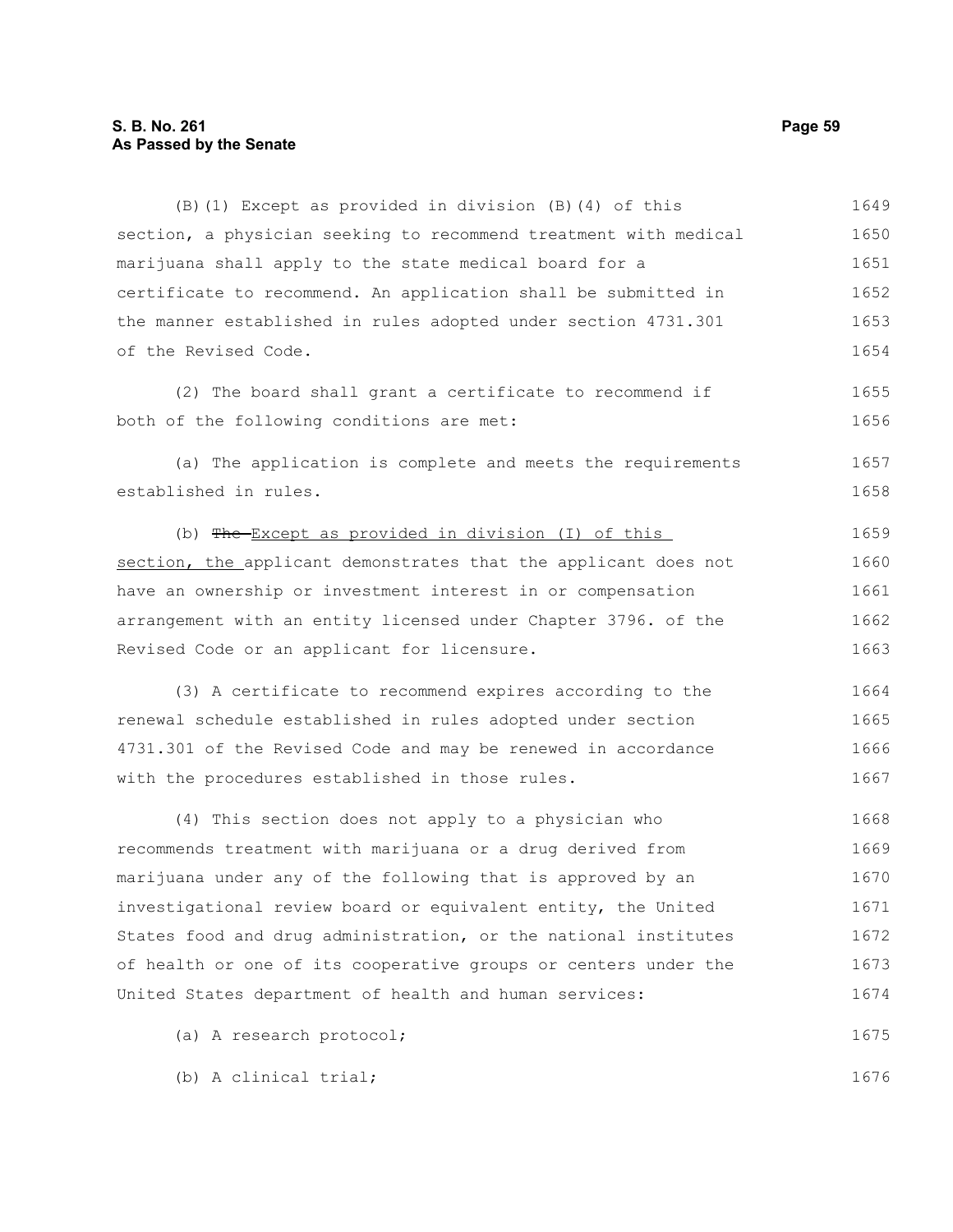(B)(1) Except as provided in division (B)(4) of this section, a physician seeking to recommend treatment with medical marijuana shall apply to the state medical board for a certificate to recommend. An application shall be submitted in the manner established in rules adopted under section 4731.301 of the Revised Code.

(2) The board shall grant a certificate to recommend if both of the following conditions are met:

(a) The application is complete and meets the requirements established in rules.

(b) ~~The~~ Except as provided in division (I) of this section, the applicant demonstrates that the applicant does not have an ownership or investment interest in or compensation arrangement with an entity licensed under Chapter 3796. of the Revised Code or an applicant for licensure.

(3) A certificate to recommend expires according to the renewal schedule established in rules adopted under section 4731.301 of the Revised Code and may be renewed in accordance with the procedures established in those rules.

(4) This section does not apply to a physician who recommends treatment with marijuana or a drug derived from marijuana under any of the following that is approved by an investigational review board or equivalent entity, the United States food and drug administration, or the national institutes of health or one of its cooperative groups or centers under the United States department of health and human services:

(a) A research protocol;

(b) A clinical trial;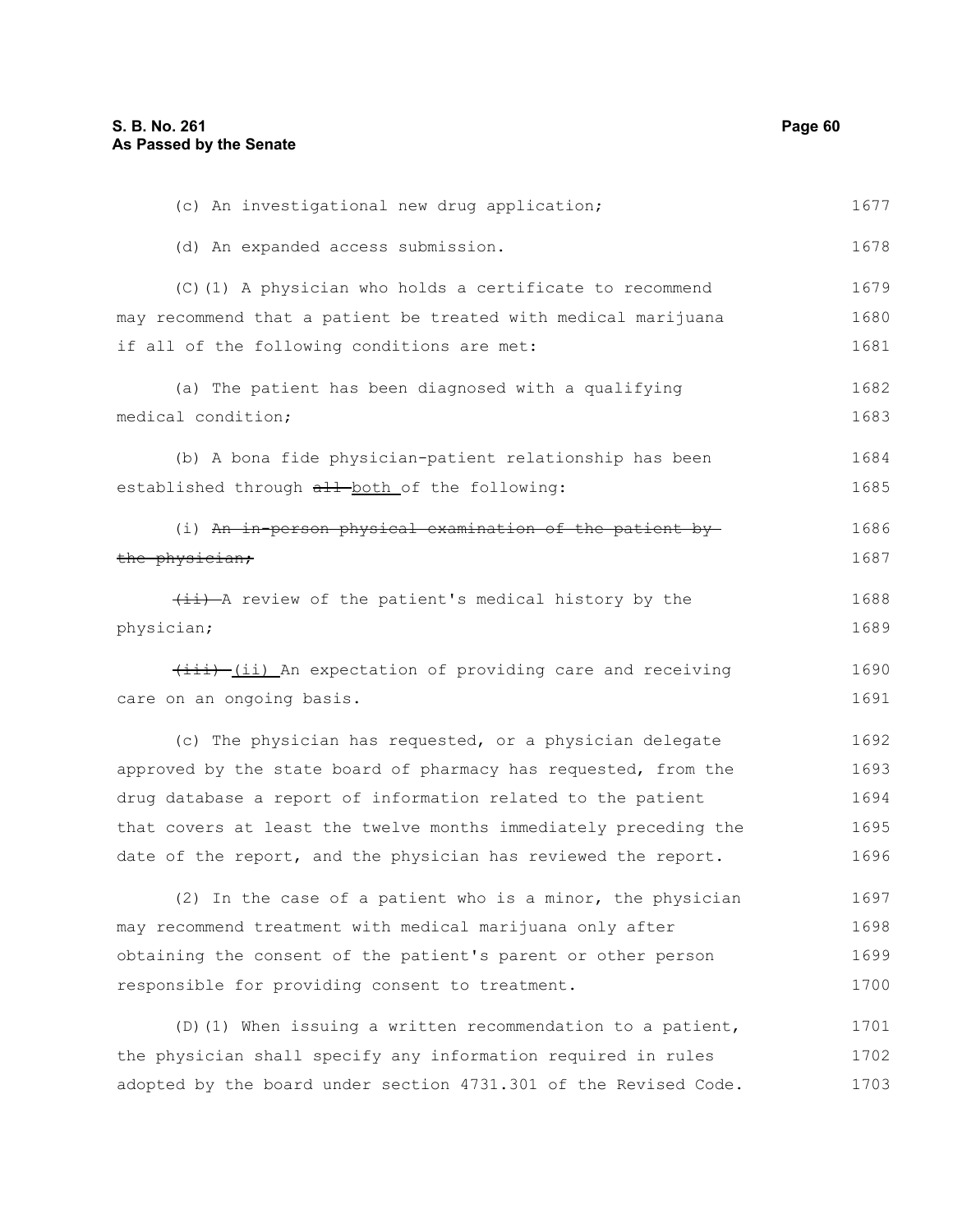(c) An investigational new drug application;

(d) An expanded access submission.

(C)(1) A physician who holds a certificate to recommend may recommend that a patient be treated with medical marijuana if all of the following conditions are met:

(a) The patient has been diagnosed with a qualifying medical condition;

(b) A bona fide physician-patient relationship has been established through ~~all~~ both of the following:

(i) ~~An in-person physical examination of the patient by the physician;~~

~~(ii)~~ A review of the patient's medical history by the physician;

~~(iii)~~ (ii) An expectation of providing care and receiving care on an ongoing basis.

(c) The physician has requested, or a physician delegate approved by the state board of pharmacy has requested, from the drug database a report of information related to the patient that covers at least the twelve months immediately preceding the date of the report, and the physician has reviewed the report.

(2) In the case of a patient who is a minor, the physician may recommend treatment with medical marijuana only after obtaining the consent of the patient's parent or other person responsible for providing consent to treatment.

(D)(1) When issuing a written recommendation to a patient, the physician shall specify any information required in rules adopted by the board under section 4731.301 of the Revised Code.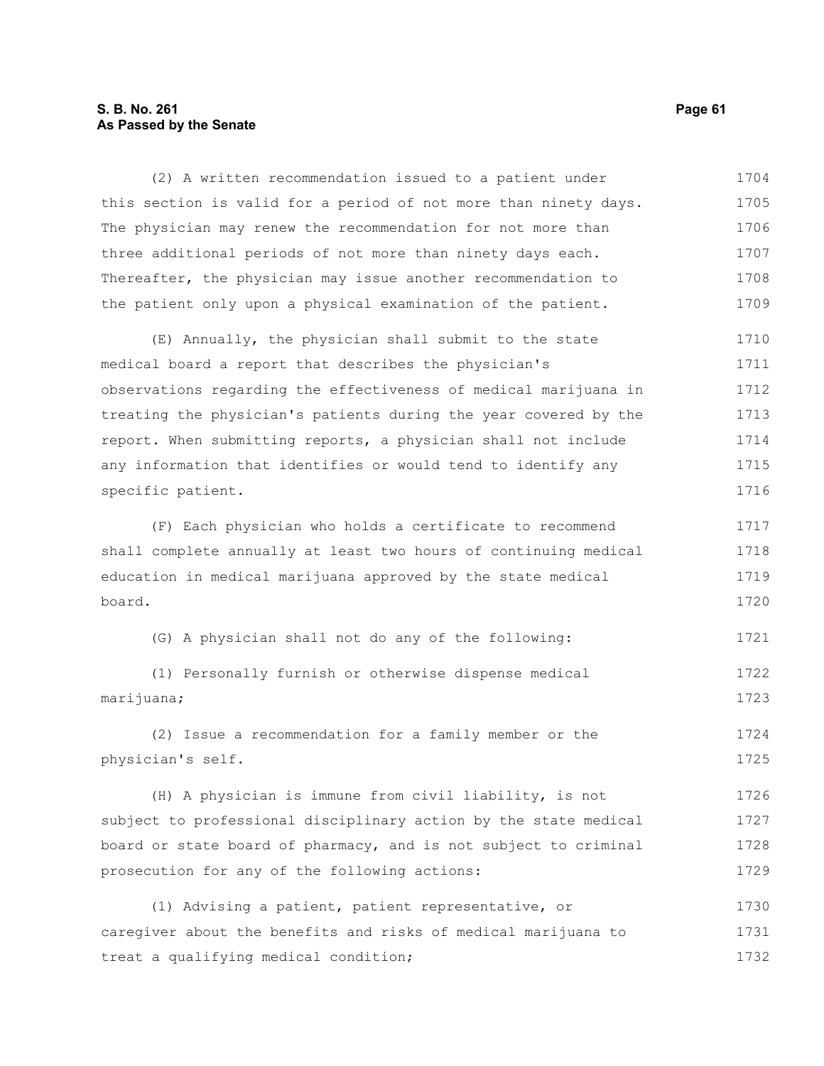(2) A written recommendation issued to a patient under this section is valid for a period of not more than ninety days. The physician may renew the recommendation for not more than three additional periods of not more than ninety days each. Thereafter, the physician may issue another recommendation to the patient only upon a physical examination of the patient.

(E) Annually, the physician shall submit to the state medical board a report that describes the physician's observations regarding the effectiveness of medical marijuana in treating the physician's patients during the year covered by the report. When submitting reports, a physician shall not include any information that identifies or would tend to identify any specific patient.

(F) Each physician who holds a certificate to recommend shall complete annually at least two hours of continuing medical education in medical marijuana approved by the state medical board.

(G) A physician shall not do any of the following:

(1) Personally furnish or otherwise dispense medical marijuana;

(2) Issue a recommendation for a family member or the physician's self.

(H) A physician is immune from civil liability, is not subject to professional disciplinary action by the state medical board or state board of pharmacy, and is not subject to criminal prosecution for any of the following actions:

(1) Advising a patient, patient representative, or caregiver about the benefits and risks of medical marijuana to treat a qualifying medical condition;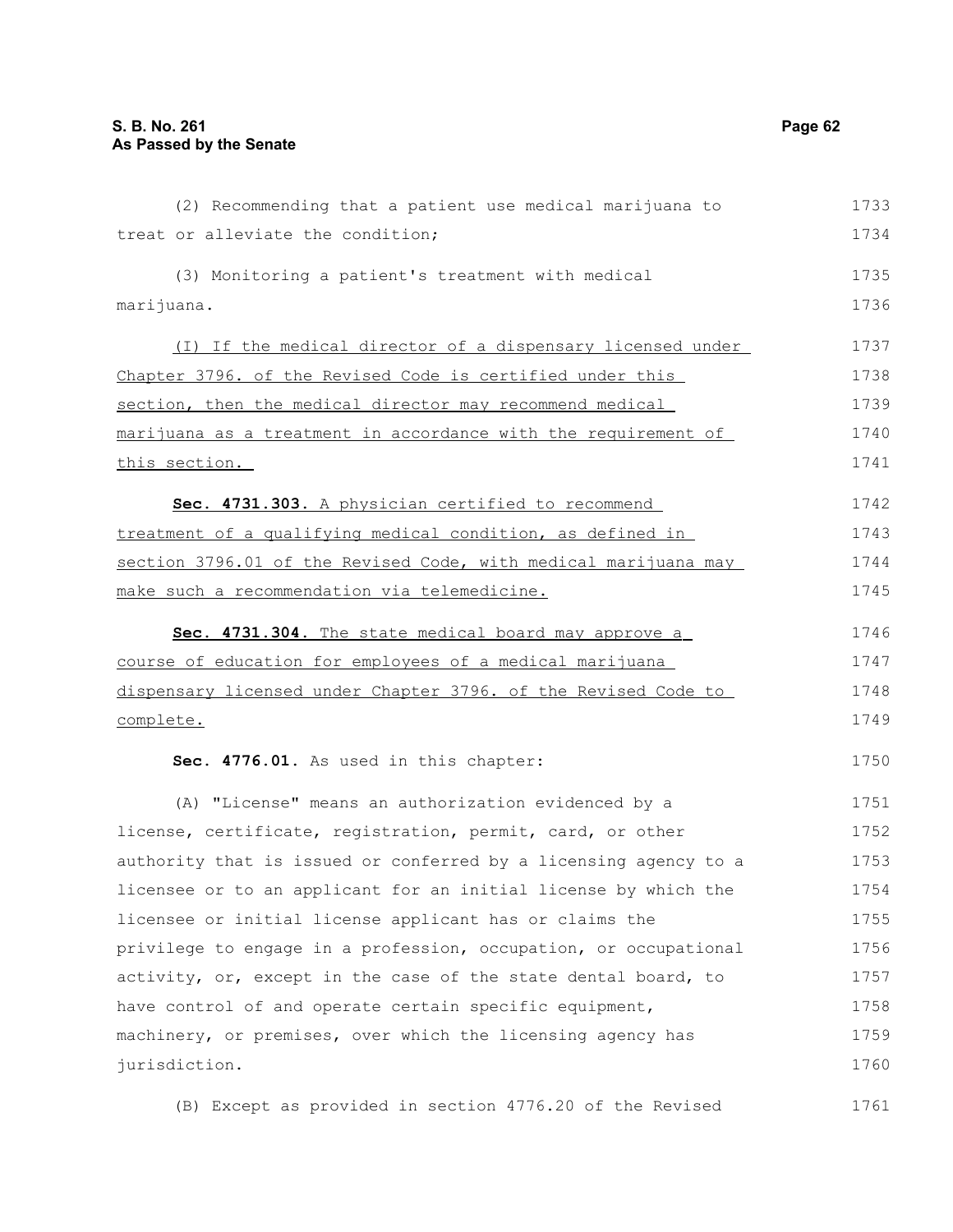(2) Recommending that a patient use medical marijuana to treat or alleviate the condition;

(3) Monitoring a patient's treatment with medical marijuana.

(I) If the medical director of a dispensary licensed under Chapter 3796. of the Revised Code is certified under this section, then the medical director may recommend medical marijuana as a treatment in accordance with the requirement of this section.

**Sec. 4731.303.** A physician certified to recommend treatment of a qualifying medical condition, as defined in section 3796.01 of the Revised Code, with medical marijuana may make such a recommendation via telemedicine.

**Sec. 4731.304.** The state medical board may approve a course of education for employees of a medical marijuana dispensary licensed under Chapter 3796. of the Revised Code to complete.

**Sec. 4776.01.** As used in this chapter:

(A) "License" means an authorization evidenced by a license, certificate, registration, permit, card, or other authority that is issued or conferred by a licensing agency to a licensee or to an applicant for an initial license by which the licensee or initial license applicant has or claims the privilege to engage in a profession, occupation, or occupational activity, or, except in the case of the state dental board, to have control of and operate certain specific equipment, machinery, or premises, over which the licensing agency has jurisdiction.

(B) Except as provided in section 4776.20 of the Revised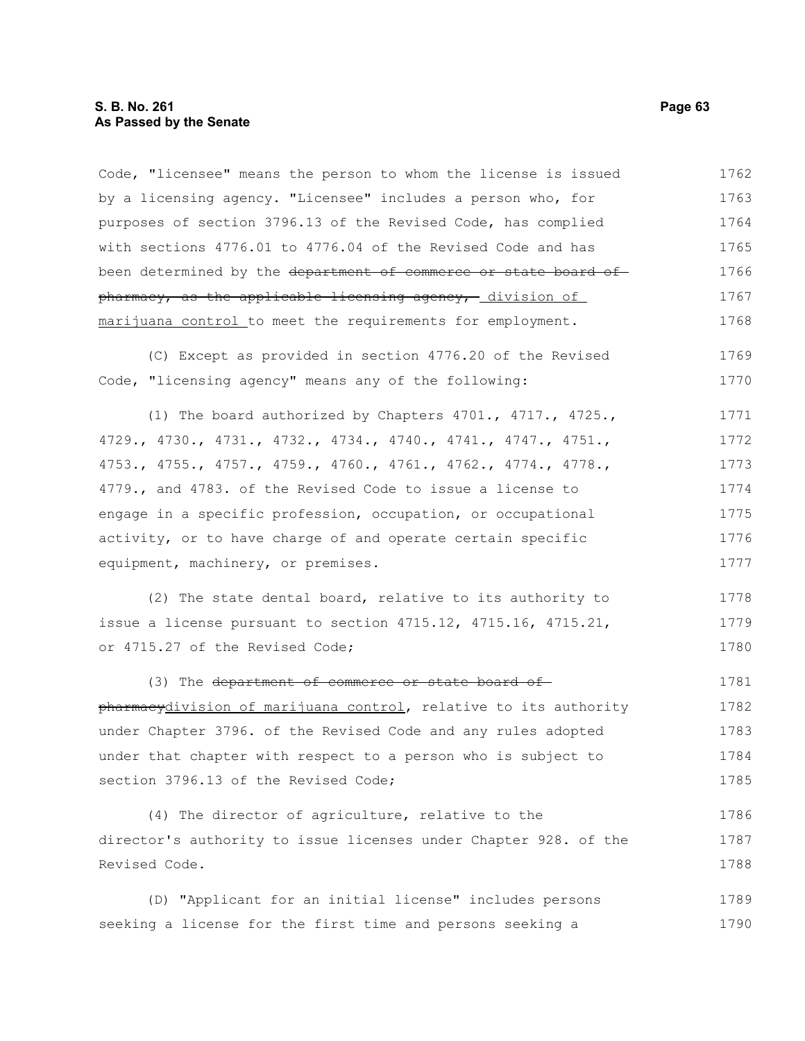Code, "licensee" means the person to whom the license is issued by a licensing agency. "Licensee" includes a person who, for purposes of section 3796.13 of the Revised Code, has complied with sections 4776.01 to 4776.04 of the Revised Code and has been determined by the ~~department of commerce or state board of pharmacy, as the applicable licensing agency,~~ division of marijuana control to meet the requirements for employment.

(C) Except as provided in section 4776.20 of the Revised Code, "licensing agency" means any of the following:

(1) The board authorized by Chapters 4701., 4717., 4725., 4729., 4730., 4731., 4732., 4734., 4740., 4741., 4747., 4751., 4753., 4755., 4757., 4759., 4760., 4761., 4762., 4774., 4778., 4779., and 4783. of the Revised Code to issue a license to engage in a specific profession, occupation, or occupational activity, or to have charge of and operate certain specific equipment, machinery, or premises.

(2) The state dental board, relative to its authority to issue a license pursuant to section 4715.12, 4715.16, 4715.21, or 4715.27 of the Revised Code;

(3) The ~~department of commerce or state board of pharmacy~~division of marijuana control, relative to its authority under Chapter 3796. of the Revised Code and any rules adopted under that chapter with respect to a person who is subject to section 3796.13 of the Revised Code;

(4) The director of agriculture, relative to the director's authority to issue licenses under Chapter 928. of the Revised Code.

(D) "Applicant for an initial license" includes persons seeking a license for the first time and persons seeking a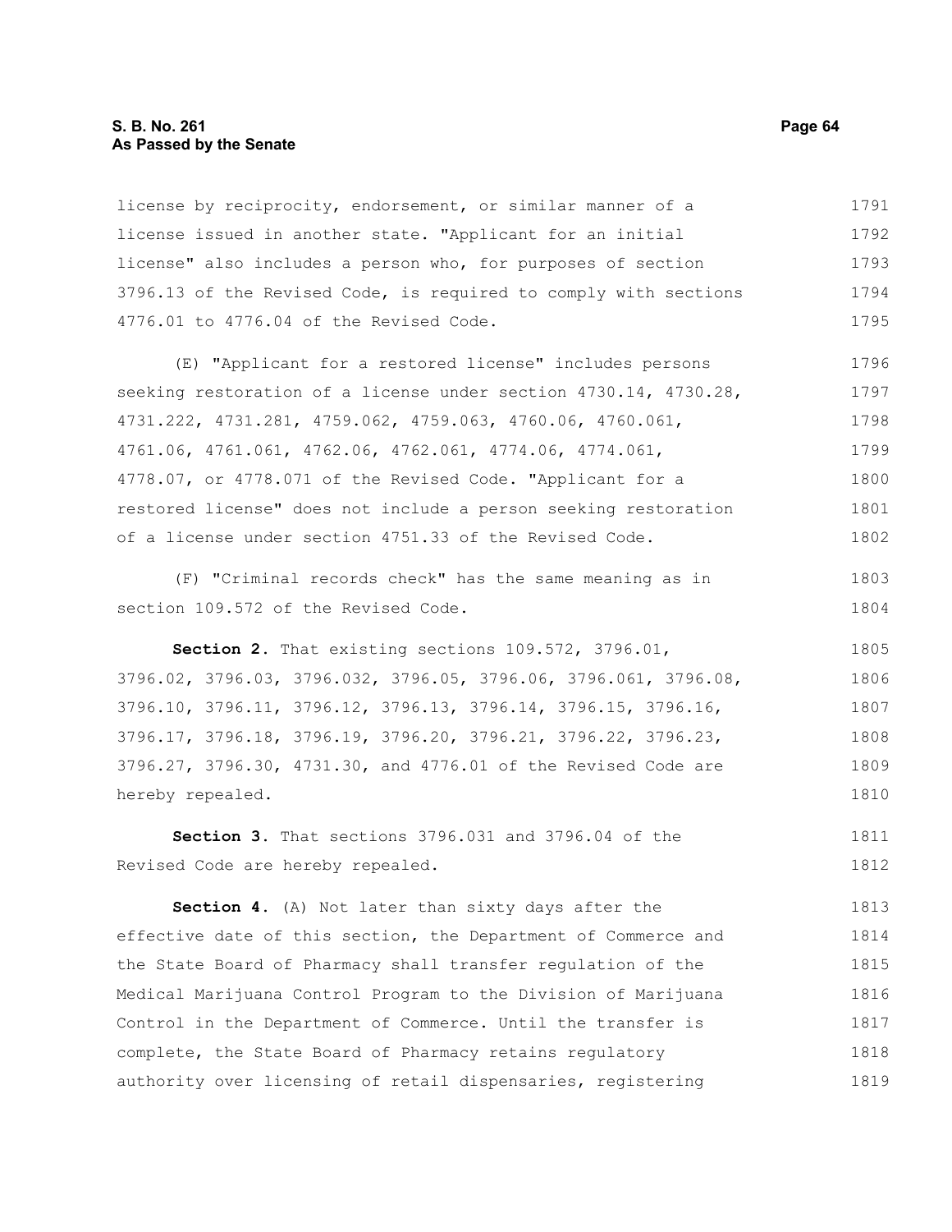license by reciprocity, endorsement, or similar manner of a license issued in another state. "Applicant for an initial license" also includes a person who, for purposes of section 3796.13 of the Revised Code, is required to comply with sections 4776.01 to 4776.04 of the Revised Code.

(E) "Applicant for a restored license" includes persons seeking restoration of a license under section 4730.14, 4730.28, 4731.222, 4731.281, 4759.062, 4759.063, 4760.06, 4760.061, 4761.06, 4761.061, 4762.06, 4762.061, 4774.06, 4774.061, 4778.07, or 4778.071 of the Revised Code. "Applicant for a restored license" does not include a person seeking restoration of a license under section 4751.33 of the Revised Code.

(F) "Criminal records check" has the same meaning as in section 109.572 of the Revised Code.

**Section 2.** That existing sections 109.572, 3796.01, 3796.02, 3796.03, 3796.032, 3796.05, 3796.06, 3796.061, 3796.08, 3796.10, 3796.11, 3796.12, 3796.13, 3796.14, 3796.15, 3796.16, 3796.17, 3796.18, 3796.19, 3796.20, 3796.21, 3796.22, 3796.23, 3796.27, 3796.30, 4731.30, and 4776.01 of the Revised Code are hereby repealed.

**Section 3.** That sections 3796.031 and 3796.04 of the Revised Code are hereby repealed.

**Section 4.** (A) Not later than sixty days after the effective date of this section, the Department of Commerce and the State Board of Pharmacy shall transfer regulation of the Medical Marijuana Control Program to the Division of Marijuana Control in the Department of Commerce. Until the transfer is complete, the State Board of Pharmacy retains regulatory authority over licensing of retail dispensaries, registering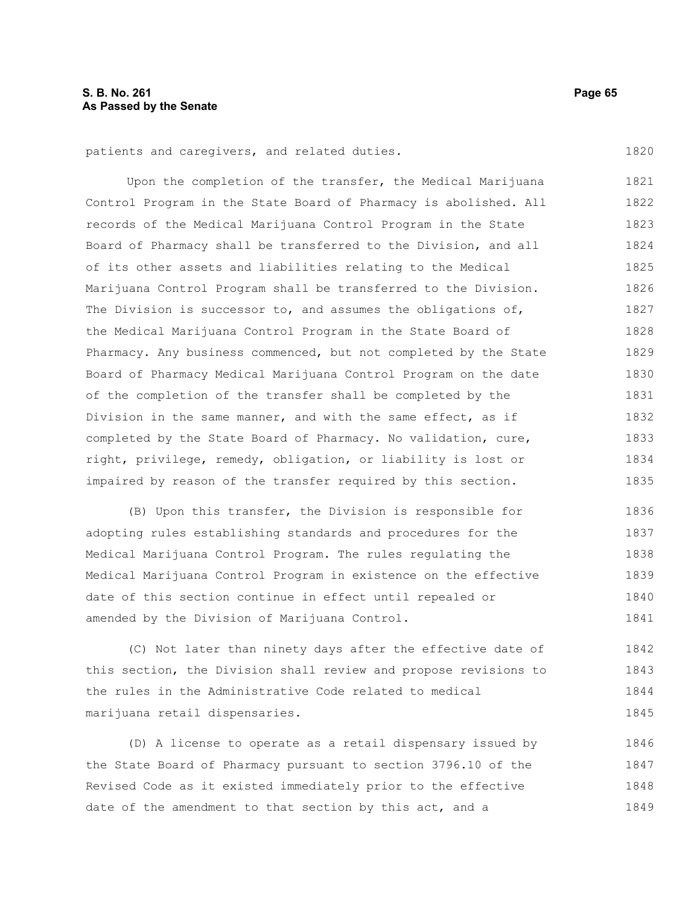patients and caregivers, and related duties.

Upon the completion of the transfer, the Medical Marijuana Control Program in the State Board of Pharmacy is abolished. All records of the Medical Marijuana Control Program in the State Board of Pharmacy shall be transferred to the Division, and all of its other assets and liabilities relating to the Medical Marijuana Control Program shall be transferred to the Division. The Division is successor to, and assumes the obligations of, the Medical Marijuana Control Program in the State Board of Pharmacy. Any business commenced, but not completed by the State Board of Pharmacy Medical Marijuana Control Program on the date of the completion of the transfer shall be completed by the Division in the same manner, and with the same effect, as if completed by the State Board of Pharmacy. No validation, cure, right, privilege, remedy, obligation, or liability is lost or impaired by reason of the transfer required by this section.

(B) Upon this transfer, the Division is responsible for adopting rules establishing standards and procedures for the Medical Marijuana Control Program. The rules regulating the Medical Marijuana Control Program in existence on the effective date of this section continue in effect until repealed or amended by the Division of Marijuana Control.

(C) Not later than ninety days after the effective date of this section, the Division shall review and propose revisions to the rules in the Administrative Code related to medical marijuana retail dispensaries.

(D) A license to operate as a retail dispensary issued by the State Board of Pharmacy pursuant to section 3796.10 of the Revised Code as it existed immediately prior to the effective date of the amendment to that section by this act, and a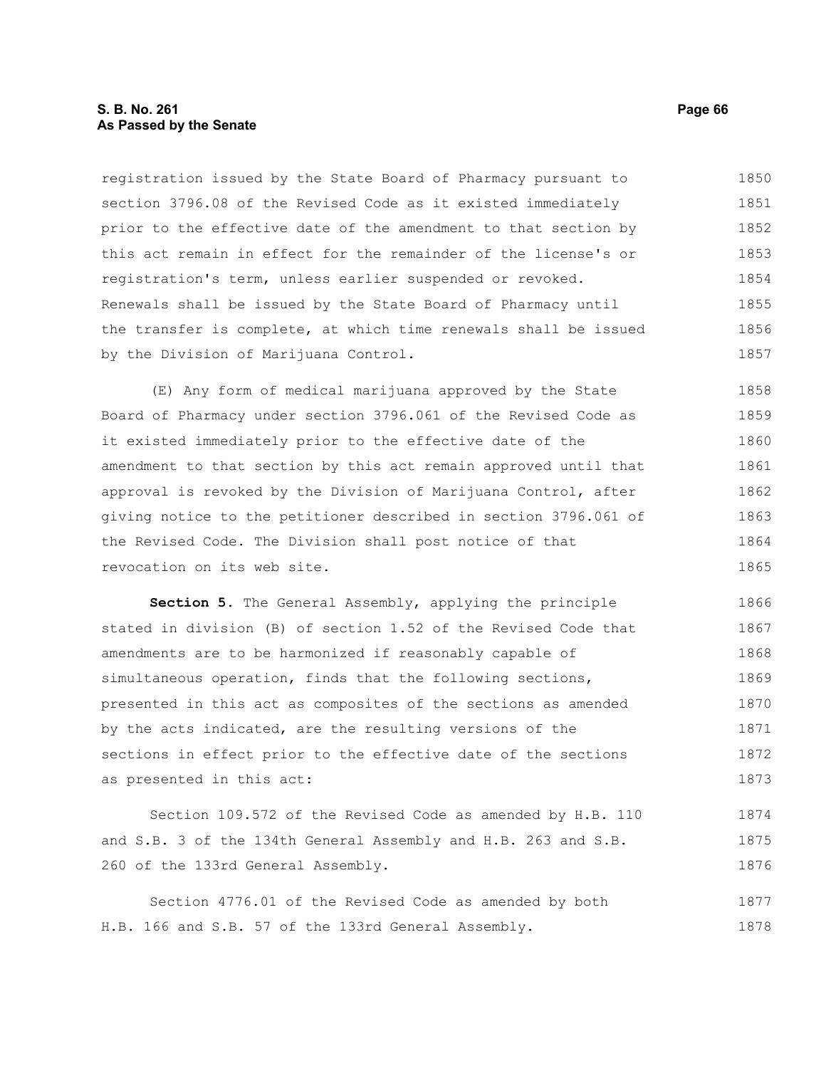registration issued by the State Board of Pharmacy pursuant to section 3796.08 of the Revised Code as it existed immediately prior to the effective date of the amendment to that section by this act remain in effect for the remainder of the license's or registration's term, unless earlier suspended or revoked. Renewals shall be issued by the State Board of Pharmacy until the transfer is complete, at which time renewals shall be issued by the Division of Marijuana Control.

(E) Any form of medical marijuana approved by the State Board of Pharmacy under section 3796.061 of the Revised Code as it existed immediately prior to the effective date of the amendment to that section by this act remain approved until that approval is revoked by the Division of Marijuana Control, after giving notice to the petitioner described in section 3796.061 of the Revised Code. The Division shall post notice of that revocation on its web site.

**Section 5.** The General Assembly, applying the principle stated in division (B) of section 1.52 of the Revised Code that amendments are to be harmonized if reasonably capable of simultaneous operation, finds that the following sections, presented in this act as composites of the sections as amended by the acts indicated, are the resulting versions of the sections in effect prior to the effective date of the sections as presented in this act:

Section 109.572 of the Revised Code as amended by H.B. 110 and S.B. 3 of the 134th General Assembly and H.B. 263 and S.B. 260 of the 133rd General Assembly.

Section 4776.01 of the Revised Code as amended by both H.B. 166 and S.B. 57 of the 133rd General Assembly.